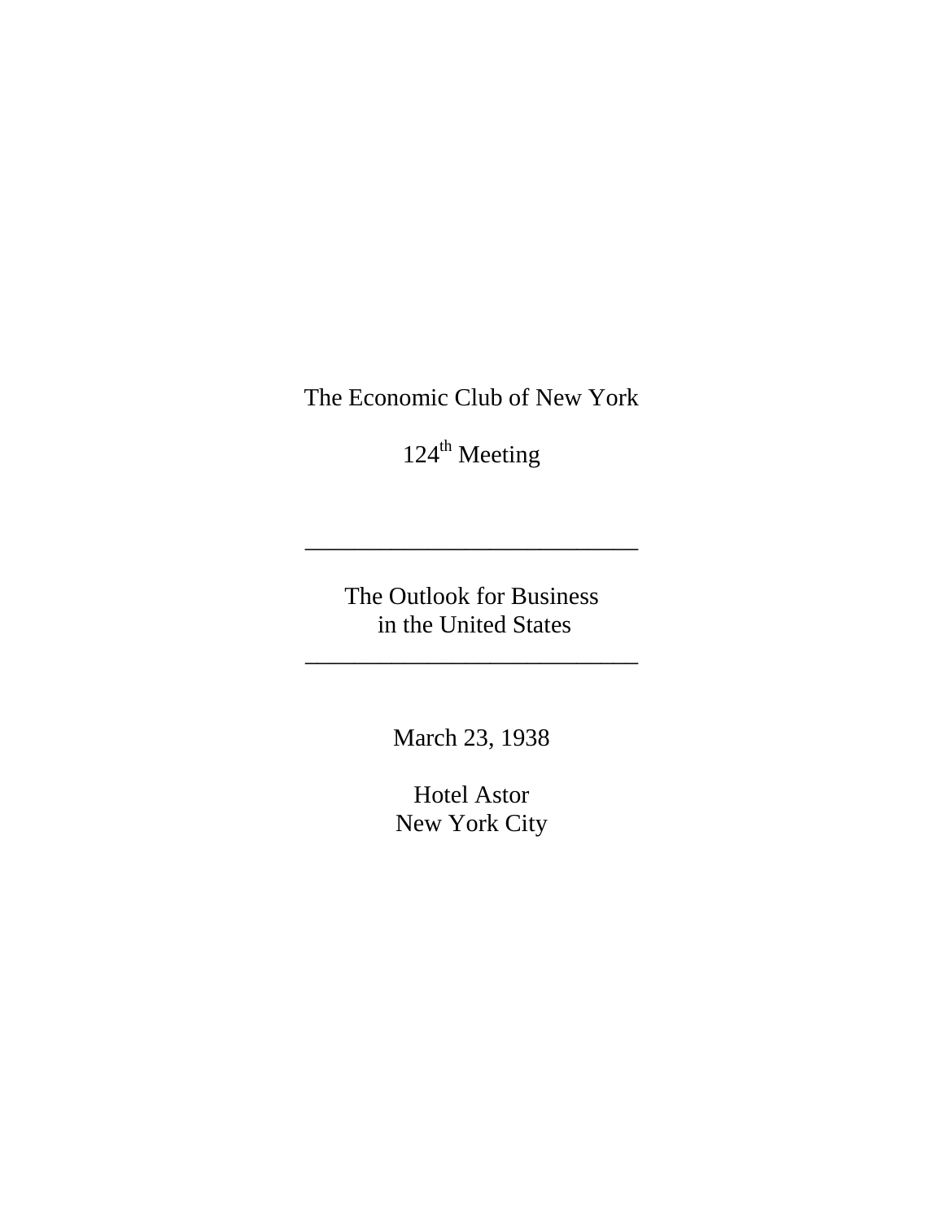The Economic Club of New York

124th Meeting

---

The Outlook for Business
in the United States

---

March 23, 1938

Hotel Astor
New York City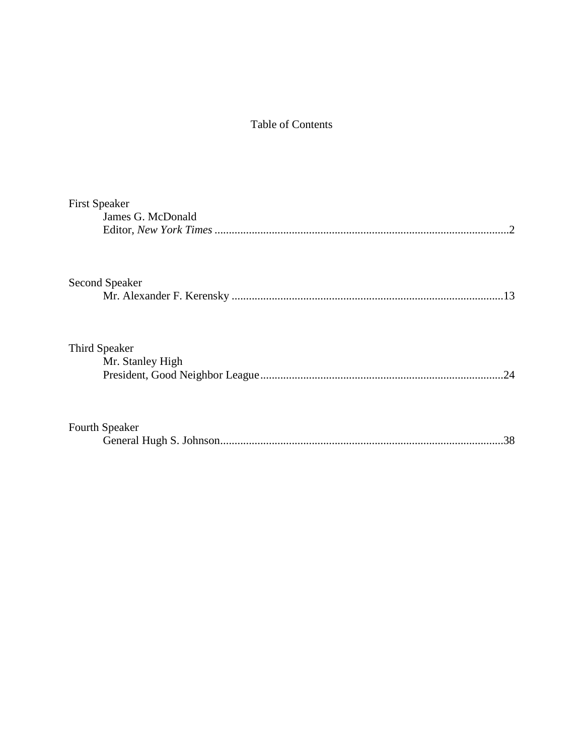# Table of Contents

First Speaker
James G. McDonald
Editor, *New York Times* ........................................................................................2

Second Speaker
Mr. Alexander F. Kerensky ...............................................................................13

Third Speaker
Mr. Stanley High
President, Good Neighbor League.....................................................................24

Fourth Speaker
General Hugh S. Johnson...................................................................................38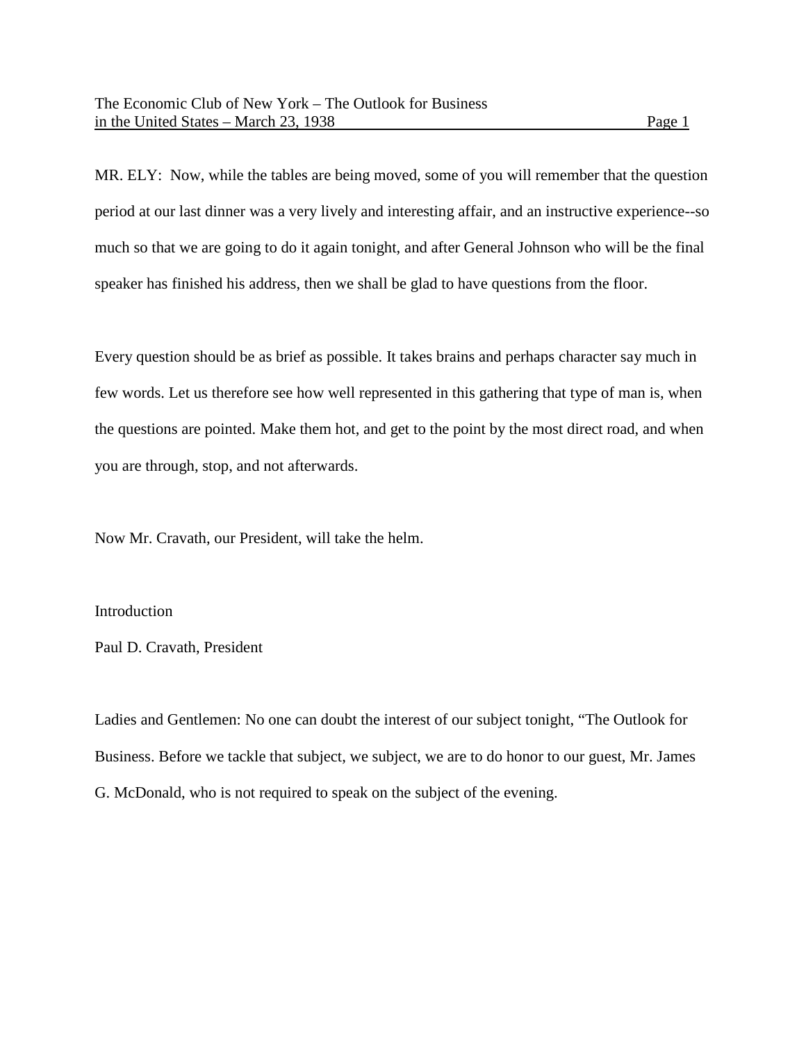MR. ELY: Now, while the tables are being moved, some of you will remember that the question period at our last dinner was a very lively and interesting affair, and an instructive experience--so much so that we are going to do it again tonight, and after General Johnson who will be the final speaker has finished his address, then we shall be glad to have questions from the floor.

Every question should be as brief as possible. It takes brains and perhaps character say much in few words. Let us therefore see how well represented in this gathering that type of man is, when the questions are pointed. Make them hot, and get to the point by the most direct road, and when you are through, stop, and not afterwards.

Now Mr. Cravath, our President, will take the helm.

Introduction

Paul D. Cravath, President

Ladies and Gentlemen: No one can doubt the interest of our subject tonight, "The Outlook for Business. Before we tackle that subject, we subject, we are to do honor to our guest, Mr. James G. McDonald, who is not required to speak on the subject of the evening.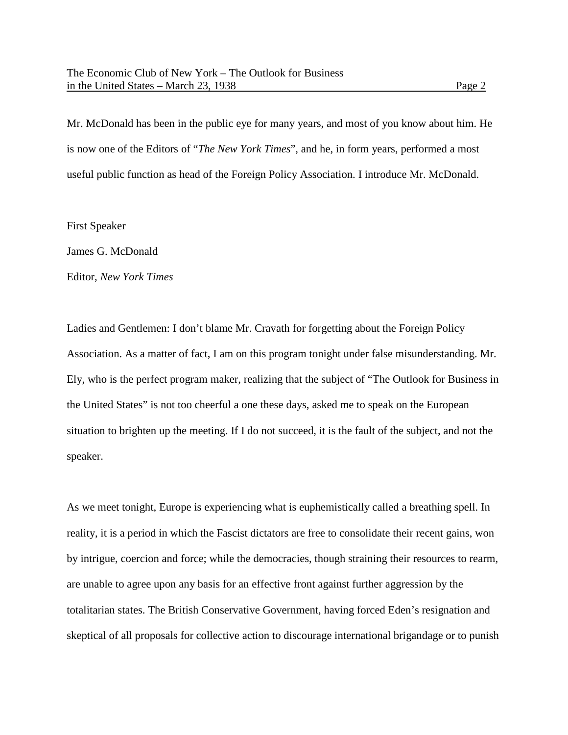Mr. McDonald has been in the public eye for many years, and most of you know about him. He is now one of the Editors of "*The New York Times*", and he, in form years, performed a most useful public function as head of the Foreign Policy Association. I introduce Mr. McDonald.

First Speaker

James G. McDonald

Editor, *New York Times*

Ladies and Gentlemen: I don't blame Mr. Cravath for forgetting about the Foreign Policy Association. As a matter of fact, I am on this program tonight under false misunderstanding. Mr. Ely, who is the perfect program maker, realizing that the subject of "The Outlook for Business in the United States" is not too cheerful a one these days, asked me to speak on the European situation to brighten up the meeting. If I do not succeed, it is the fault of the subject, and not the speaker.

As we meet tonight, Europe is experiencing what is euphemistically called a breathing spell. In reality, it is a period in which the Fascist dictators are free to consolidate their recent gains, won by intrigue, coercion and force; while the democracies, though straining their resources to rearm, are unable to agree upon any basis for an effective front against further aggression by the totalitarian states. The British Conservative Government, having forced Eden's resignation and skeptical of all proposals for collective action to discourage international brigandage or to punish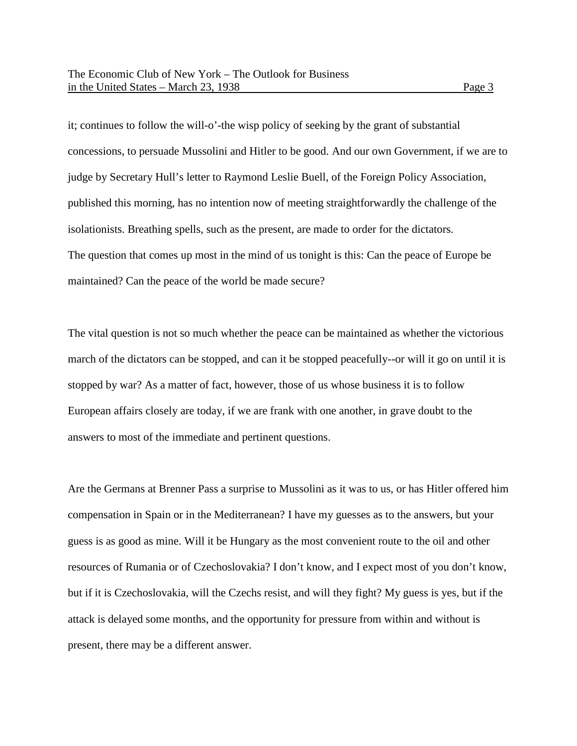it; continues to follow the will-o'-the wisp policy of seeking by the grant of substantial concessions, to persuade Mussolini and Hitler to be good. And our own Government, if we are to judge by Secretary Hull's letter to Raymond Leslie Buell, of the Foreign Policy Association, published this morning, has no intention now of meeting straightforwardly the challenge of the isolationists. Breathing spells, such as the present, are made to order for the dictators.
The question that comes up most in the mind of us tonight is this: Can the peace of Europe be maintained? Can the peace of the world be made secure?

The vital question is not so much whether the peace can be maintained as whether the victorious march of the dictators can be stopped, and can it be stopped peacefully--or will it go on until it is stopped by war? As a matter of fact, however, those of us whose business it is to follow European affairs closely are today, if we are frank with one another, in grave doubt to the answers to most of the immediate and pertinent questions.

Are the Germans at Brenner Pass a surprise to Mussolini as it was to us, or has Hitler offered him compensation in Spain or in the Mediterranean? I have my guesses as to the answers, but your guess is as good as mine. Will it be Hungary as the most convenient route to the oil and other resources of Rumania or of Czechoslovakia? I don't know, and I expect most of you don't know, but if it is Czechoslovakia, will the Czechs resist, and will they fight? My guess is yes, but if the attack is delayed some months, and the opportunity for pressure from within and without is present, there may be a different answer.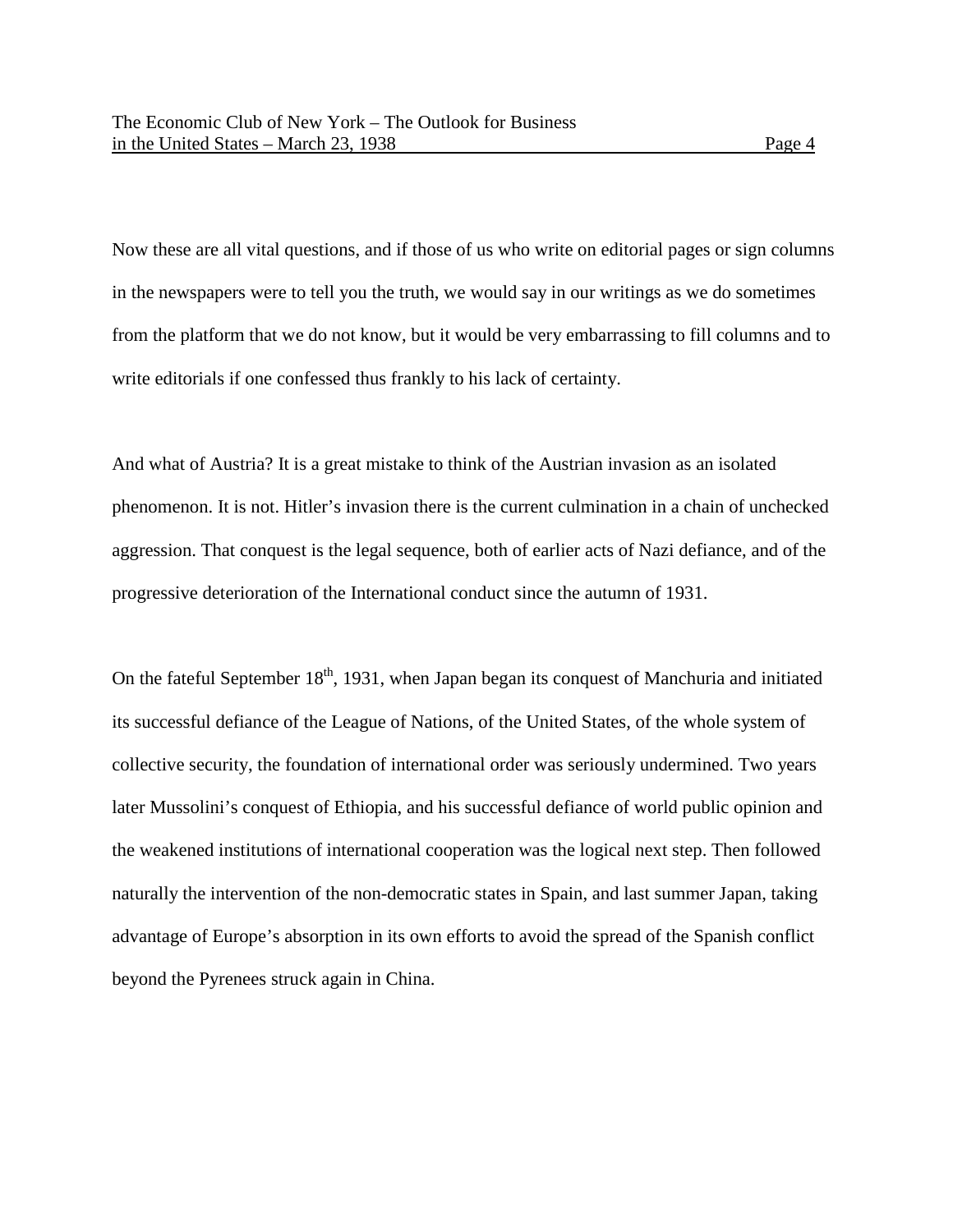Now these are all vital questions, and if those of us who write on editorial pages or sign columns in the newspapers were to tell you the truth, we would say in our writings as we do sometimes from the platform that we do not know, but it would be very embarrassing to fill columns and to write editorials if one confessed thus frankly to his lack of certainty.

And what of Austria? It is a great mistake to think of the Austrian invasion as an isolated phenomenon. It is not. Hitler's invasion there is the current culmination in a chain of unchecked aggression. That conquest is the legal sequence, both of earlier acts of Nazi defiance, and of the progressive deterioration of the International conduct since the autumn of 1931.

On the fateful September 18th, 1931, when Japan began its conquest of Manchuria and initiated its successful defiance of the League of Nations, of the United States, of the whole system of collective security, the foundation of international order was seriously undermined. Two years later Mussolini's conquest of Ethiopia, and his successful defiance of world public opinion and the weakened institutions of international cooperation was the logical next step. Then followed naturally the intervention of the non-democratic states in Spain, and last summer Japan, taking advantage of Europe's absorption in its own efforts to avoid the spread of the Spanish conflict beyond the Pyrenees struck again in China.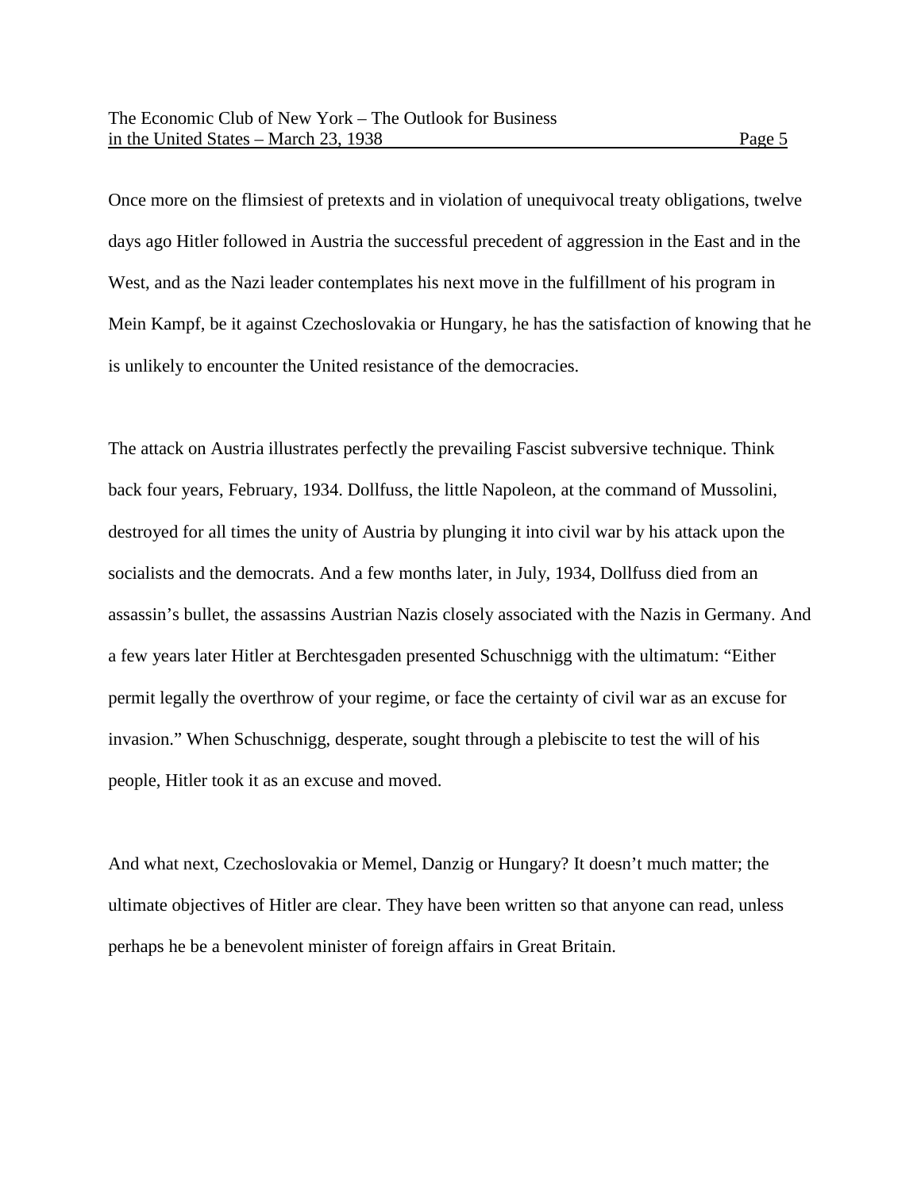Once more on the flimsiest of pretexts and in violation of unequivocal treaty obligations, twelve days ago Hitler followed in Austria the successful precedent of aggression in the East and in the West, and as the Nazi leader contemplates his next move in the fulfillment of his program in Mein Kampf, be it against Czechoslovakia or Hungary, he has the satisfaction of knowing that he is unlikely to encounter the United resistance of the democracies.

The attack on Austria illustrates perfectly the prevailing Fascist subversive technique. Think back four years, February, 1934. Dollfuss, the little Napoleon, at the command of Mussolini, destroyed for all times the unity of Austria by plunging it into civil war by his attack upon the socialists and the democrats. And a few months later, in July, 1934, Dollfuss died from an assassin's bullet, the assassins Austrian Nazis closely associated with the Nazis in Germany. And a few years later Hitler at Berchtesgaden presented Schuschnigg with the ultimatum: "Either permit legally the overthrow of your regime, or face the certainty of civil war as an excuse for invasion." When Schuschnigg, desperate, sought through a plebiscite to test the will of his people, Hitler took it as an excuse and moved.

And what next, Czechoslovakia or Memel, Danzig or Hungary? It doesn't much matter; the ultimate objectives of Hitler are clear. They have been written so that anyone can read, unless perhaps he be a benevolent minister of foreign affairs in Great Britain.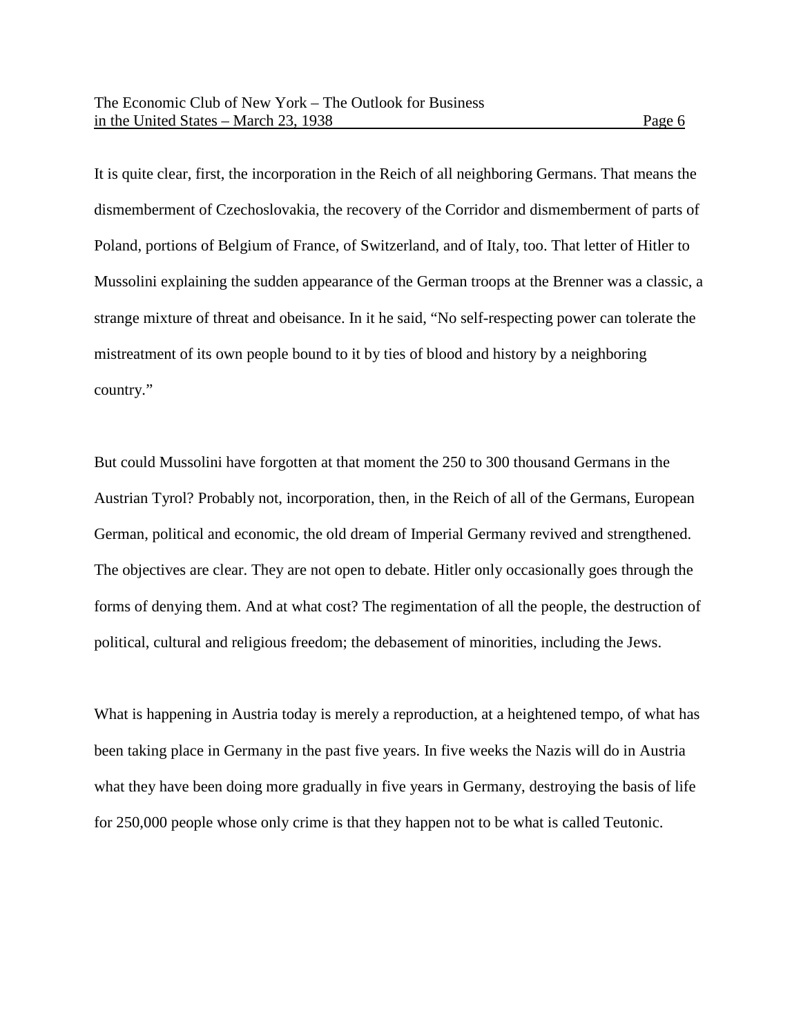It is quite clear, first, the incorporation in the Reich of all neighboring Germans. That means the dismemberment of Czechoslovakia, the recovery of the Corridor and dismemberment of parts of Poland, portions of Belgium of France, of Switzerland, and of Italy, too. That letter of Hitler to Mussolini explaining the sudden appearance of the German troops at the Brenner was a classic, a strange mixture of threat and obeisance. In it he said, "No self-respecting power can tolerate the mistreatment of its own people bound to it by ties of blood and history by a neighboring country."

But could Mussolini have forgotten at that moment the 250 to 300 thousand Germans in the Austrian Tyrol? Probably not, incorporation, then, in the Reich of all of the Germans, European German, political and economic, the old dream of Imperial Germany revived and strengthened. The objectives are clear. They are not open to debate. Hitler only occasionally goes through the forms of denying them. And at what cost? The regimentation of all the people, the destruction of political, cultural and religious freedom; the debasement of minorities, including the Jews.

What is happening in Austria today is merely a reproduction, at a heightened tempo, of what has been taking place in Germany in the past five years. In five weeks the Nazis will do in Austria what they have been doing more gradually in five years in Germany, destroying the basis of life for 250,000 people whose only crime is that they happen not to be what is called Teutonic.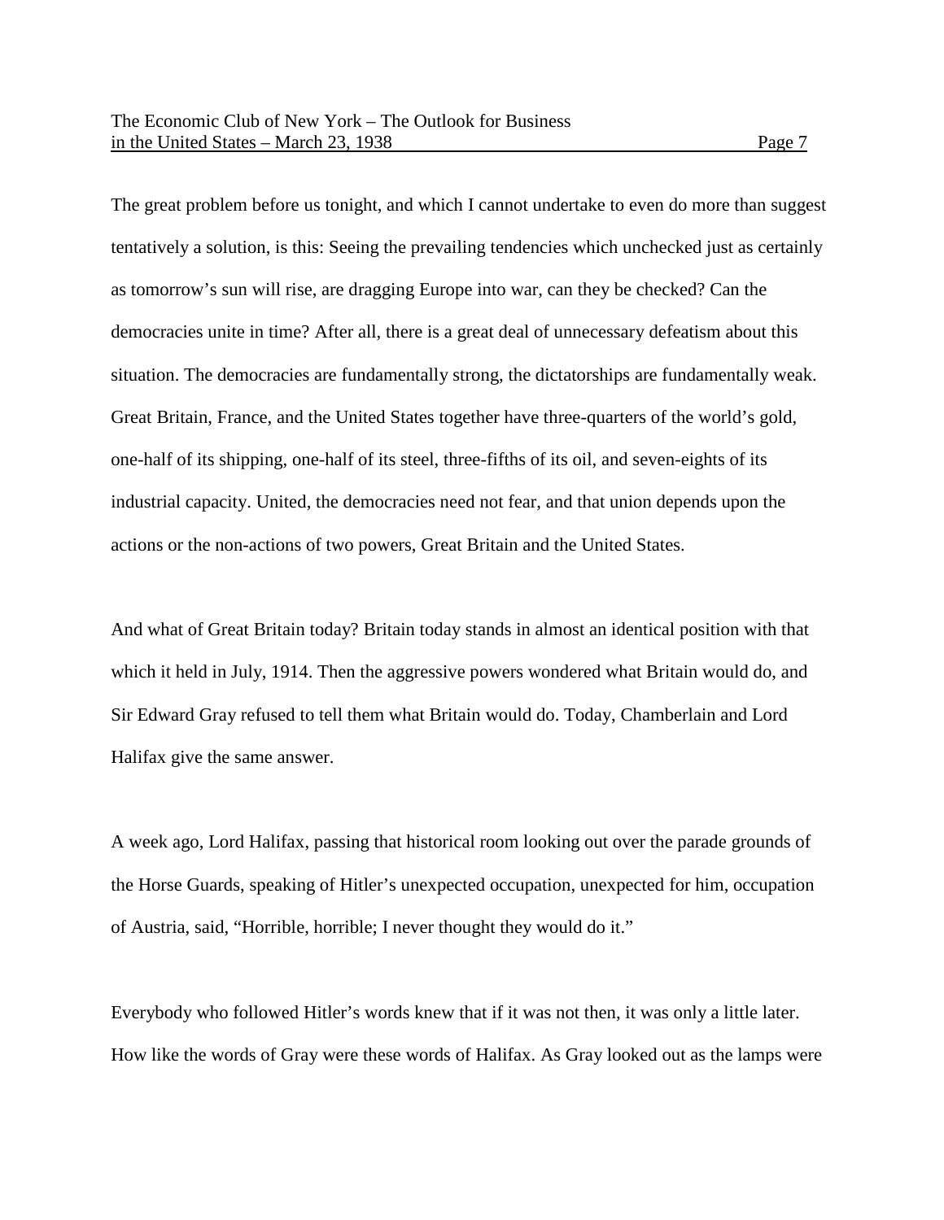The great problem before us tonight, and which I cannot undertake to even do more than suggest tentatively a solution, is this: Seeing the prevailing tendencies which unchecked just as certainly as tomorrow's sun will rise, are dragging Europe into war, can they be checked? Can the democracies unite in time? After all, there is a great deal of unnecessary defeatism about this situation. The democracies are fundamentally strong, the dictatorships are fundamentally weak. Great Britain, France, and the United States together have three-quarters of the world's gold, one-half of its shipping, one-half of its steel, three-fifths of its oil, and seven-eights of its industrial capacity. United, the democracies need not fear, and that union depends upon the actions or the non-actions of two powers, Great Britain and the United States.

And what of Great Britain today? Britain today stands in almost an identical position with that which it held in July, 1914. Then the aggressive powers wondered what Britain would do, and Sir Edward Gray refused to tell them what Britain would do. Today, Chamberlain and Lord Halifax give the same answer.

A week ago, Lord Halifax, passing that historical room looking out over the parade grounds of the Horse Guards, speaking of Hitler's unexpected occupation, unexpected for him, occupation of Austria, said, "Horrible, horrible; I never thought they would do it."

Everybody who followed Hitler's words knew that if it was not then, it was only a little later. How like the words of Gray were these words of Halifax. As Gray looked out as the lamps were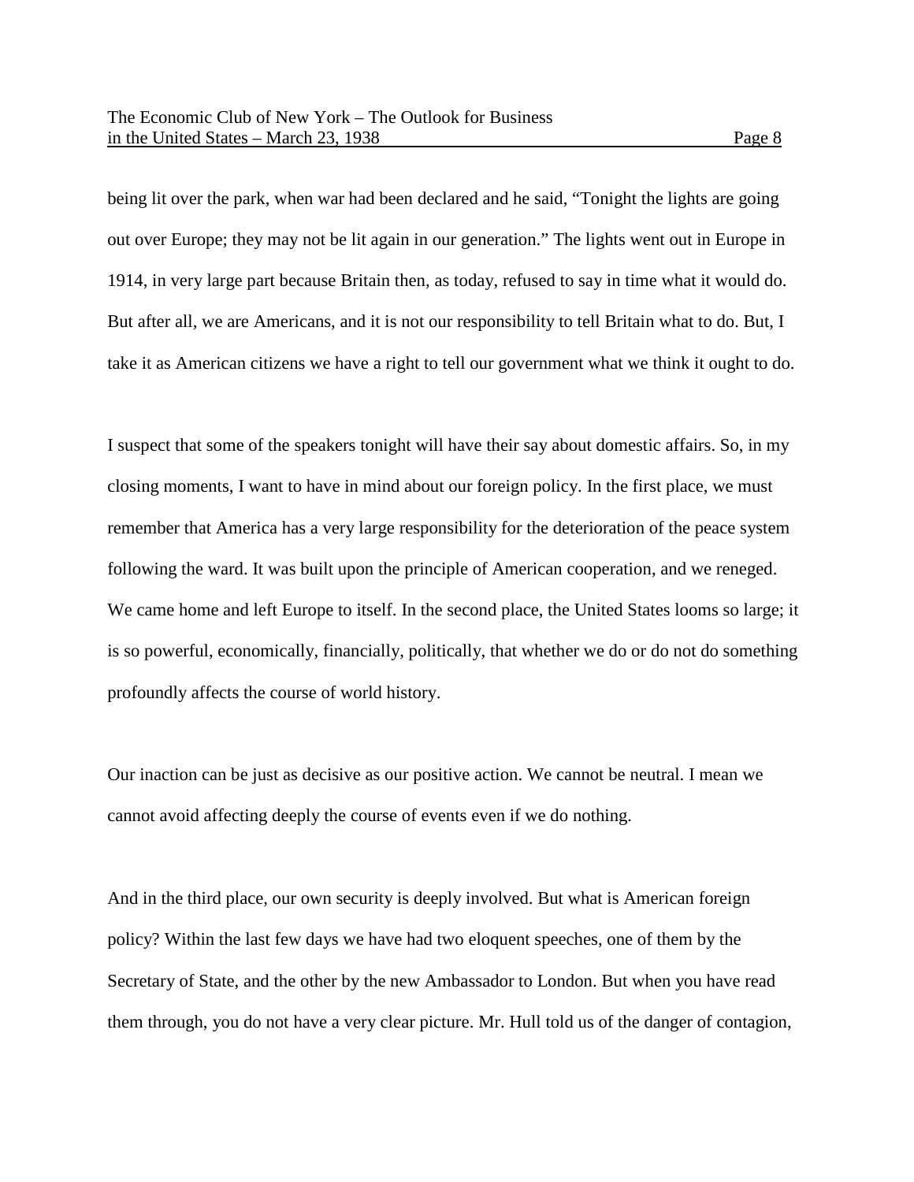being lit over the park, when war had been declared and he said, "Tonight the lights are going out over Europe; they may not be lit again in our generation." The lights went out in Europe in 1914, in very large part because Britain then, as today, refused to say in time what it would do. But after all, we are Americans, and it is not our responsibility to tell Britain what to do. But, I take it as American citizens we have a right to tell our government what we think it ought to do.

I suspect that some of the speakers tonight will have their say about domestic affairs. So, in my closing moments, I want to have in mind about our foreign policy. In the first place, we must remember that America has a very large responsibility for the deterioration of the peace system following the ward. It was built upon the principle of American cooperation, and we reneged. We came home and left Europe to itself. In the second place, the United States looms so large; it is so powerful, economically, financially, politically, that whether we do or do not do something profoundly affects the course of world history.

Our inaction can be just as decisive as our positive action. We cannot be neutral. I mean we cannot avoid affecting deeply the course of events even if we do nothing.

And in the third place, our own security is deeply involved. But what is American foreign policy? Within the last few days we have had two eloquent speeches, one of them by the Secretary of State, and the other by the new Ambassador to London. But when you have read them through, you do not have a very clear picture. Mr. Hull told us of the danger of contagion,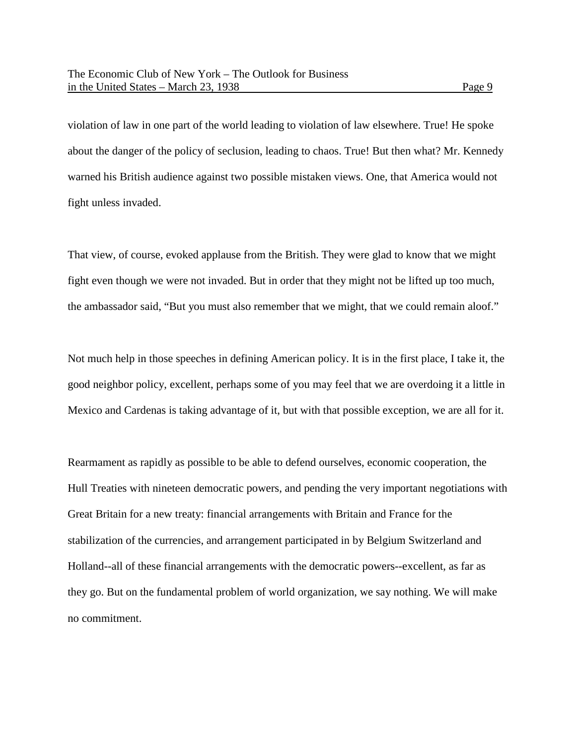violation of law in one part of the world leading to violation of law elsewhere. True! He spoke about the danger of the policy of seclusion, leading to chaos. True! But then what? Mr. Kennedy warned his British audience against two possible mistaken views. One, that America would not fight unless invaded.

That view, of course, evoked applause from the British. They were glad to know that we might fight even though we were not invaded. But in order that they might not be lifted up too much, the ambassador said, “But you must also remember that we might, that we could remain aloof.”

Not much help in those speeches in defining American policy. It is in the first place, I take it, the good neighbor policy, excellent, perhaps some of you may feel that we are overdoing it a little in Mexico and Cardenas is taking advantage of it, but with that possible exception, we are all for it.

Rearmament as rapidly as possible to be able to defend ourselves, economic cooperation, the Hull Treaties with nineteen democratic powers, and pending the very important negotiations with Great Britain for a new treaty: financial arrangements with Britain and France for the stabilization of the currencies, and arrangement participated in by Belgium Switzerland and Holland--all of these financial arrangements with the democratic powers--excellent, as far as they go. But on the fundamental problem of world organization, we say nothing. We will make no commitment.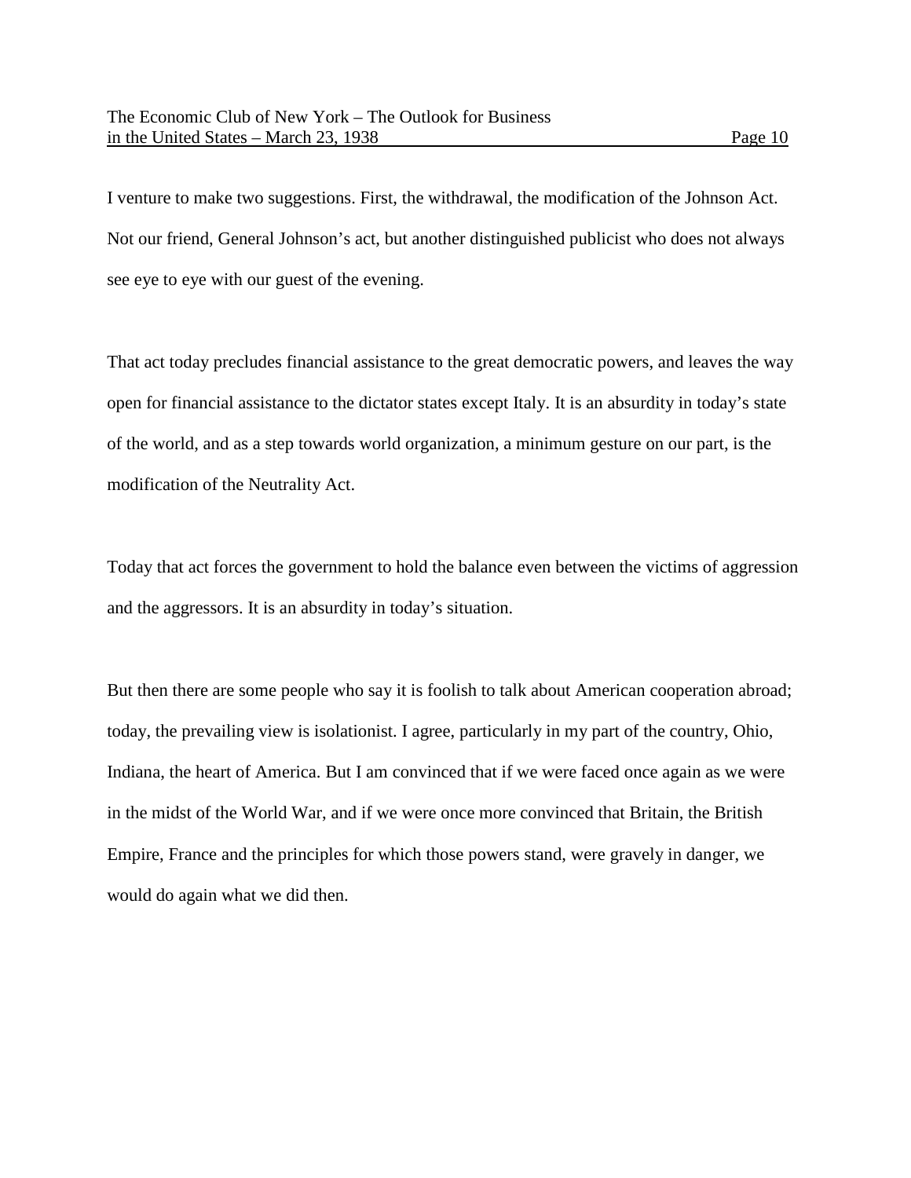I venture to make two suggestions. First, the withdrawal, the modification of the Johnson Act. Not our friend, General Johnson's act, but another distinguished publicist who does not always see eye to eye with our guest of the evening.

That act today precludes financial assistance to the great democratic powers, and leaves the way open for financial assistance to the dictator states except Italy. It is an absurdity in today's state of the world, and as a step towards world organization, a minimum gesture on our part, is the modification of the Neutrality Act.

Today that act forces the government to hold the balance even between the victims of aggression and the aggressors. It is an absurdity in today's situation.

But then there are some people who say it is foolish to talk about American cooperation abroad; today, the prevailing view is isolationist. I agree, particularly in my part of the country, Ohio, Indiana, the heart of America. But I am convinced that if we were faced once again as we were in the midst of the World War, and if we were once more convinced that Britain, the British Empire, France and the principles for which those powers stand, were gravely in danger, we would do again what we did then.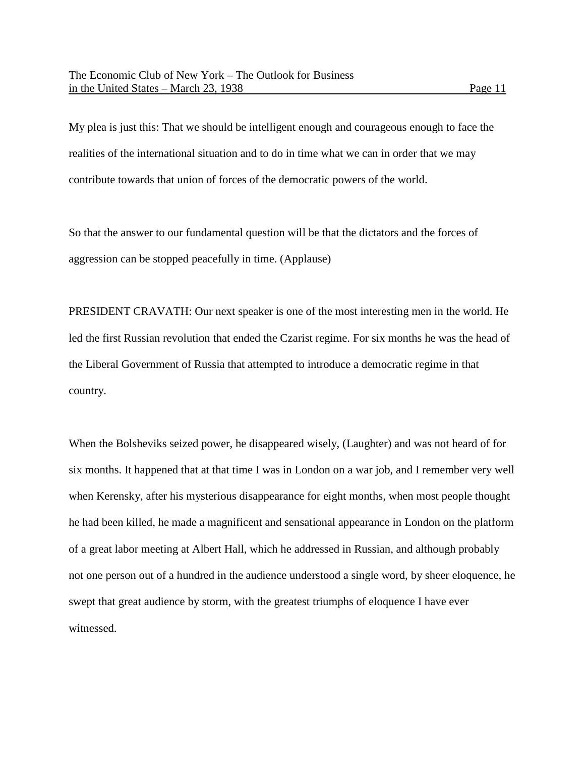My plea is just this: That we should be intelligent enough and courageous enough to face the realities of the international situation and to do in time what we can in order that we may contribute towards that union of forces of the democratic powers of the world.

So that the answer to our fundamental question will be that the dictators and the forces of aggression can be stopped peacefully in time. (Applause)

PRESIDENT CRAVATH: Our next speaker is one of the most interesting men in the world. He led the first Russian revolution that ended the Czarist regime. For six months he was the head of the Liberal Government of Russia that attempted to introduce a democratic regime in that country.

When the Bolsheviks seized power, he disappeared wisely, (Laughter) and was not heard of for six months. It happened that at that time I was in London on a war job, and I remember very well when Kerensky, after his mysterious disappearance for eight months, when most people thought he had been killed, he made a magnificent and sensational appearance in London on the platform of a great labor meeting at Albert Hall, which he addressed in Russian, and although probably not one person out of a hundred in the audience understood a single word, by sheer eloquence, he swept that great audience by storm, with the greatest triumphs of eloquence I have ever witnessed.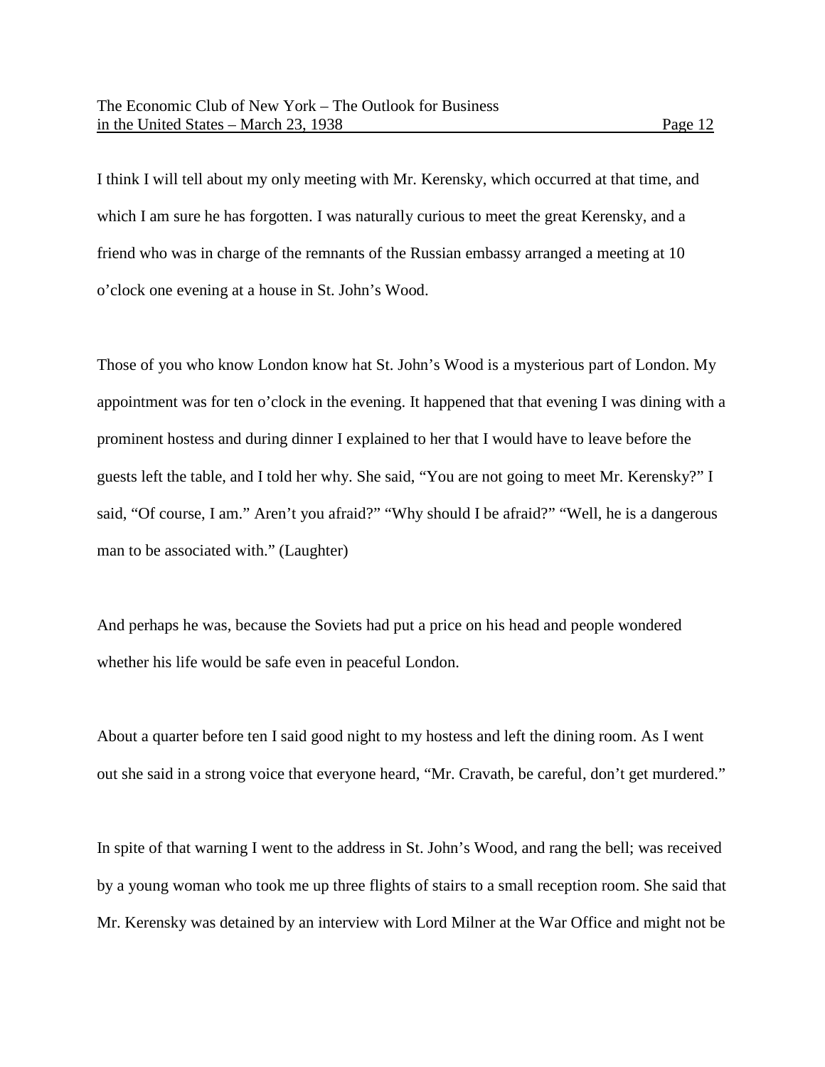I think I will tell about my only meeting with Mr. Kerensky, which occurred at that time, and which I am sure he has forgotten. I was naturally curious to meet the great Kerensky, and a friend who was in charge of the remnants of the Russian embassy arranged a meeting at 10 o'clock one evening at a house in St. John's Wood.

Those of you who know London know hat St. John's Wood is a mysterious part of London. My appointment was for ten o'clock in the evening. It happened that that evening I was dining with a prominent hostess and during dinner I explained to her that I would have to leave before the guests left the table, and I told her why. She said, "You are not going to meet Mr. Kerensky?" I said, "Of course, I am." Aren't you afraid?" "Why should I be afraid?" "Well, he is a dangerous man to be associated with." (Laughter)

And perhaps he was, because the Soviets had put a price on his head and people wondered whether his life would be safe even in peaceful London.

About a quarter before ten I said good night to my hostess and left the dining room. As I went out she said in a strong voice that everyone heard, "Mr. Cravath, be careful, don't get murdered."

In spite of that warning I went to the address in St. John's Wood, and rang the bell; was received by a young woman who took me up three flights of stairs to a small reception room. She said that Mr. Kerensky was detained by an interview with Lord Milner at the War Office and might not be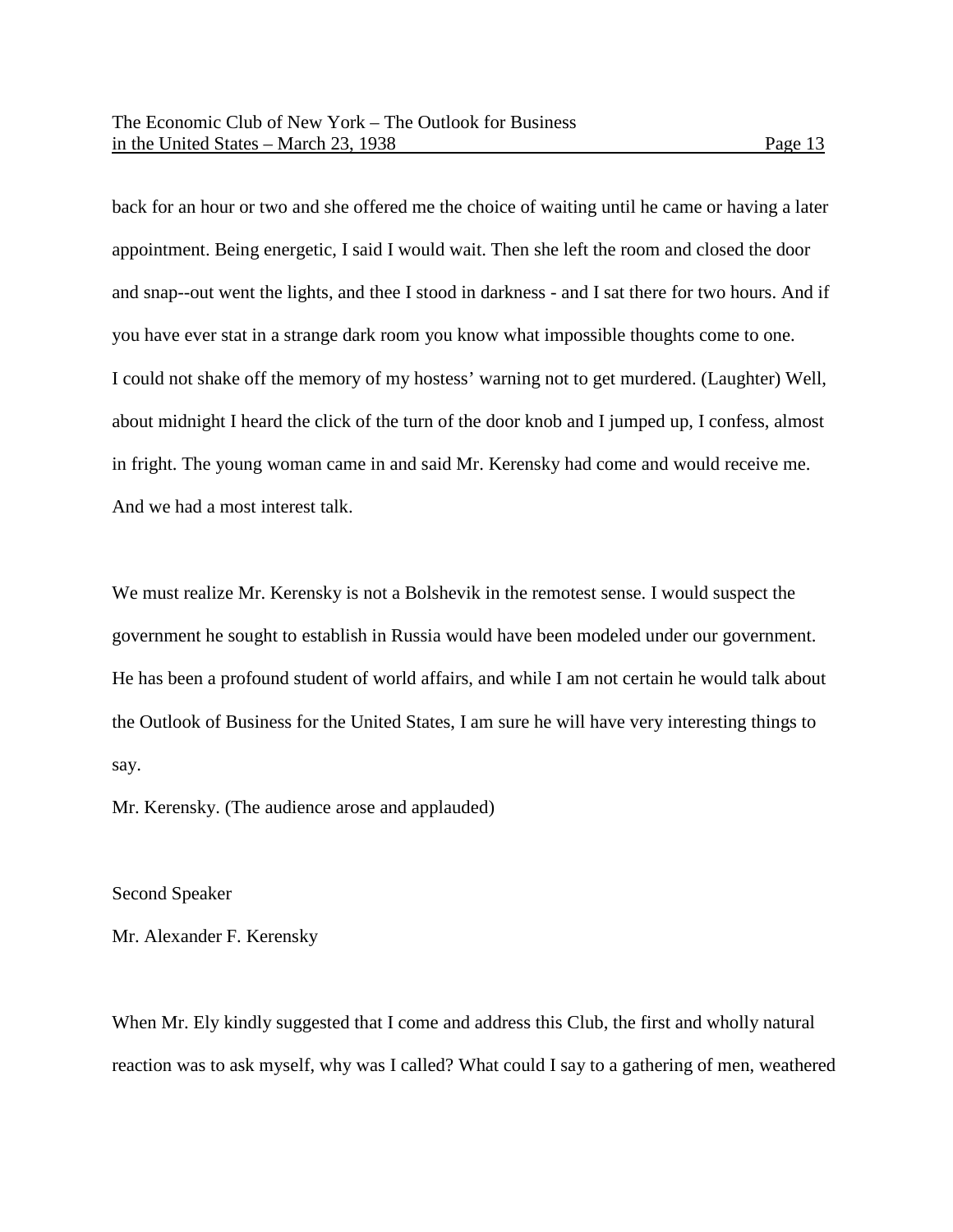back for an hour or two and she offered me the choice of waiting until he came or having a later appointment. Being energetic, I said I would wait. Then she left the room and closed the door and snap--out went the lights, and thee I stood in darkness - and I sat there for two hours. And if you have ever stat in a strange dark room you know what impossible thoughts come to one.
I could not shake off the memory of my hostess' warning not to get murdered. (Laughter) Well, about midnight I heard the click of the turn of the door knob and I jumped up, I confess, almost in fright. The young woman came in and said Mr. Kerensky had come and would receive me. And we had a most interest talk.

We must realize Mr. Kerensky is not a Bolshevik in the remotest sense. I would suspect the government he sought to establish in Russia would have been modeled under our government. He has been a profound student of world affairs, and while I am not certain he would talk about the Outlook of Business for the United States, I am sure he will have very interesting things to say.
Mr. Kerensky. (The audience arose and applauded)

Second Speaker

Mr. Alexander F. Kerensky

When Mr. Ely kindly suggested that I come and address this Club, the first and wholly natural reaction was to ask myself, why was I called? What could I say to a gathering of men, weathered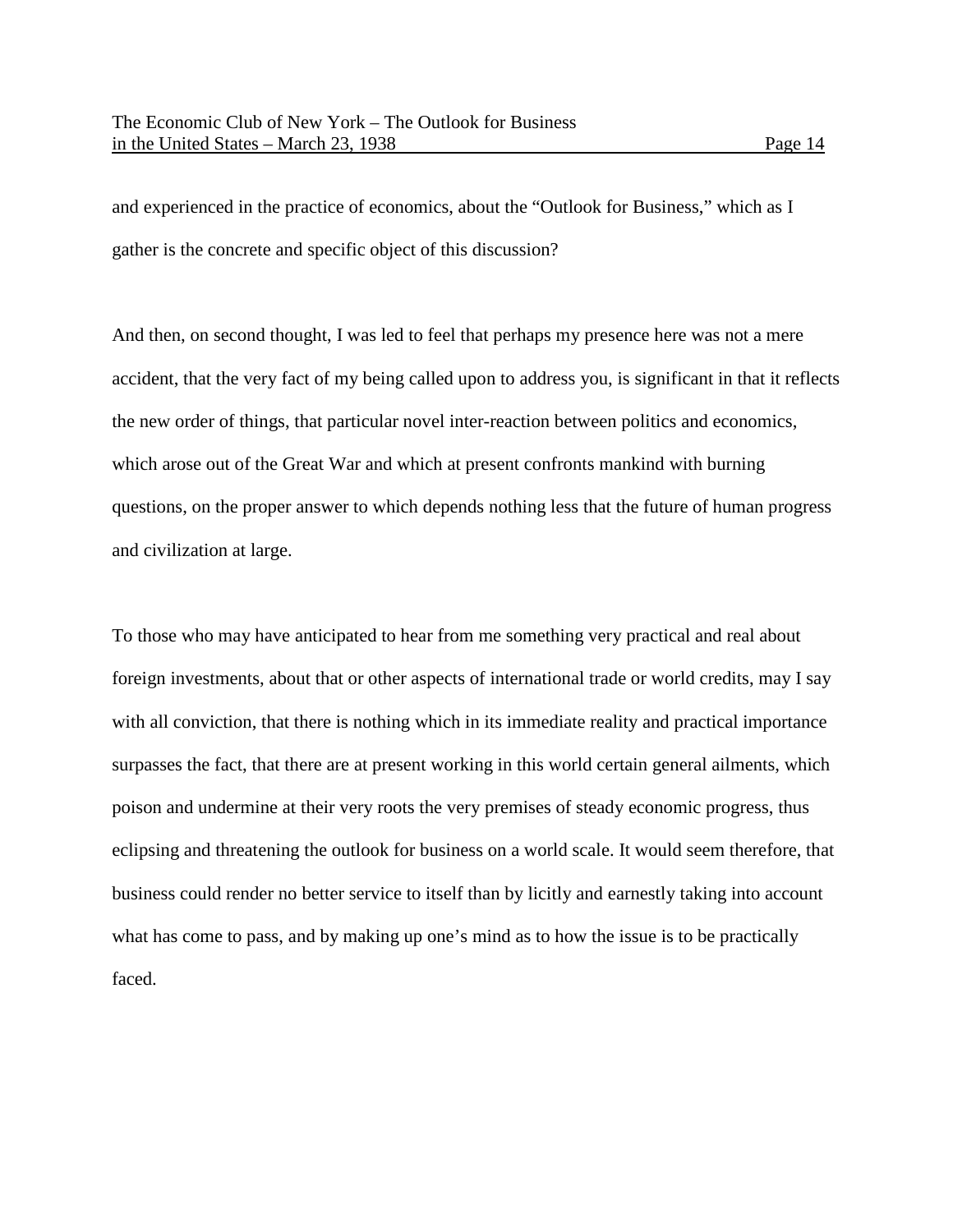and experienced in the practice of economics, about the "Outlook for Business," which as I gather is the concrete and specific object of this discussion?

And then, on second thought, I was led to feel that perhaps my presence here was not a mere accident, that the very fact of my being called upon to address you, is significant in that it reflects the new order of things, that particular novel inter-reaction between politics and economics, which arose out of the Great War and which at present confronts mankind with burning questions, on the proper answer to which depends nothing less that the future of human progress and civilization at large.

To those who may have anticipated to hear from me something very practical and real about foreign investments, about that or other aspects of international trade or world credits, may I say with all conviction, that there is nothing which in its immediate reality and practical importance surpasses the fact, that there are at present working in this world certain general ailments, which poison and undermine at their very roots the very premises of steady economic progress, thus eclipsing and threatening the outlook for business on a world scale. It would seem therefore, that business could render no better service to itself than by licitly and earnestly taking into account what has come to pass, and by making up one's mind as to how the issue is to be practically faced.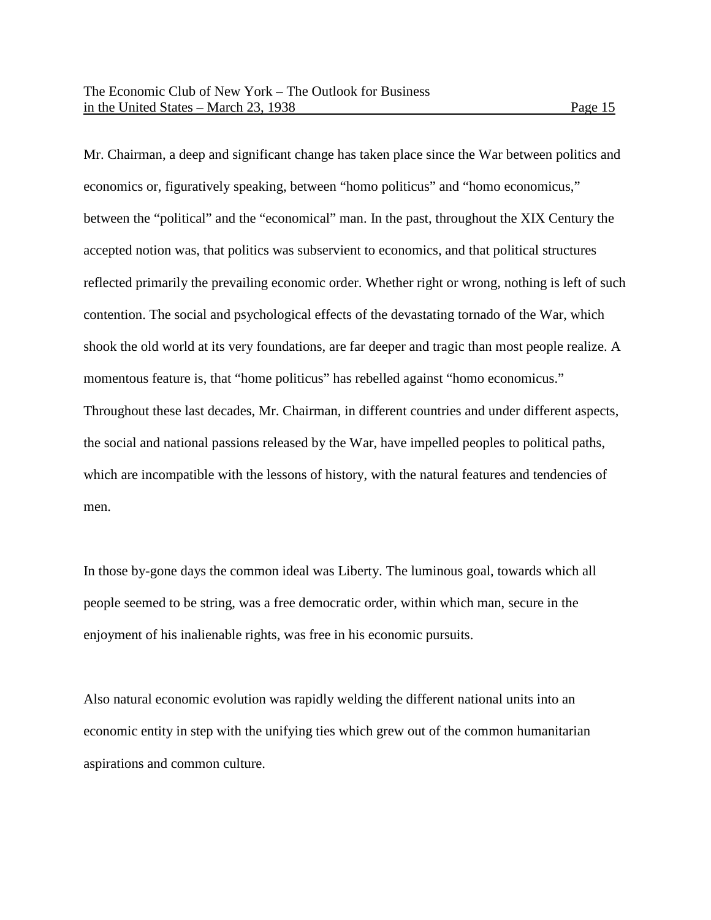Mr. Chairman, a deep and significant change has taken place since the War between politics and economics or, figuratively speaking, between "homo politicus" and "homo economicus," between the "political" and the "economical" man. In the past, throughout the XIX Century the accepted notion was, that politics was subservient to economics, and that political structures reflected primarily the prevailing economic order. Whether right or wrong, nothing is left of such contention. The social and psychological effects of the devastating tornado of the War, which shook the old world at its very foundations, are far deeper and tragic than most people realize. A momentous feature is, that "home politicus" has rebelled against "homo economicus." Throughout these last decades, Mr. Chairman, in different countries and under different aspects, the social and national passions released by the War, have impelled peoples to political paths, which are incompatible with the lessons of history, with the natural features and tendencies of men.

In those by-gone days the common ideal was Liberty. The luminous goal, towards which all people seemed to be string, was a free democratic order, within which man, secure in the enjoyment of his inalienable rights, was free in his economic pursuits.

Also natural economic evolution was rapidly welding the different national units into an economic entity in step with the unifying ties which grew out of the common humanitarian aspirations and common culture.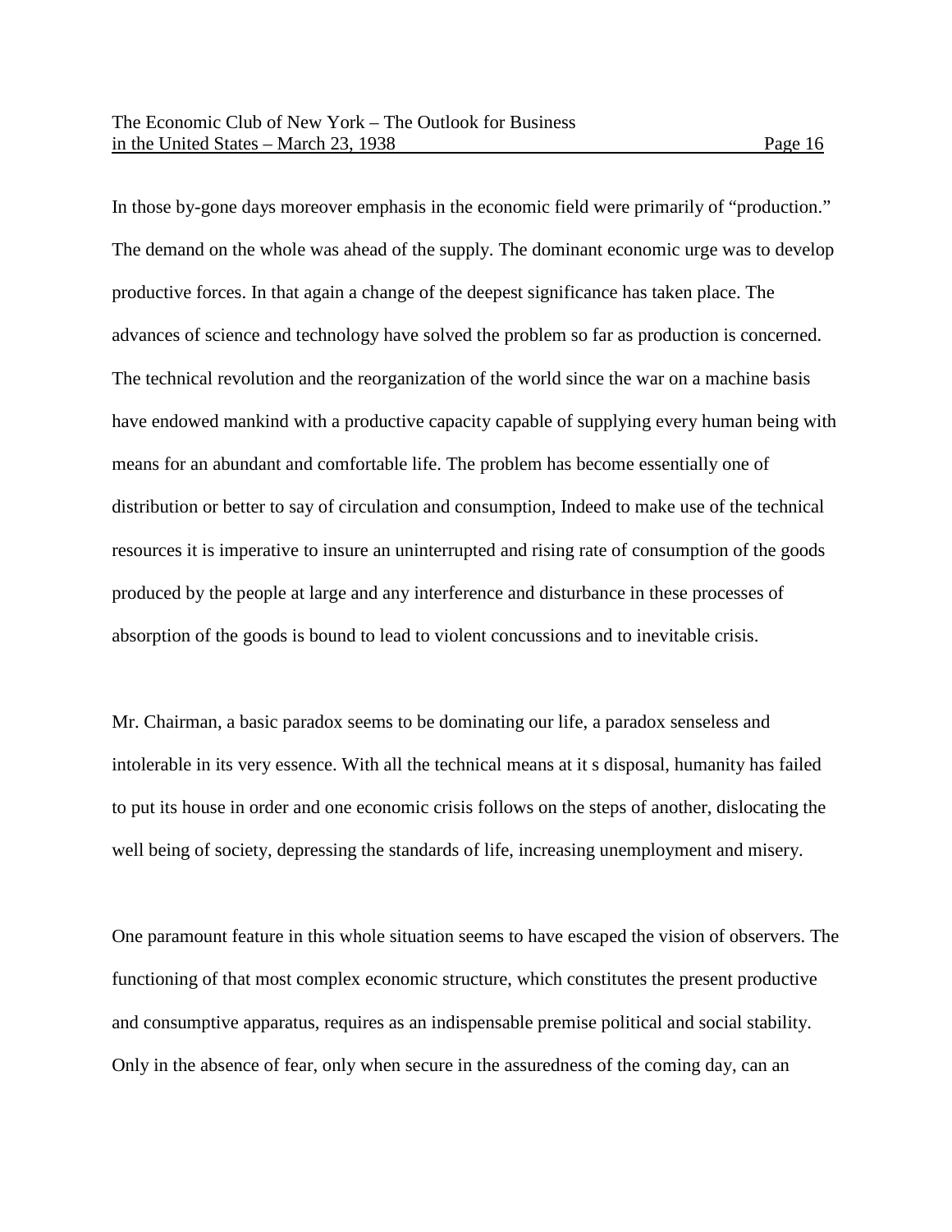In those by-gone days moreover emphasis in the economic field were primarily of "production." The demand on the whole was ahead of the supply. The dominant economic urge was to develop productive forces. In that again a change of the deepest significance has taken place. The advances of science and technology have solved the problem so far as production is concerned. The technical revolution and the reorganization of the world since the war on a machine basis have endowed mankind with a productive capacity capable of supplying every human being with means for an abundant and comfortable life. The problem has become essentially one of distribution or better to say of circulation and consumption, Indeed to make use of the technical resources it is imperative to insure an uninterrupted and rising rate of consumption of the goods produced by the people at large and any interference and disturbance in these processes of absorption of the goods is bound to lead to violent concussions and to inevitable crisis.

Mr. Chairman, a basic paradox seems to be dominating our life, a paradox senseless and intolerable in its very essence. With all the technical means at it s disposal, humanity has failed to put its house in order and one economic crisis follows on the steps of another, dislocating the well being of society, depressing the standards of life, increasing unemployment and misery.

One paramount feature in this whole situation seems to have escaped the vision of observers. The functioning of that most complex economic structure, which constitutes the present productive and consumptive apparatus, requires as an indispensable premise political and social stability. Only in the absence of fear, only when secure in the assuredness of the coming day, can an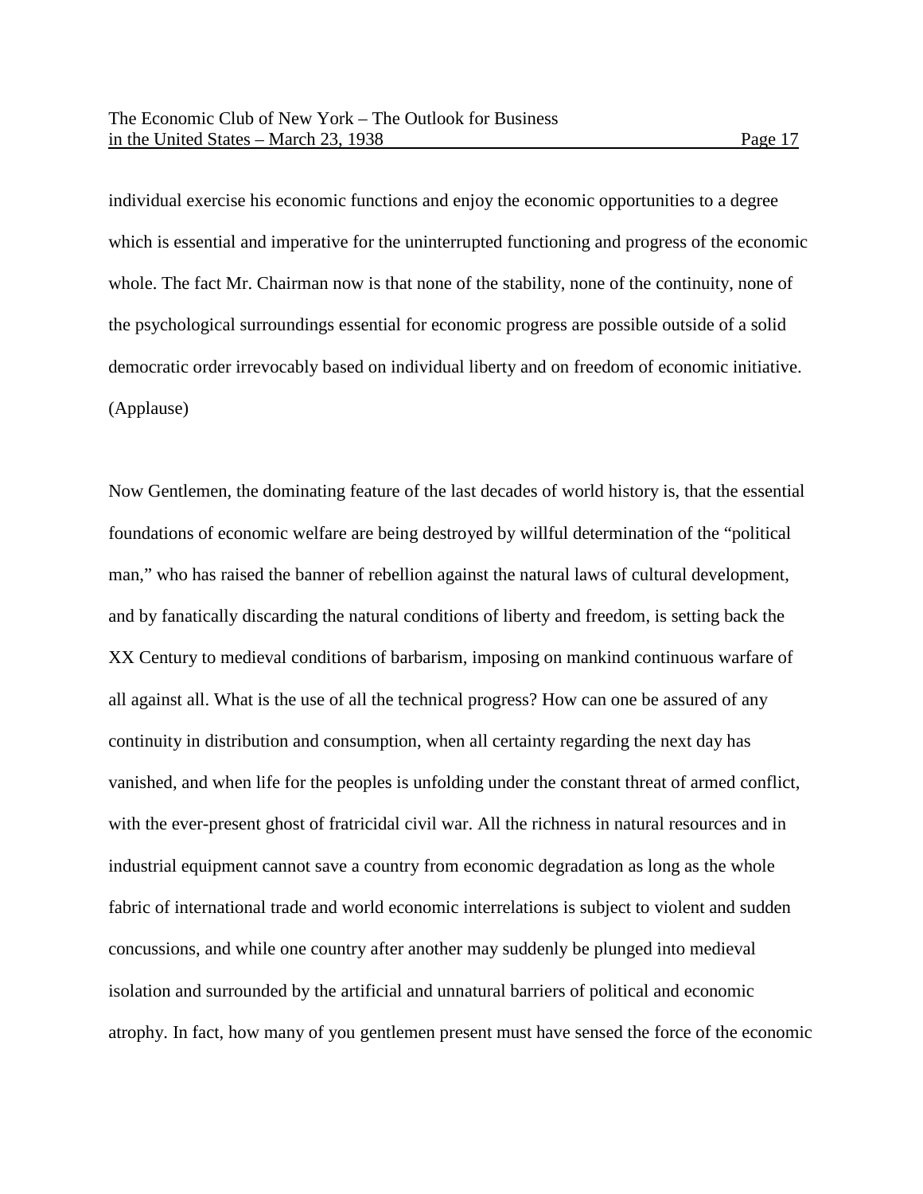individual exercise his economic functions and enjoy the economic opportunities to a degree which is essential and imperative for the uninterrupted functioning and progress of the economic whole. The fact Mr. Chairman now is that none of the stability, none of the continuity, none of the psychological surroundings essential for economic progress are possible outside of a solid democratic order irrevocably based on individual liberty and on freedom of economic initiative. (Applause)

Now Gentlemen, the dominating feature of the last decades of world history is, that the essential foundations of economic welfare are being destroyed by willful determination of the "political man," who has raised the banner of rebellion against the natural laws of cultural development, and by fanatically discarding the natural conditions of liberty and freedom, is setting back the XX Century to medieval conditions of barbarism, imposing on mankind continuous warfare of all against all. What is the use of all the technical progress? How can one be assured of any continuity in distribution and consumption, when all certainty regarding the next day has vanished, and when life for the peoples is unfolding under the constant threat of armed conflict, with the ever-present ghost of fratricidal civil war. All the richness in natural resources and in industrial equipment cannot save a country from economic degradation as long as the whole fabric of international trade and world economic interrelations is subject to violent and sudden concussions, and while one country after another may suddenly be plunged into medieval isolation and surrounded by the artificial and unnatural barriers of political and economic atrophy. In fact, how many of you gentlemen present must have sensed the force of the economic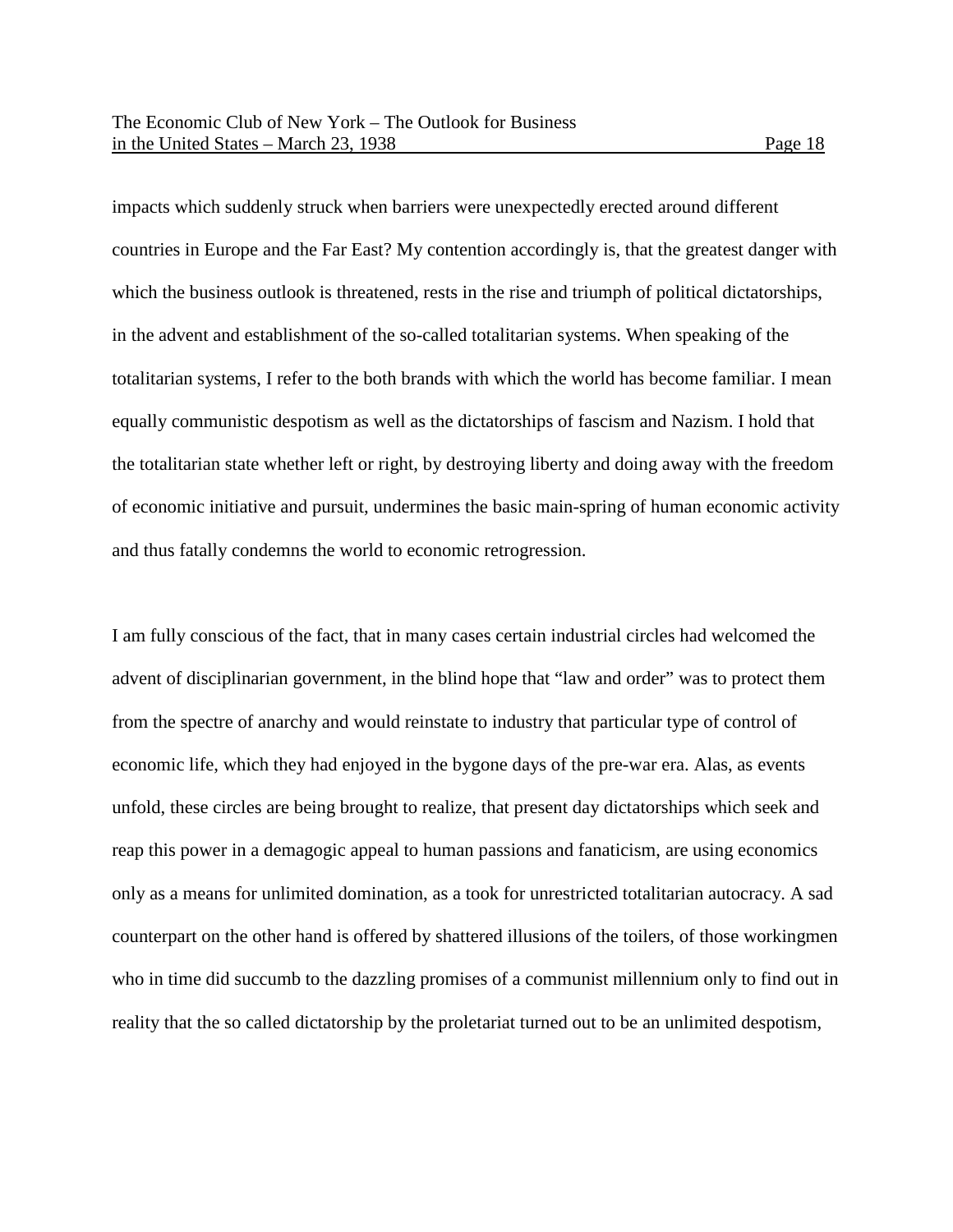impacts which suddenly struck when barriers were unexpectedly erected around different countries in Europe and the Far East? My contention accordingly is, that the greatest danger with which the business outlook is threatened, rests in the rise and triumph of political dictatorships, in the advent and establishment of the so-called totalitarian systems. When speaking of the totalitarian systems, I refer to the both brands with which the world has become familiar. I mean equally communistic despotism as well as the dictatorships of fascism and Nazism. I hold that the totalitarian state whether left or right, by destroying liberty and doing away with the freedom of economic initiative and pursuit, undermines the basic main-spring of human economic activity and thus fatally condemns the world to economic retrogression.

I am fully conscious of the fact, that in many cases certain industrial circles had welcomed the advent of disciplinarian government, in the blind hope that "law and order" was to protect them from the spectre of anarchy and would reinstate to industry that particular type of control of economic life, which they had enjoyed in the bygone days of the pre-war era. Alas, as events unfold, these circles are being brought to realize, that present day dictatorships which seek and reap this power in a demagogic appeal to human passions and fanaticism, are using economics only as a means for unlimited domination, as a took for unrestricted totalitarian autocracy. A sad counterpart on the other hand is offered by shattered illusions of the toilers, of those workingmen who in time did succumb to the dazzling promises of a communist millennium only to find out in reality that the so called dictatorship by the proletariat turned out to be an unlimited despotism,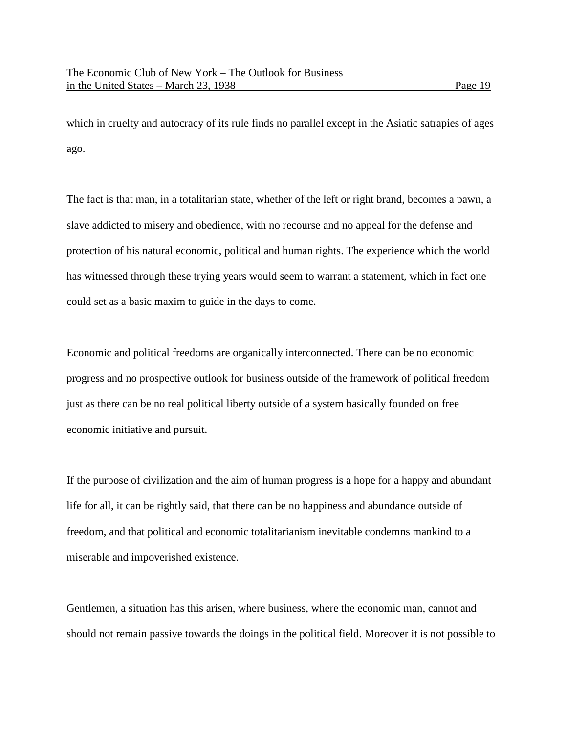which in cruelty and autocracy of its rule finds no parallel except in the Asiatic satrapies of ages ago.

The fact is that man, in a totalitarian state, whether of the left or right brand, becomes a pawn, a slave addicted to misery and obedience, with no recourse and no appeal for the defense and protection of his natural economic, political and human rights. The experience which the world has witnessed through these trying years would seem to warrant a statement, which in fact one could set as a basic maxim to guide in the days to come.

Economic and political freedoms are organically interconnected. There can be no economic progress and no prospective outlook for business outside of the framework of political freedom just as there can be no real political liberty outside of a system basically founded on free economic initiative and pursuit.

If the purpose of civilization and the aim of human progress is a hope for a happy and abundant life for all, it can be rightly said, that there can be no happiness and abundance outside of freedom, and that political and economic totalitarianism inevitable condemns mankind to a miserable and impoverished existence.

Gentlemen, a situation has this arisen, where business, where the economic man, cannot and should not remain passive towards the doings in the political field. Moreover it is not possible to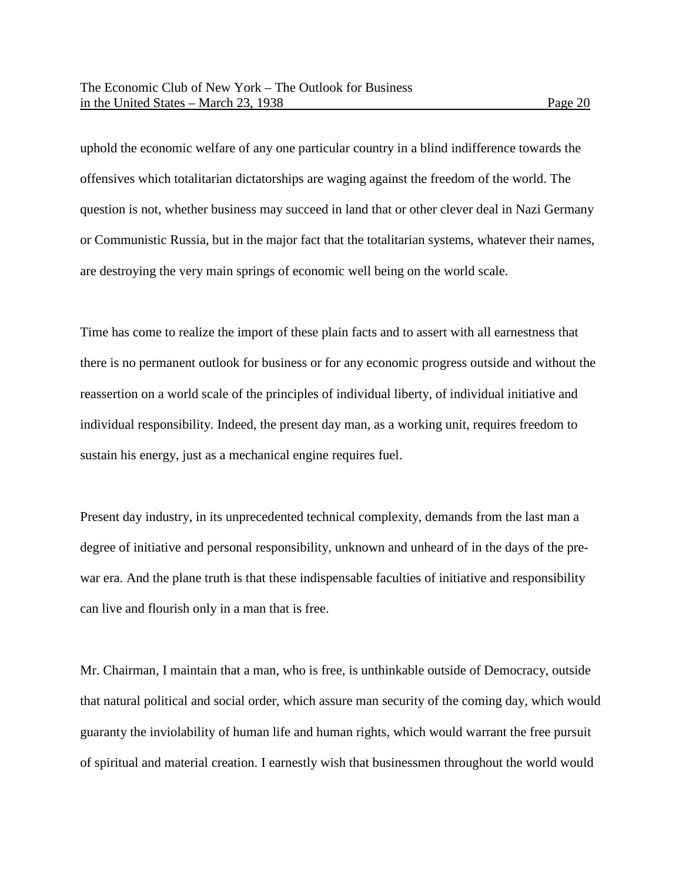uphold the economic welfare of any one particular country in a blind indifference towards the offensives which totalitarian dictatorships are waging against the freedom of the world. The question is not, whether business may succeed in land that or other clever deal in Nazi Germany or Communistic Russia, but in the major fact that the totalitarian systems, whatever their names, are destroying the very main springs of economic well being on the world scale.

Time has come to realize the import of these plain facts and to assert with all earnestness that there is no permanent outlook for business or for any economic progress outside and without the reassertion on a world scale of the principles of individual liberty, of individual initiative and individual responsibility. Indeed, the present day man, as a working unit, requires freedom to sustain his energy, just as a mechanical engine requires fuel.

Present day industry, in its unprecedented technical complexity, demands from the last man a degree of initiative and personal responsibility, unknown and unheard of in the days of the pre-war era. And the plane truth is that these indispensable faculties of initiative and responsibility can live and flourish only in a man that is free.

Mr. Chairman, I maintain that a man, who is free, is unthinkable outside of Democracy, outside that natural political and social order, which assure man security of the coming day, which would guaranty the inviolability of human life and human rights, which would warrant the free pursuit of spiritual and material creation. I earnestly wish that businessmen throughout the world would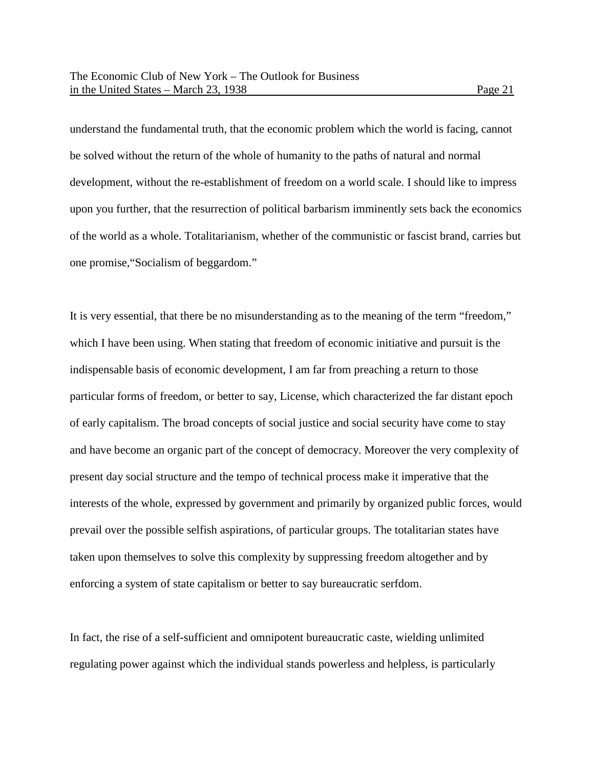understand the fundamental truth, that the economic problem which the world is facing, cannot be solved without the return of the whole of humanity to the paths of natural and normal development, without the re-establishment of freedom on a world scale. I should like to impress upon you further, that the resurrection of political barbarism imminently sets back the economics of the world as a whole. Totalitarianism, whether of the communistic or fascist brand, carries but one promise,"Socialism of beggardom."

It is very essential, that there be no misunderstanding as to the meaning of the term "freedom," which I have been using. When stating that freedom of economic initiative and pursuit is the indispensable basis of economic development, I am far from preaching a return to those particular forms of freedom, or better to say, License, which characterized the far distant epoch of early capitalism. The broad concepts of social justice and social security have come to stay and have become an organic part of the concept of democracy. Moreover the very complexity of present day social structure and the tempo of technical process make it imperative that the interests of the whole, expressed by government and primarily by organized public forces, would prevail over the possible selfish aspirations, of particular groups. The totalitarian states have taken upon themselves to solve this complexity by suppressing freedom altogether and by enforcing a system of state capitalism or better to say bureaucratic serfdom.

In fact, the rise of a self-sufficient and omnipotent bureaucratic caste, wielding unlimited regulating power against which the individual stands powerless and helpless, is particularly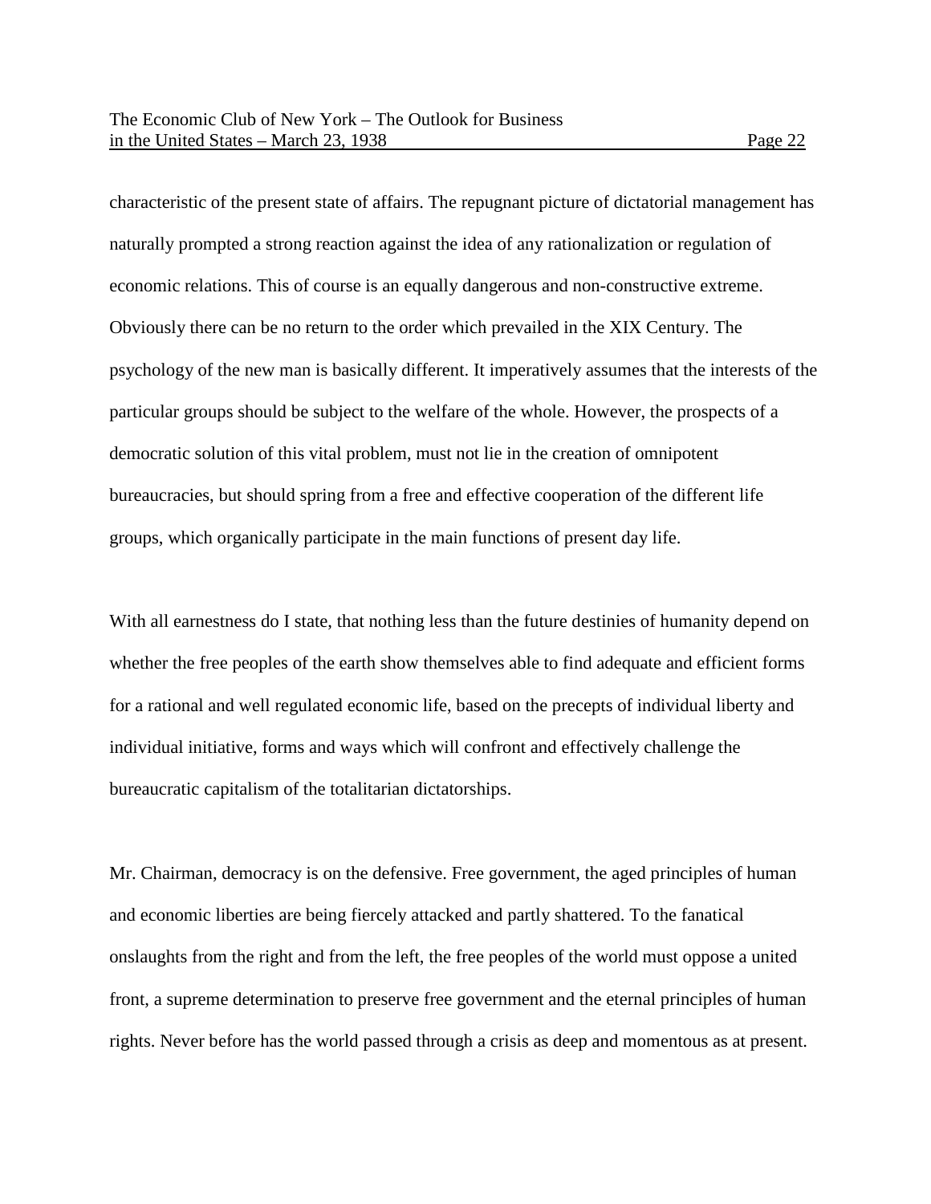characteristic of the present state of affairs. The repugnant picture of dictatorial management has naturally prompted a strong reaction against the idea of any rationalization or regulation of economic relations. This of course is an equally dangerous and non-constructive extreme. Obviously there can be no return to the order which prevailed in the XIX Century. The psychology of the new man is basically different. It imperatively assumes that the interests of the particular groups should be subject to the welfare of the whole. However, the prospects of a democratic solution of this vital problem, must not lie in the creation of omnipotent bureaucracies, but should spring from a free and effective cooperation of the different life groups, which organically participate in the main functions of present day life.

With all earnestness do I state, that nothing less than the future destinies of humanity depend on whether the free peoples of the earth show themselves able to find adequate and efficient forms for a rational and well regulated economic life, based on the precepts of individual liberty and individual initiative, forms and ways which will confront and effectively challenge the bureaucratic capitalism of the totalitarian dictatorships.

Mr. Chairman, democracy is on the defensive. Free government, the aged principles of human and economic liberties are being fiercely attacked and partly shattered. To the fanatical onslaughts from the right and from the left, the free peoples of the world must oppose a united front, a supreme determination to preserve free government and the eternal principles of human rights. Never before has the world passed through a crisis as deep and momentous as at present.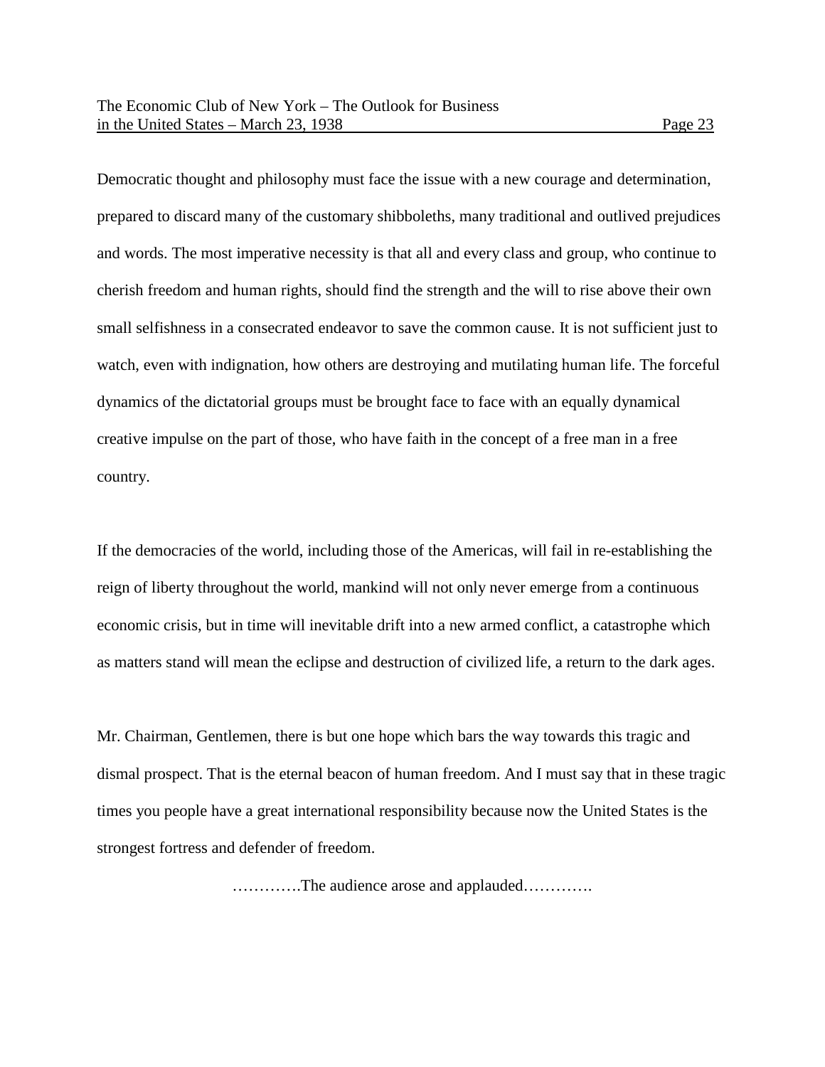Democratic thought and philosophy must face the issue with a new courage and determination, prepared to discard many of the customary shibboleths, many traditional and outlived prejudices and words. The most imperative necessity is that all and every class and group, who continue to cherish freedom and human rights, should find the strength and the will to rise above their own small selfishness in a consecrated endeavor to save the common cause. It is not sufficient just to watch, even with indignation, how others are destroying and mutilating human life. The forceful dynamics of the dictatorial groups must be brought face to face with an equally dynamical creative impulse on the part of those, who have faith in the concept of a free man in a free country.

If the democracies of the world, including those of the Americas, will fail in re-establishing the reign of liberty throughout the world, mankind will not only never emerge from a continuous economic crisis, but in time will inevitable drift into a new armed conflict, a catastrophe which as matters stand will mean the eclipse and destruction of civilized life, a return to the dark ages.

Mr. Chairman, Gentlemen, there is but one hope which bars the way towards this tragic and dismal prospect. That is the eternal beacon of human freedom. And I must say that in these tragic times you people have a great international responsibility because now the United States is the strongest fortress and defender of freedom.

………….The audience arose and applauded………….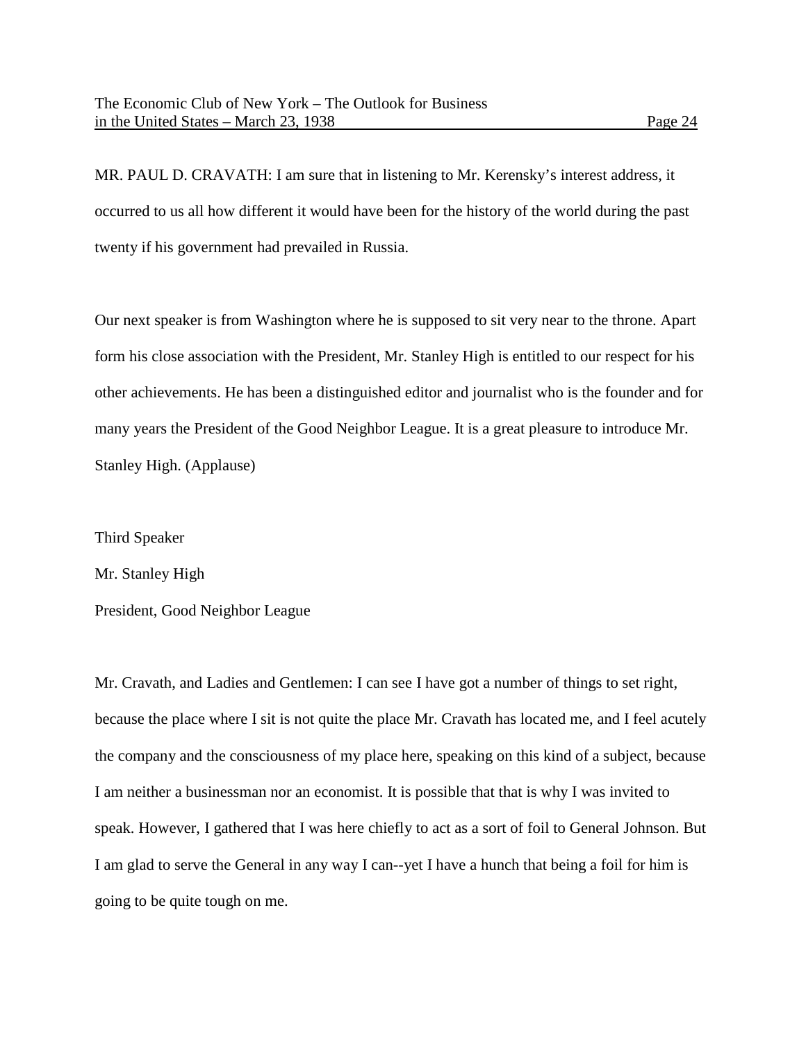MR. PAUL D. CRAVATH: I am sure that in listening to Mr. Kerensky's interest address, it occurred to us all how different it would have been for the history of the world during the past twenty if his government had prevailed in Russia.

Our next speaker is from Washington where he is supposed to sit very near to the throne. Apart form his close association with the President, Mr. Stanley High is entitled to our respect for his other achievements. He has been a distinguished editor and journalist who is the founder and for many years the President of the Good Neighbor League. It is a great pleasure to introduce Mr. Stanley High. (Applause)

Third Speaker

Mr. Stanley High

President, Good Neighbor League

Mr. Cravath, and Ladies and Gentlemen: I can see I have got a number of things to set right, because the place where I sit is not quite the place Mr. Cravath has located me, and I feel acutely the company and the consciousness of my place here, speaking on this kind of a subject, because I am neither a businessman nor an economist. It is possible that that is why I was invited to speak. However, I gathered that I was here chiefly to act as a sort of foil to General Johnson. But I am glad to serve the General in any way I can--yet I have a hunch that being a foil for him is going to be quite tough on me.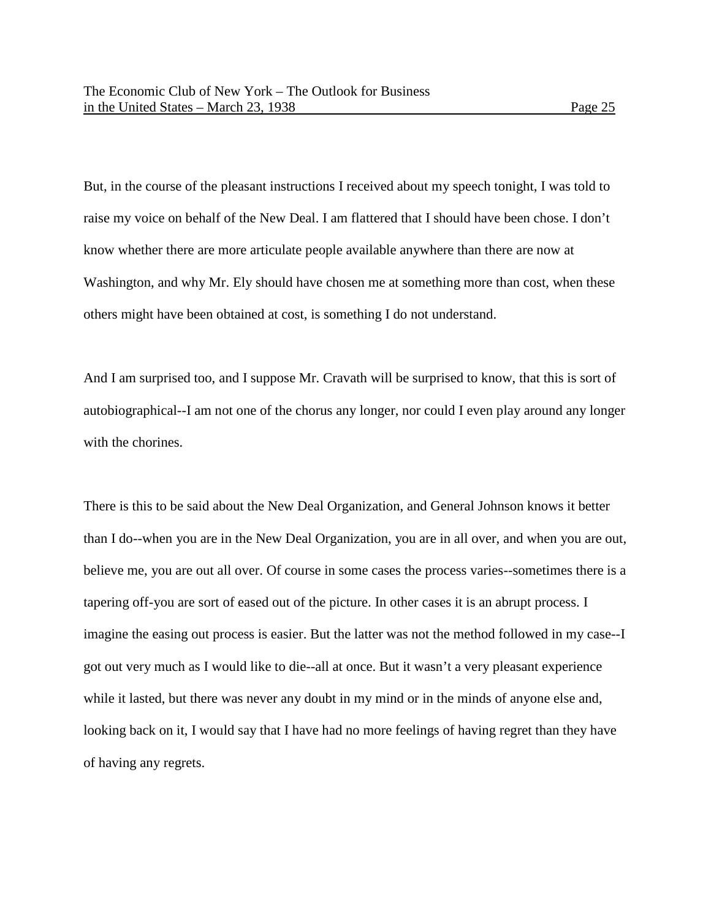But, in the course of the pleasant instructions I received about my speech tonight, I was told to raise my voice on behalf of the New Deal. I am flattered that I should have been chose. I don't know whether there are more articulate people available anywhere than there are now at Washington, and why Mr. Ely should have chosen me at something more than cost, when these others might have been obtained at cost, is something I do not understand.

And I am surprised too, and I suppose Mr. Cravath will be surprised to know, that this is sort of autobiographical--I am not one of the chorus any longer, nor could I even play around any longer with the chorines.

There is this to be said about the New Deal Organization, and General Johnson knows it better than I do--when you are in the New Deal Organization, you are in all over, and when you are out, believe me, you are out all over. Of course in some cases the process varies--sometimes there is a tapering off-you are sort of eased out of the picture. In other cases it is an abrupt process. I imagine the easing out process is easier. But the latter was not the method followed in my case--I got out very much as I would like to die--all at once. But it wasn't a very pleasant experience while it lasted, but there was never any doubt in my mind or in the minds of anyone else and, looking back on it, I would say that I have had no more feelings of having regret than they have of having any regrets.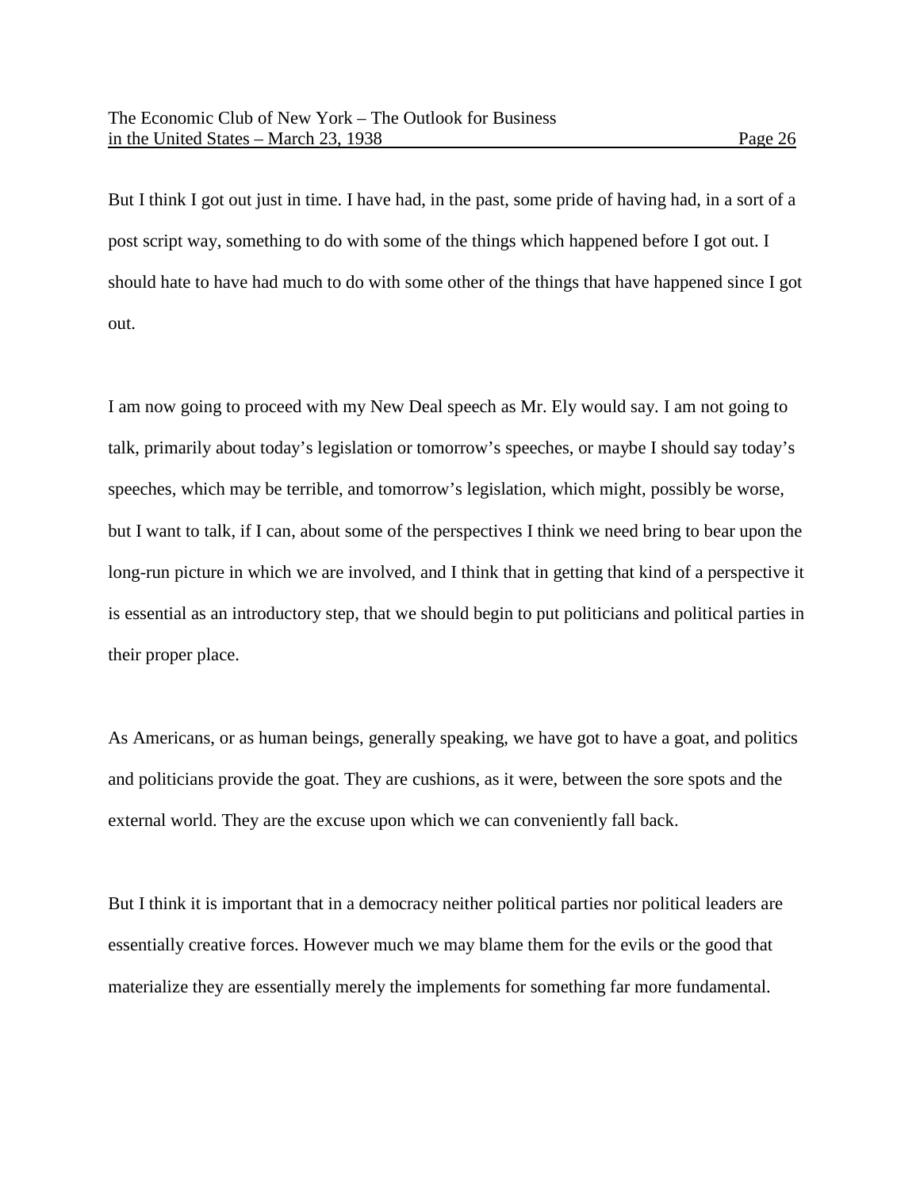But I think I got out just in time. I have had, in the past, some pride of having had, in a sort of a post script way, something to do with some of the things which happened before I got out. I should hate to have had much to do with some other of the things that have happened since I got out.

I am now going to proceed with my New Deal speech as Mr. Ely would say. I am not going to talk, primarily about today's legislation or tomorrow's speeches, or maybe I should say today's speeches, which may be terrible, and tomorrow's legislation, which might, possibly be worse, but I want to talk, if I can, about some of the perspectives I think we need bring to bear upon the long-run picture in which we are involved, and I think that in getting that kind of a perspective it is essential as an introductory step, that we should begin to put politicians and political parties in their proper place.

As Americans, or as human beings, generally speaking, we have got to have a goat, and politics and politicians provide the goat. They are cushions, as it were, between the sore spots and the external world. They are the excuse upon which we can conveniently fall back.

But I think it is important that in a democracy neither political parties nor political leaders are essentially creative forces. However much we may blame them for the evils or the good that materialize they are essentially merely the implements for something far more fundamental.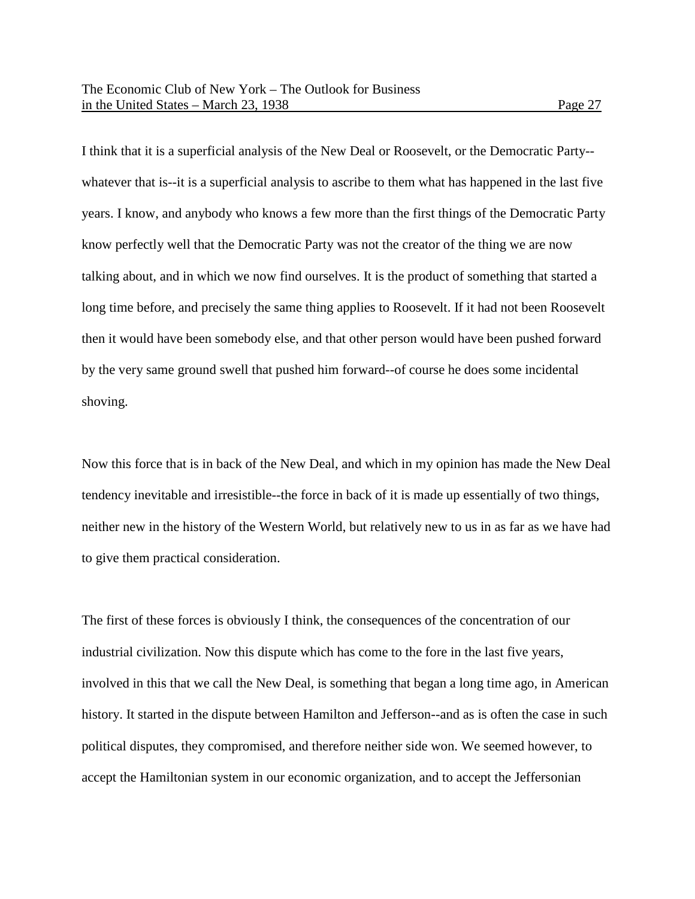I think that it is a superficial analysis of the New Deal or Roosevelt, or the Democratic Party--whatever that is--it is a superficial analysis to ascribe to them what has happened in the last five years. I know, and anybody who knows a few more than the first things of the Democratic Party know perfectly well that the Democratic Party was not the creator of the thing we are now talking about, and in which we now find ourselves. It is the product of something that started a long time before, and precisely the same thing applies to Roosevelt. If it had not been Roosevelt then it would have been somebody else, and that other person would have been pushed forward by the very same ground swell that pushed him forward--of course he does some incidental shoving.

Now this force that is in back of the New Deal, and which in my opinion has made the New Deal tendency inevitable and irresistible--the force in back of it is made up essentially of two things, neither new in the history of the Western World, but relatively new to us in as far as we have had to give them practical consideration.

The first of these forces is obviously I think, the consequences of the concentration of our industrial civilization. Now this dispute which has come to the fore in the last five years, involved in this that we call the New Deal, is something that began a long time ago, in American history. It started in the dispute between Hamilton and Jefferson--and as is often the case in such political disputes, they compromised, and therefore neither side won. We seemed however, to accept the Hamiltonian system in our economic organization, and to accept the Jeffersonian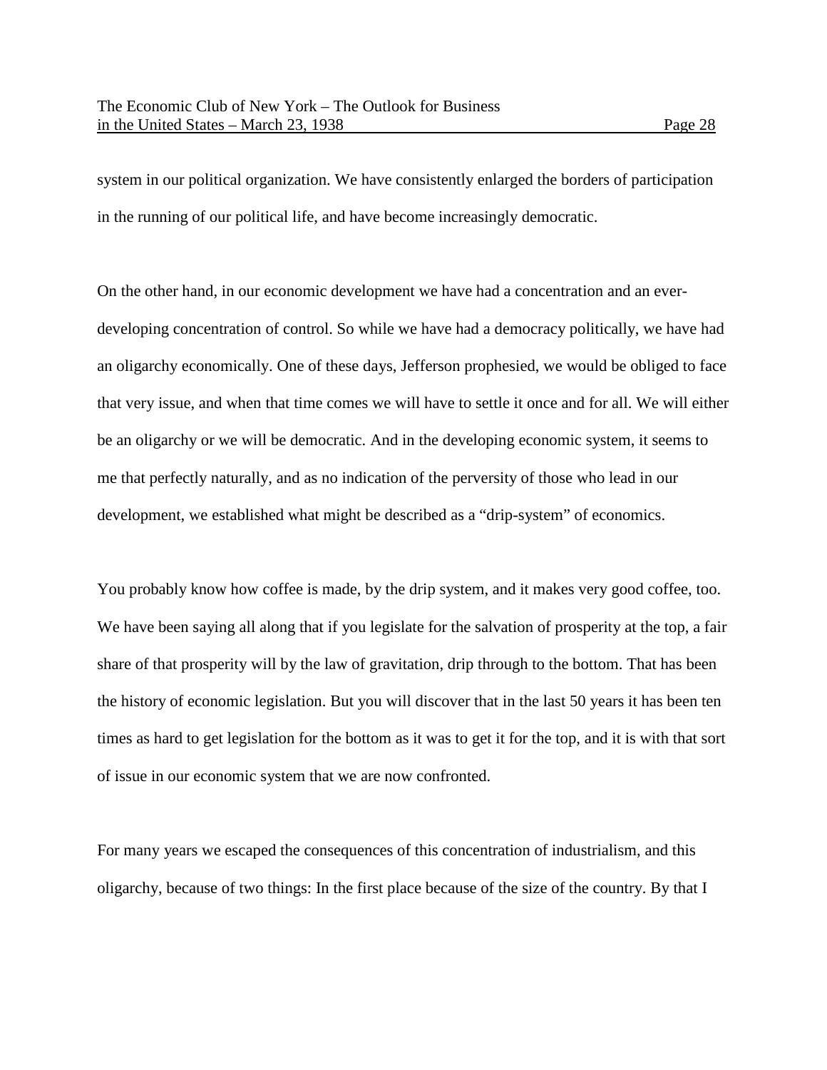system in our political organization. We have consistently enlarged the borders of participation in the running of our political life, and have become increasingly democratic.

On the other hand, in our economic development we have had a concentration and an ever-developing concentration of control. So while we have had a democracy politically, we have had an oligarchy economically. One of these days, Jefferson prophesied, we would be obliged to face that very issue, and when that time comes we will have to settle it once and for all. We will either be an oligarchy or we will be democratic. And in the developing economic system, it seems to me that perfectly naturally, and as no indication of the perversity of those who lead in our development, we established what might be described as a "drip-system" of economics.

You probably know how coffee is made, by the drip system, and it makes very good coffee, too. We have been saying all along that if you legislate for the salvation of prosperity at the top, a fair share of that prosperity will by the law of gravitation, drip through to the bottom. That has been the history of economic legislation. But you will discover that in the last 50 years it has been ten times as hard to get legislation for the bottom as it was to get it for the top, and it is with that sort of issue in our economic system that we are now confronted.

For many years we escaped the consequences of this concentration of industrialism, and this oligarchy, because of two things: In the first place because of the size of the country. By that I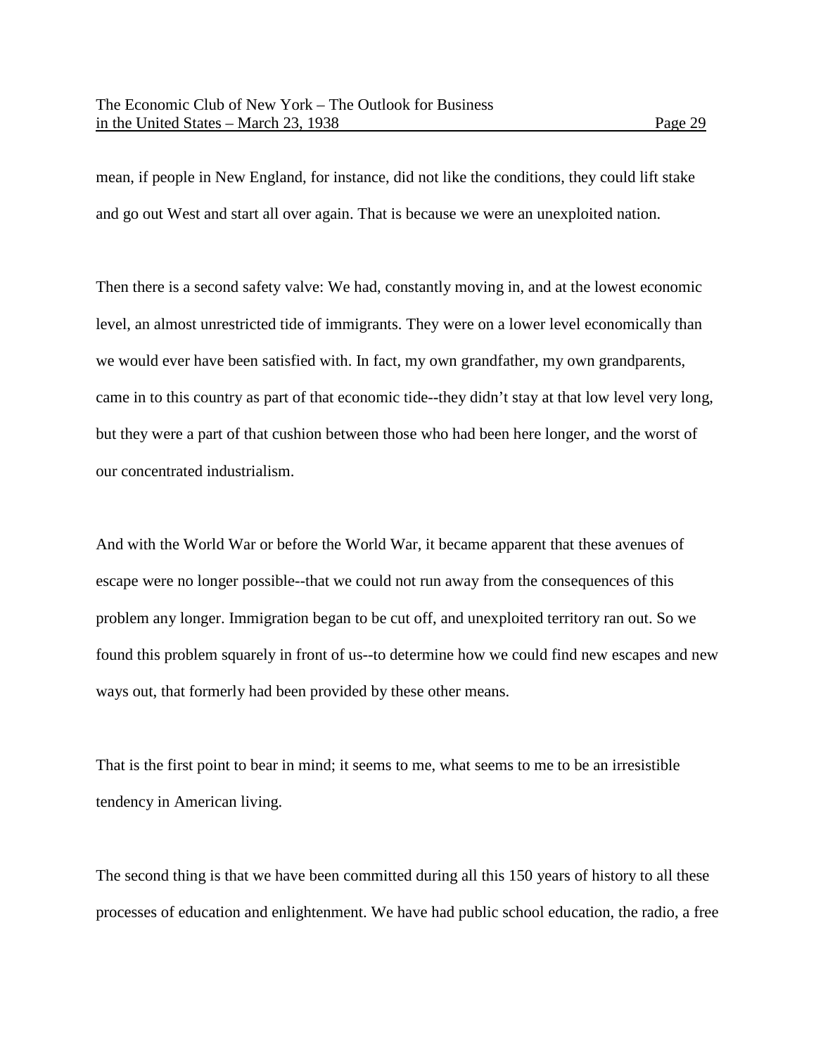mean, if people in New England, for instance, did not like the conditions, they could lift stake and go out West and start all over again. That is because we were an unexploited nation.

Then there is a second safety valve: We had, constantly moving in, and at the lowest economic level, an almost unrestricted tide of immigrants. They were on a lower level economically than we would ever have been satisfied with. In fact, my own grandfather, my own grandparents, came in to this country as part of that economic tide--they didn't stay at that low level very long, but they were a part of that cushion between those who had been here longer, and the worst of our concentrated industrialism.

And with the World War or before the World War, it became apparent that these avenues of escape were no longer possible--that we could not run away from the consequences of this problem any longer. Immigration began to be cut off, and unexploited territory ran out. So we found this problem squarely in front of us--to determine how we could find new escapes and new ways out, that formerly had been provided by these other means.

That is the first point to bear in mind; it seems to me, what seems to me to be an irresistible tendency in American living.

The second thing is that we have been committed during all this 150 years of history to all these processes of education and enlightenment. We have had public school education, the radio, a free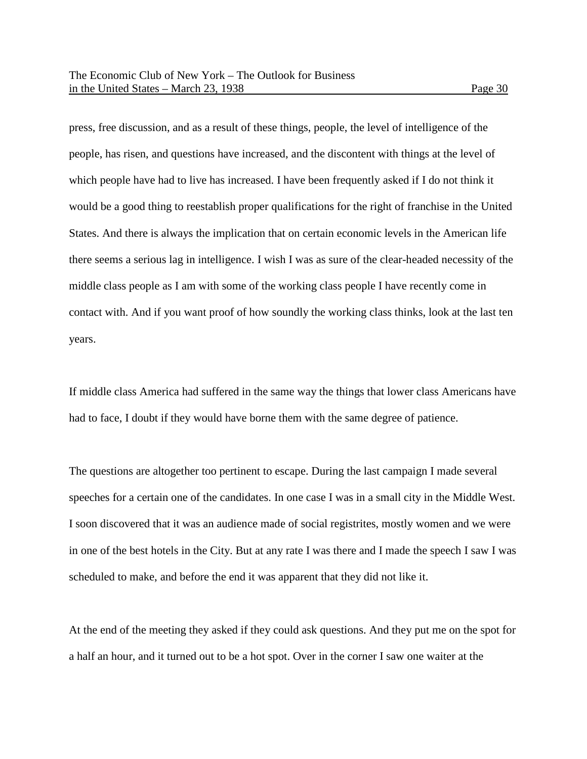press, free discussion, and as a result of these things, people, the level of intelligence of the people, has risen, and questions have increased, and the discontent with things at the level of which people have had to live has increased. I have been frequently asked if I do not think it would be a good thing to reestablish proper qualifications for the right of franchise in the United States. And there is always the implication that on certain economic levels in the American life there seems a serious lag in intelligence. I wish I was as sure of the clear-headed necessity of the middle class people as I am with some of the working class people I have recently come in contact with. And if you want proof of how soundly the working class thinks, look at the last ten years.

If middle class America had suffered in the same way the things that lower class Americans have had to face, I doubt if they would have borne them with the same degree of patience.

The questions are altogether too pertinent to escape. During the last campaign I made several speeches for a certain one of the candidates. In one case I was in a small city in the Middle West. I soon discovered that it was an audience made of social registrites, mostly women and we were in one of the best hotels in the City. But at any rate I was there and I made the speech I saw I was scheduled to make, and before the end it was apparent that they did not like it.

At the end of the meeting they asked if they could ask questions. And they put me on the spot for a half an hour, and it turned out to be a hot spot. Over in the corner I saw one waiter at the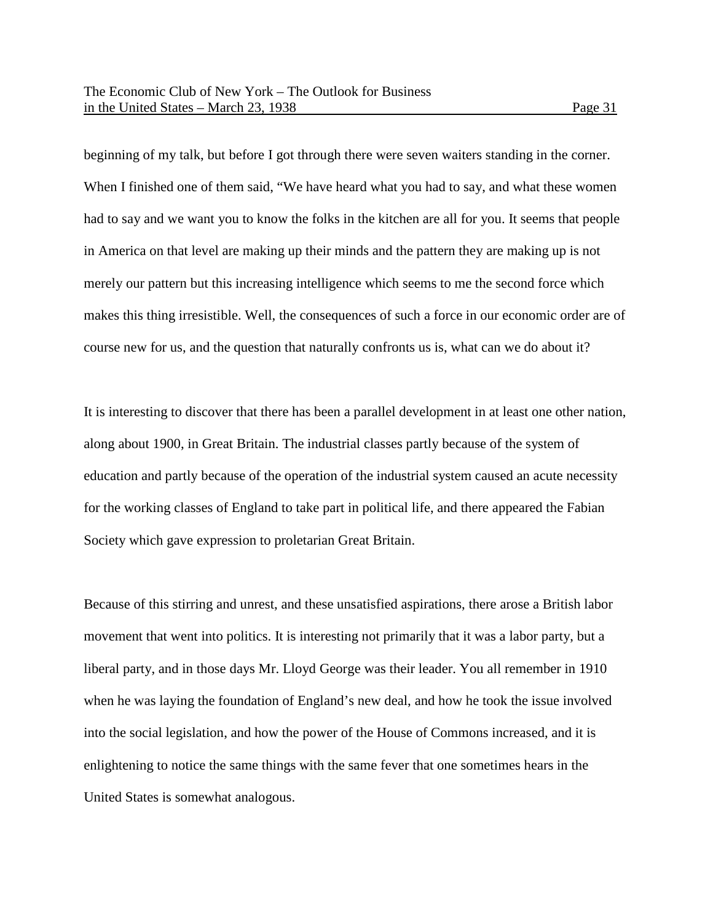beginning of my talk, but before I got through there were seven waiters standing in the corner. When I finished one of them said, "We have heard what you had to say, and what these women had to say and we want you to know the folks in the kitchen are all for you. It seems that people in America on that level are making up their minds and the pattern they are making up is not merely our pattern but this increasing intelligence which seems to me the second force which makes this thing irresistible. Well, the consequences of such a force in our economic order are of course new for us, and the question that naturally confronts us is, what can we do about it?

It is interesting to discover that there has been a parallel development in at least one other nation, along about 1900, in Great Britain. The industrial classes partly because of the system of education and partly because of the operation of the industrial system caused an acute necessity for the working classes of England to take part in political life, and there appeared the Fabian Society which gave expression to proletarian Great Britain.

Because of this stirring and unrest, and these unsatisfied aspirations, there arose a British labor movement that went into politics. It is interesting not primarily that it was a labor party, but a liberal party, and in those days Mr. Lloyd George was their leader. You all remember in 1910 when he was laying the foundation of England's new deal, and how he took the issue involved into the social legislation, and how the power of the House of Commons increased, and it is enlightening to notice the same things with the same fever that one sometimes hears in the United States is somewhat analogous.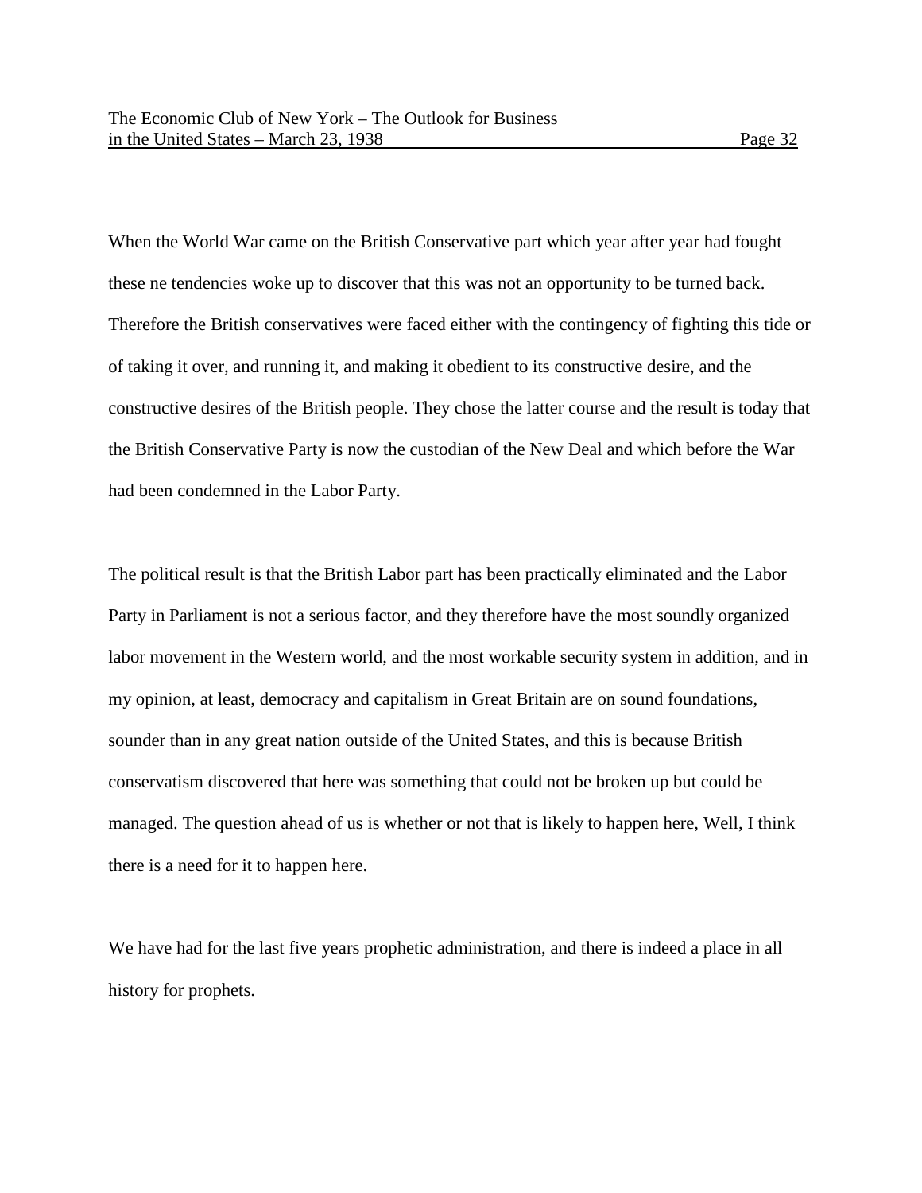When the World War came on the British Conservative part which year after year had fought these ne tendencies woke up to discover that this was not an opportunity to be turned back. Therefore the British conservatives were faced either with the contingency of fighting this tide or of taking it over, and running it, and making it obedient to its constructive desire, and the constructive desires of the British people. They chose the latter course and the result is today that the British Conservative Party is now the custodian of the New Deal and which before the War had been condemned in the Labor Party.

The political result is that the British Labor part has been practically eliminated and the Labor Party in Parliament is not a serious factor, and they therefore have the most soundly organized labor movement in the Western world, and the most workable security system in addition, and in my opinion, at least, democracy and capitalism in Great Britain are on sound foundations, sounder than in any great nation outside of the United States, and this is because British conservatism discovered that here was something that could not be broken up but could be managed. The question ahead of us is whether or not that is likely to happen here, Well, I think there is a need for it to happen here.

We have had for the last five years prophetic administration, and there is indeed a place in all history for prophets.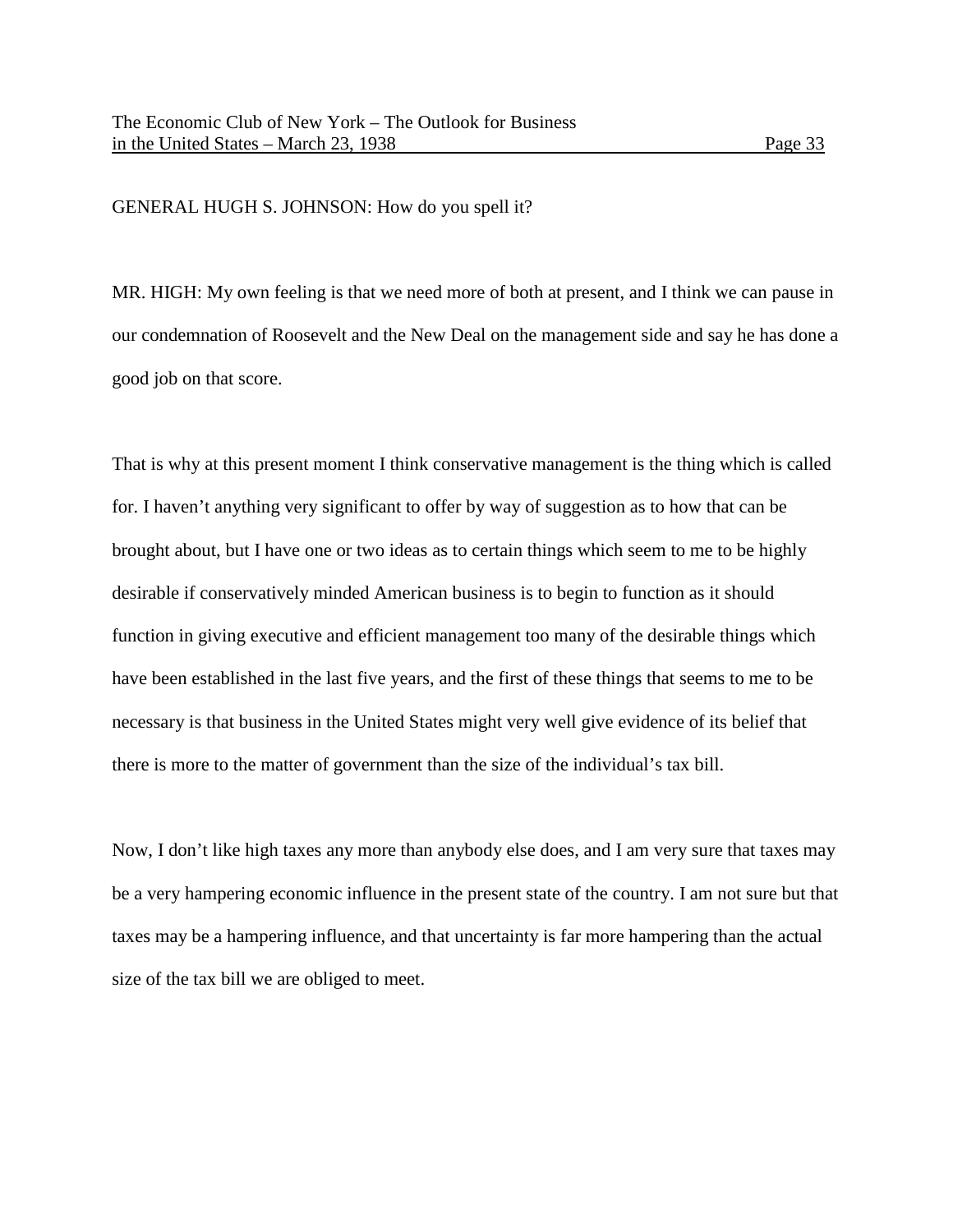GENERAL HUGH S. JOHNSON: How do you spell it?

MR. HIGH: My own feeling is that we need more of both at present, and I think we can pause in our condemnation of Roosevelt and the New Deal on the management side and say he has done a good job on that score.

That is why at this present moment I think conservative management is the thing which is called for. I haven't anything very significant to offer by way of suggestion as to how that can be brought about, but I have one or two ideas as to certain things which seem to me to be highly desirable if conservatively minded American business is to begin to function as it should function in giving executive and efficient management too many of the desirable things which have been established in the last five years, and the first of these things that seems to me to be necessary is that business in the United States might very well give evidence of its belief that there is more to the matter of government than the size of the individual's tax bill.

Now, I don't like high taxes any more than anybody else does, and I am very sure that taxes may be a very hampering economic influence in the present state of the country. I am not sure but that taxes may be a hampering influence, and that uncertainty is far more hampering than the actual size of the tax bill we are obliged to meet.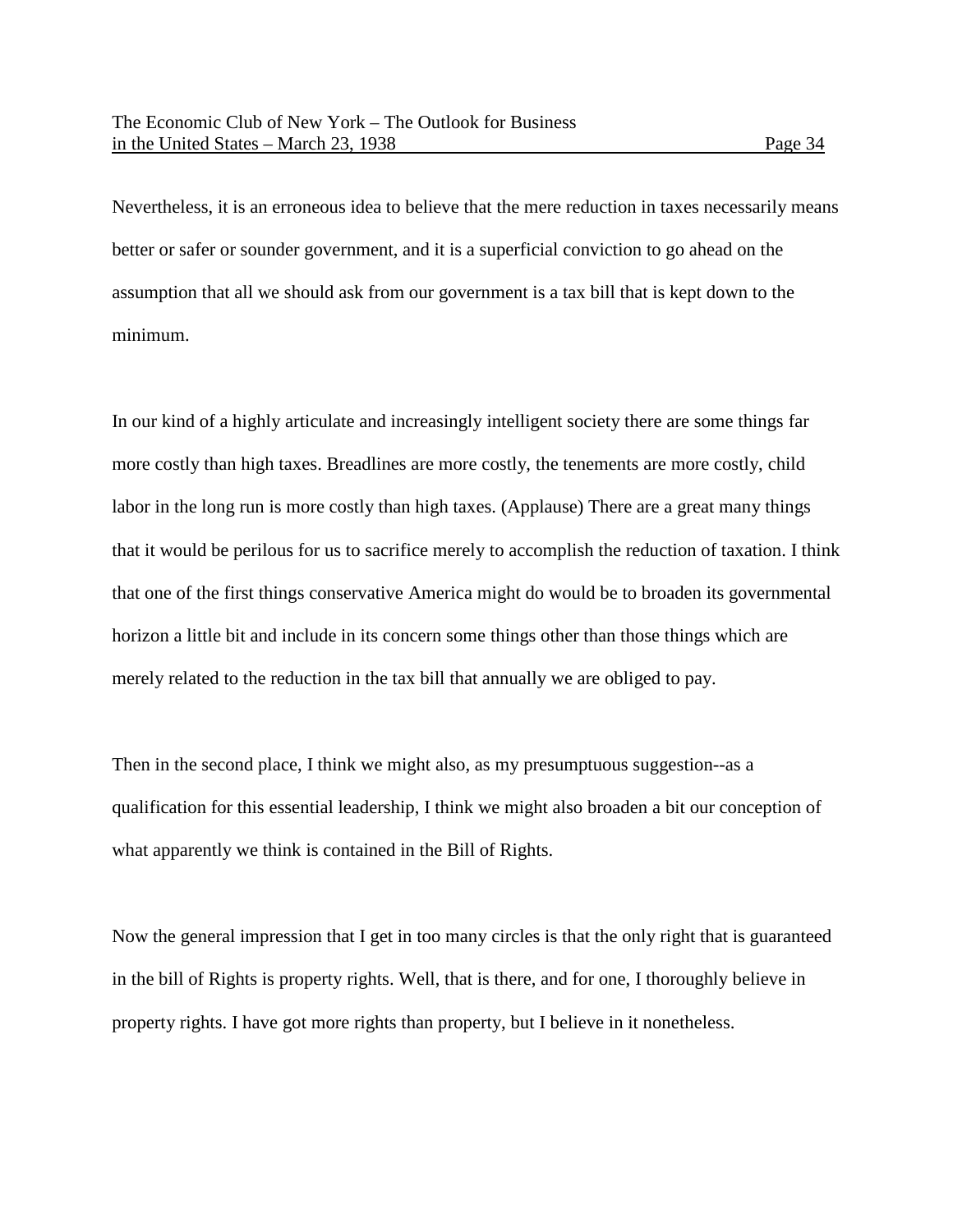Nevertheless, it is an erroneous idea to believe that the mere reduction in taxes necessarily means better or safer or sounder government, and it is a superficial conviction to go ahead on the assumption that all we should ask from our government is a tax bill that is kept down to the minimum.

In our kind of a highly articulate and increasingly intelligent society there are some things far more costly than high taxes. Breadlines are more costly, the tenements are more costly, child labor in the long run is more costly than high taxes. (Applause) There are a great many things that it would be perilous for us to sacrifice merely to accomplish the reduction of taxation. I think that one of the first things conservative America might do would be to broaden its governmental horizon a little bit and include in its concern some things other than those things which are merely related to the reduction in the tax bill that annually we are obliged to pay.

Then in the second place, I think we might also, as my presumptuous suggestion--as a qualification for this essential leadership, I think we might also broaden a bit our conception of what apparently we think is contained in the Bill of Rights.

Now the general impression that I get in too many circles is that the only right that is guaranteed in the bill of Rights is property rights. Well, that is there, and for one, I thoroughly believe in property rights. I have got more rights than property, but I believe in it nonetheless.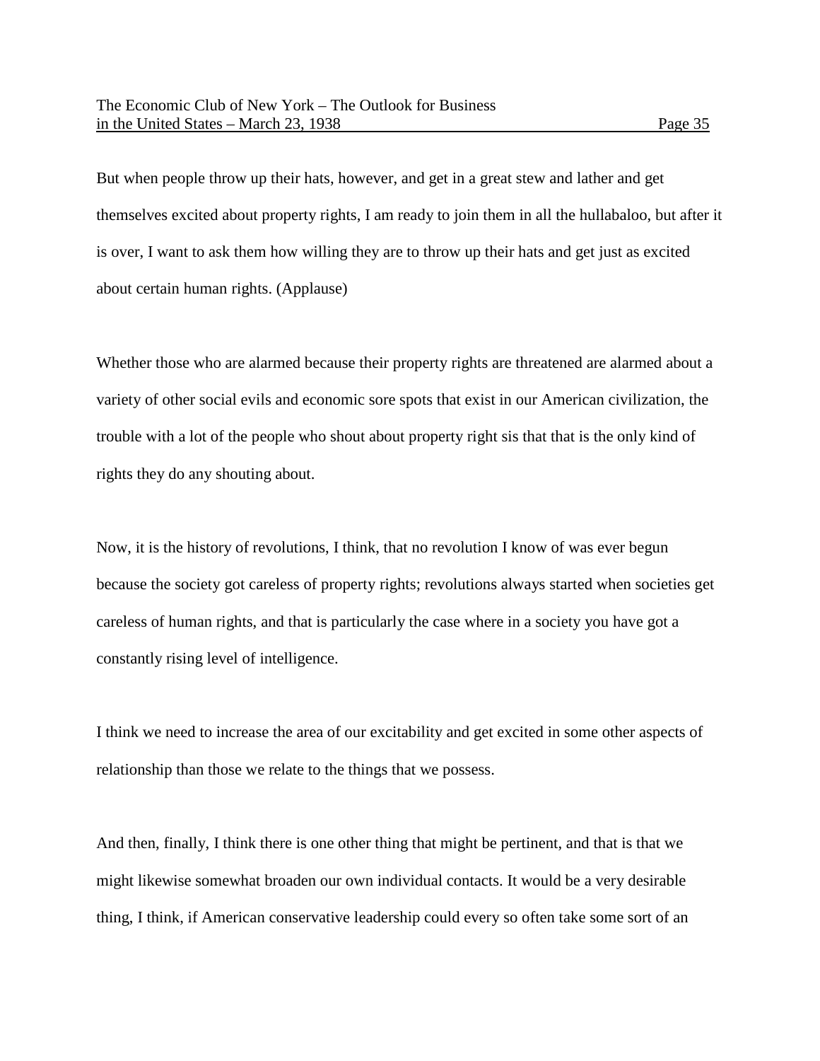But when people throw up their hats, however, and get in a great stew and lather and get themselves excited about property rights, I am ready to join them in all the hullabaloo, but after it is over, I want to ask them how willing they are to throw up their hats and get just as excited about certain human rights. (Applause)

Whether those who are alarmed because their property rights are threatened are alarmed about a variety of other social evils and economic sore spots that exist in our American civilization, the trouble with a lot of the people who shout about property right sis that that is the only kind of rights they do any shouting about.

Now, it is the history of revolutions, I think, that no revolution I know of was ever begun because the society got careless of property rights; revolutions always started when societies get careless of human rights, and that is particularly the case where in a society you have got a constantly rising level of intelligence.

I think we need to increase the area of our excitability and get excited in some other aspects of relationship than those we relate to the things that we possess.

And then, finally, I think there is one other thing that might be pertinent, and that is that we might likewise somewhat broaden our own individual contacts. It would be a very desirable thing, I think, if American conservative leadership could every so often take some sort of an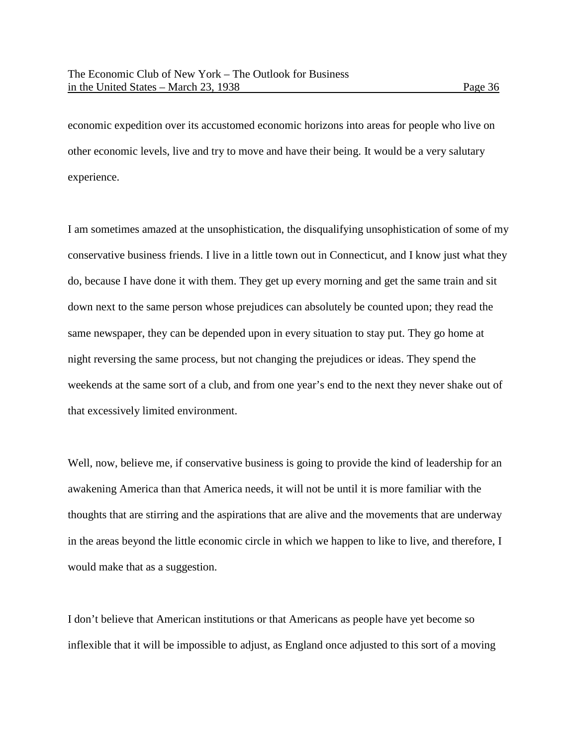economic expedition over its accustomed economic horizons into areas for people who live on other economic levels, live and try to move and have their being. It would be a very salutary experience.

I am sometimes amazed at the unsophistication, the disqualifying unsophistication of some of my conservative business friends. I live in a little town out in Connecticut, and I know just what they do, because I have done it with them. They get up every morning and get the same train and sit down next to the same person whose prejudices can absolutely be counted upon; they read the same newspaper, they can be depended upon in every situation to stay put. They go home at night reversing the same process, but not changing the prejudices or ideas. They spend the weekends at the same sort of a club, and from one year's end to the next they never shake out of that excessively limited environment.

Well, now, believe me, if conservative business is going to provide the kind of leadership for an awakening America than that America needs, it will not be until it is more familiar with the thoughts that are stirring and the aspirations that are alive and the movements that are underway in the areas beyond the little economic circle in which we happen to like to live, and therefore, I would make that as a suggestion.

I don't believe that American institutions or that Americans as people have yet become so inflexible that it will be impossible to adjust, as England once adjusted to this sort of a moving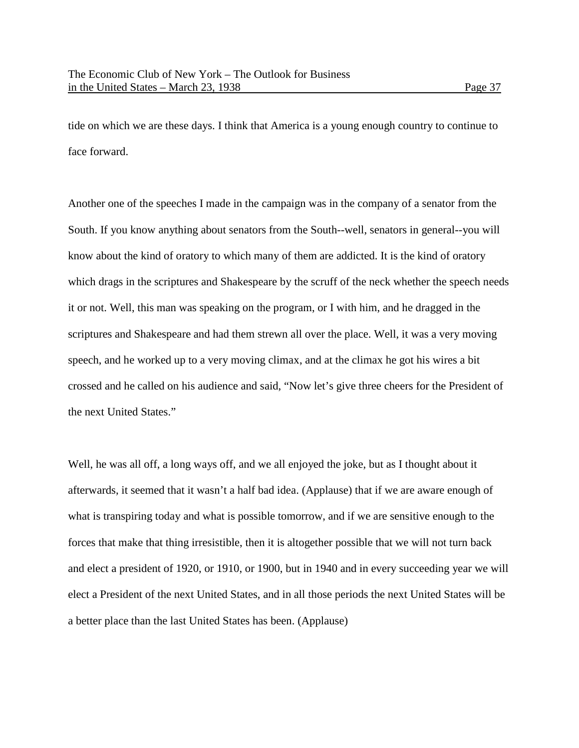tide on which we are these days. I think that America is a young enough country to continue to face forward.

Another one of the speeches I made in the campaign was in the company of a senator from the South. If you know anything about senators from the South--well, senators in general--you will know about the kind of oratory to which many of them are addicted. It is the kind of oratory which drags in the scriptures and Shakespeare by the scruff of the neck whether the speech needs it or not. Well, this man was speaking on the program, or I with him, and he dragged in the scriptures and Shakespeare and had them strewn all over the place. Well, it was a very moving speech, and he worked up to a very moving climax, and at the climax he got his wires a bit crossed and he called on his audience and said, "Now let's give three cheers for the President of the next United States."

Well, he was all off, a long ways off, and we all enjoyed the joke, but as I thought about it afterwards, it seemed that it wasn't a half bad idea. (Applause) that if we are aware enough of what is transpiring today and what is possible tomorrow, and if we are sensitive enough to the forces that make that thing irresistible, then it is altogether possible that we will not turn back and elect a president of 1920, or 1910, or 1900, but in 1940 and in every succeeding year we will elect a President of the next United States, and in all those periods the next United States will be a better place than the last United States has been. (Applause)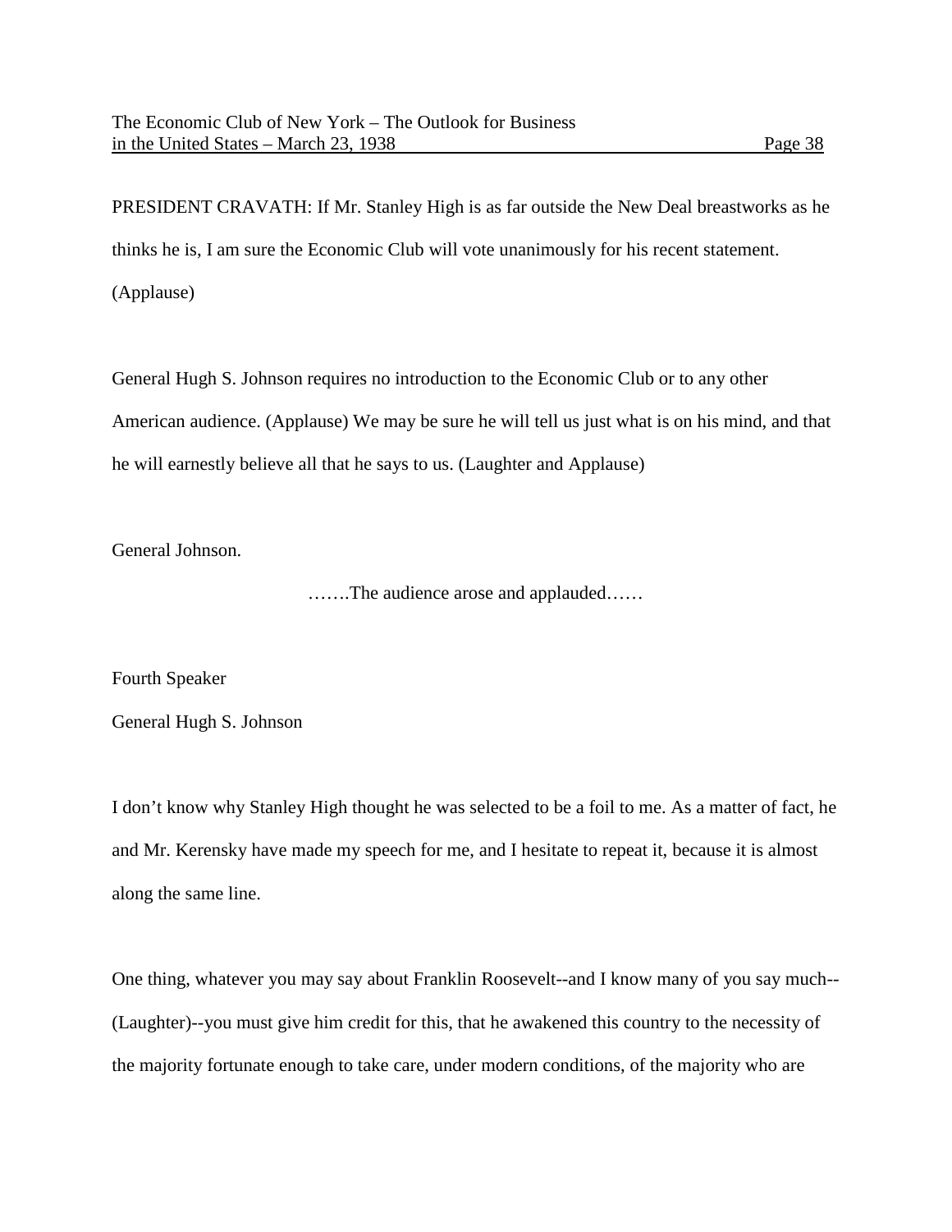PRESIDENT CRAVATH: If Mr. Stanley High is as far outside the New Deal breastworks as he thinks he is, I am sure the Economic Club will vote unanimously for his recent statement. (Applause)

General Hugh S. Johnson requires no introduction to the Economic Club or to any other American audience. (Applause) We may be sure he will tell us just what is on his mind, and that he will earnestly believe all that he says to us. (Laughter and Applause)

General Johnson.

…….The audience arose and applauded……

Fourth Speaker

General Hugh S. Johnson

I don't know why Stanley High thought he was selected to be a foil to me. As a matter of fact, he and Mr. Kerensky have made my speech for me, and I hesitate to repeat it, because it is almost along the same line.

One thing, whatever you may say about Franklin Roosevelt--and I know many of you say much--(Laughter)--you must give him credit for this, that he awakened this country to the necessity of the majority fortunate enough to take care, under modern conditions, of the majority who are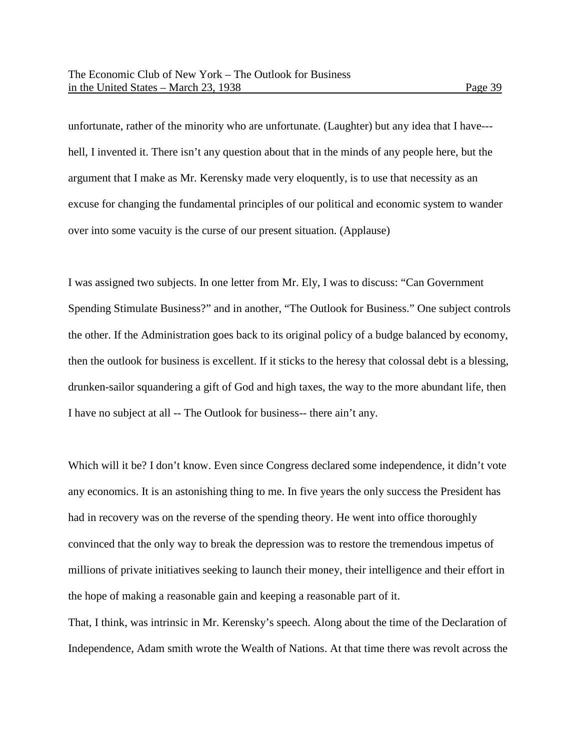unfortunate, rather of the minority who are unfortunate. (Laughter) but any idea that I have--- hell, I invented it. There isn't any question about that in the minds of any people here, but the argument that I make as Mr. Kerensky made very eloquently, is to use that necessity as an excuse for changing the fundamental principles of our political and economic system to wander over into some vacuity is the curse of our present situation. (Applause)

I was assigned two subjects. In one letter from Mr. Ely, I was to discuss: "Can Government Spending Stimulate Business?" and in another, "The Outlook for Business." One subject controls the other. If the Administration goes back to its original policy of a budge balanced by economy, then the outlook for business is excellent. If it sticks to the heresy that colossal debt is a blessing, drunken-sailor squandering a gift of God and high taxes, the way to the more abundant life, then I have no subject at all -- The Outlook for business-- there ain't any.

Which will it be? I don't know. Even since Congress declared some independence, it didn't vote any economics. It is an astonishing thing to me. In five years the only success the President has had in recovery was on the reverse of the spending theory. He went into office thoroughly convinced that the only way to break the depression was to restore the tremendous impetus of millions of private initiatives seeking to launch their money, their intelligence and their effort in the hope of making a reasonable gain and keeping a reasonable part of it.

That, I think, was intrinsic in Mr. Kerensky's speech. Along about the time of the Declaration of Independence, Adam smith wrote the Wealth of Nations. At that time there was revolt across the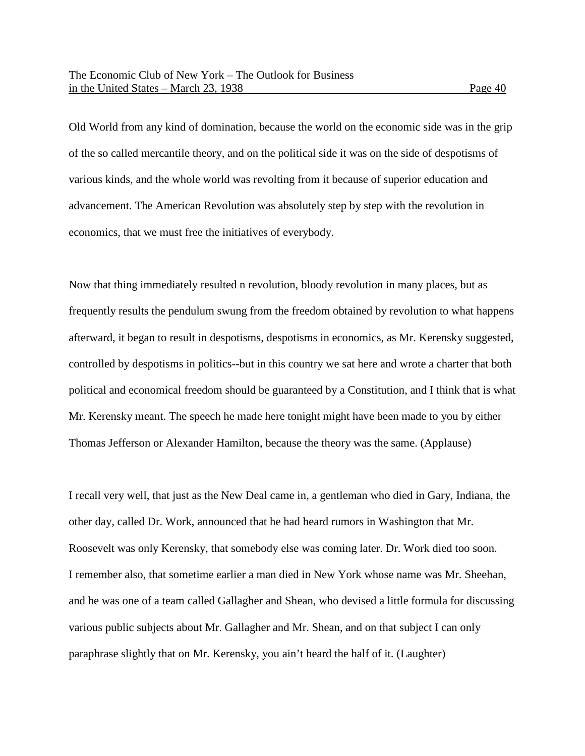Old World from any kind of domination, because the world on the economic side was in the grip of the so called mercantile theory, and on the political side it was on the side of despotisms of various kinds, and the whole world was revolting from it because of superior education and advancement. The American Revolution was absolutely step by step with the revolution in economics, that we must free the initiatives of everybody.

Now that thing immediately resulted n revolution, bloody revolution in many places, but as frequently results the pendulum swung from the freedom obtained by revolution to what happens afterward, it began to result in despotisms, despotisms in economics, as Mr. Kerensky suggested, controlled by despotisms in politics--but in this country we sat here and wrote a charter that both political and economical freedom should be guaranteed by a Constitution, and I think that is what Mr. Kerensky meant. The speech he made here tonight might have been made to you by either Thomas Jefferson or Alexander Hamilton, because the theory was the same. (Applause)

I recall very well, that just as the New Deal came in, a gentleman who died in Gary, Indiana, the other day, called Dr. Work, announced that he had heard rumors in Washington that Mr. Roosevelt was only Kerensky, that somebody else was coming later. Dr. Work died too soon. I remember also, that sometime earlier a man died in New York whose name was Mr. Sheehan, and he was one of a team called Gallagher and Shean, who devised a little formula for discussing various public subjects about Mr. Gallagher and Mr. Shean, and on that subject I can only paraphrase slightly that on Mr. Kerensky, you ain't heard the half of it. (Laughter)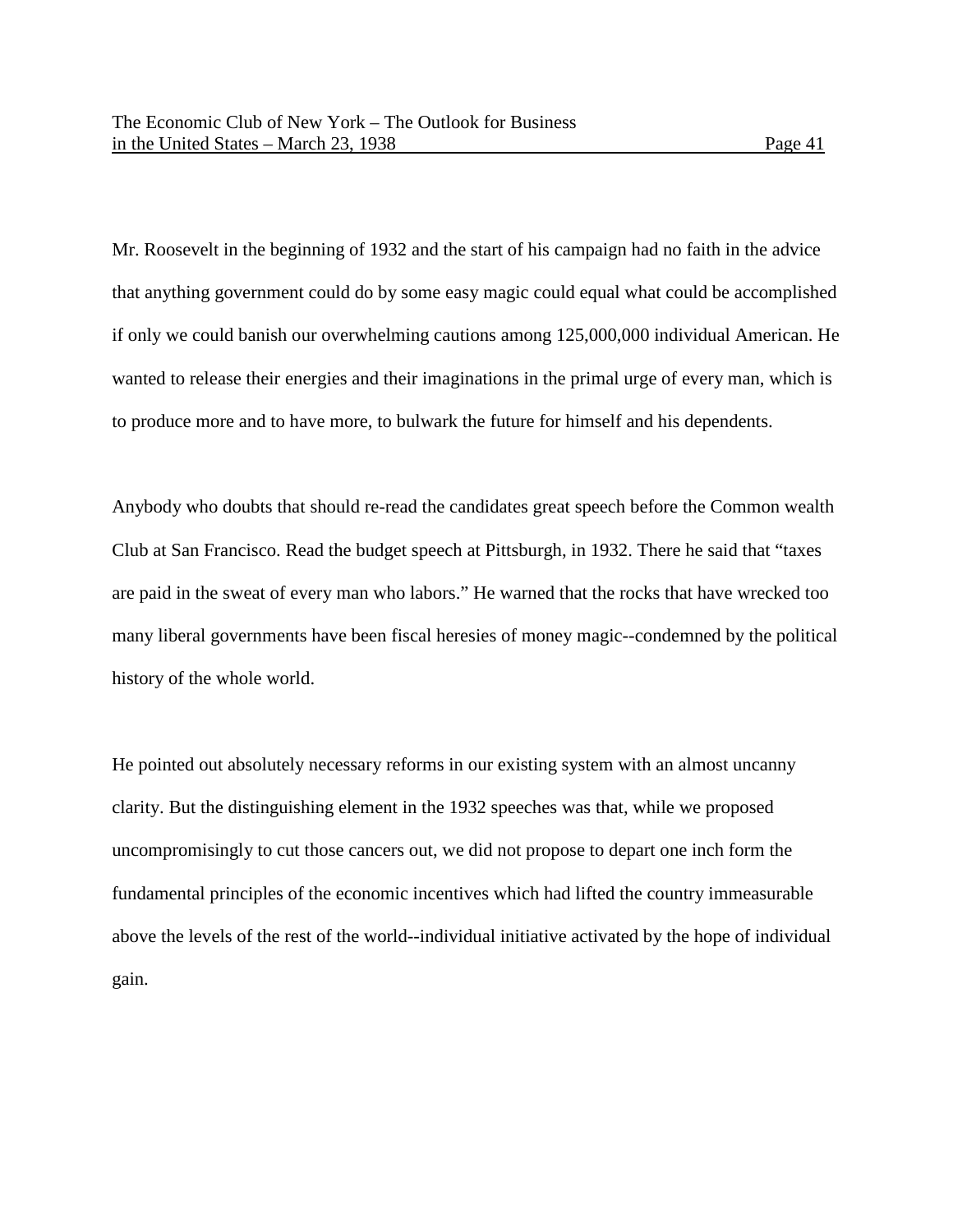Mr. Roosevelt in the beginning of 1932 and the start of his campaign had no faith in the advice that anything government could do by some easy magic could equal what could be accomplished if only we could banish our overwhelming cautions among 125,000,000 individual American. He wanted to release their energies and their imaginations in the primal urge of every man, which is to produce more and to have more, to bulwark the future for himself and his dependents.

Anybody who doubts that should re-read the candidates great speech before the Common wealth Club at San Francisco. Read the budget speech at Pittsburgh, in 1932. There he said that "taxes are paid in the sweat of every man who labors." He warned that the rocks that have wrecked too many liberal governments have been fiscal heresies of money magic--condemned by the political history of the whole world.

He pointed out absolutely necessary reforms in our existing system with an almost uncanny clarity. But the distinguishing element in the 1932 speeches was that, while we proposed uncompromisingly to cut those cancers out, we did not propose to depart one inch form the fundamental principles of the economic incentives which had lifted the country immeasurable above the levels of the rest of the world--individual initiative activated by the hope of individual gain.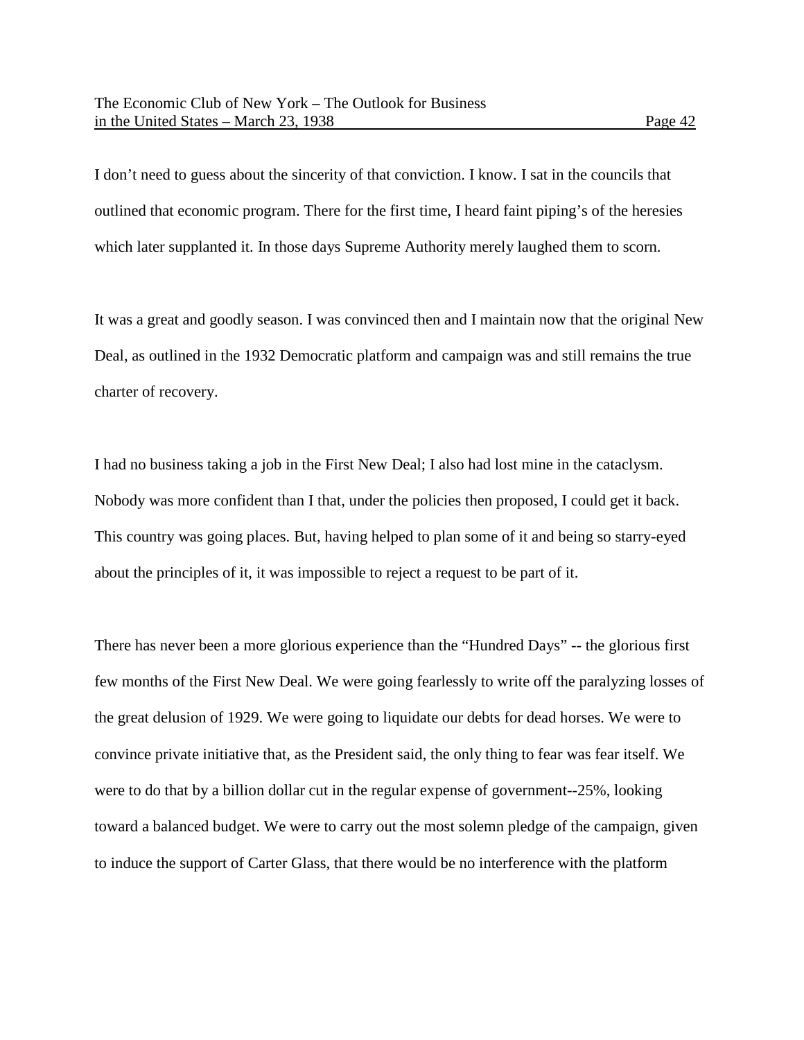I don't need to guess about the sincerity of that conviction. I know. I sat in the councils that outlined that economic program. There for the first time, I heard faint piping's of the heresies which later supplanted it. In those days Supreme Authority merely laughed them to scorn.

It was a great and goodly season. I was convinced then and I maintain now that the original New Deal, as outlined in the 1932 Democratic platform and campaign was and still remains the true charter of recovery.

I had no business taking a job in the First New Deal; I also had lost mine in the cataclysm. Nobody was more confident than I that, under the policies then proposed, I could get it back. This country was going places. But, having helped to plan some of it and being so starry-eyed about the principles of it, it was impossible to reject a request to be part of it.

There has never been a more glorious experience than the "Hundred Days" -- the glorious first few months of the First New Deal. We were going fearlessly to write off the paralyzing losses of the great delusion of 1929. We were going to liquidate our debts for dead horses. We were to convince private initiative that, as the President said, the only thing to fear was fear itself. We were to do that by a billion dollar cut in the regular expense of government--25%, looking toward a balanced budget. We were to carry out the most solemn pledge of the campaign, given to induce the support of Carter Glass, that there would be no interference with the platform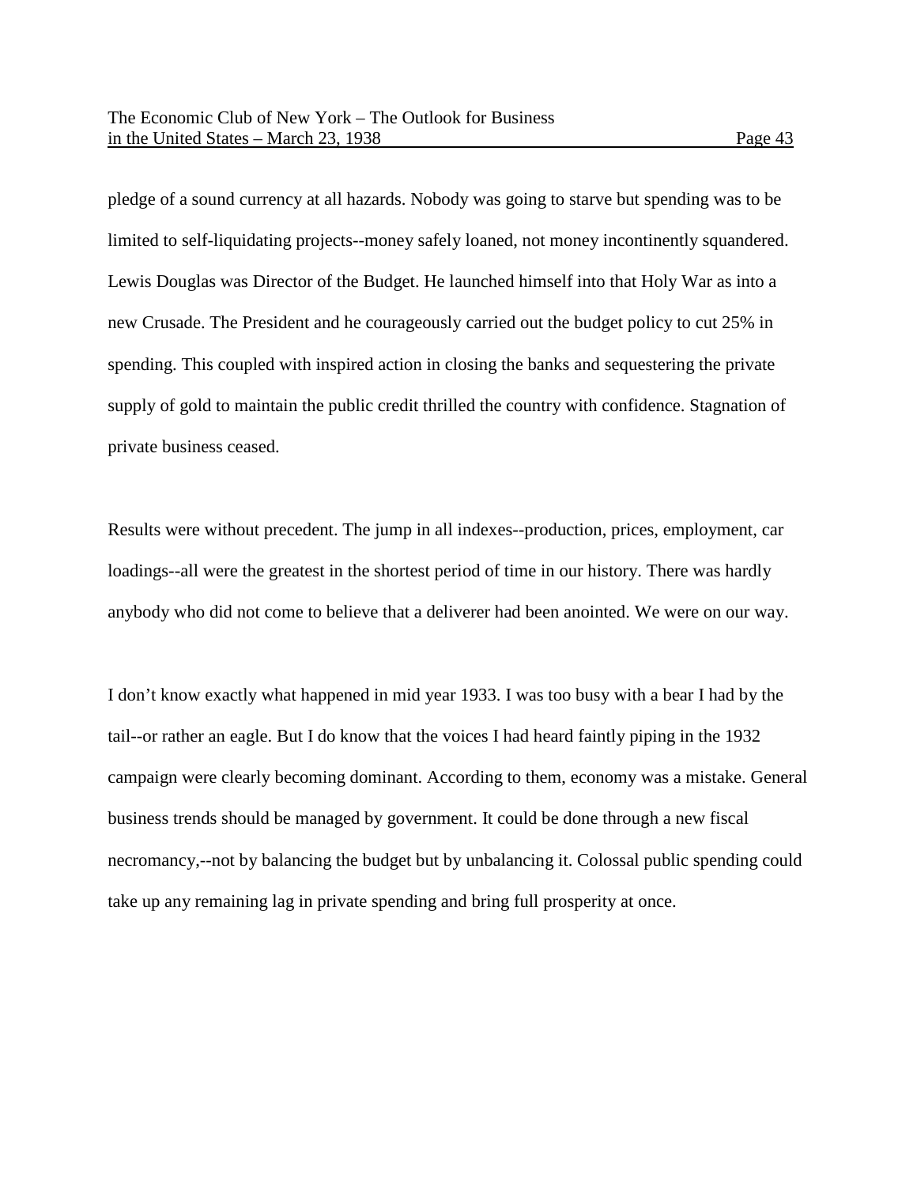pledge of a sound currency at all hazards. Nobody was going to starve but spending was to be limited to self-liquidating projects--money safely loaned, not money incontinently squandered. Lewis Douglas was Director of the Budget. He launched himself into that Holy War as into a new Crusade. The President and he courageously carried out the budget policy to cut 25% in spending. This coupled with inspired action in closing the banks and sequestering the private supply of gold to maintain the public credit thrilled the country with confidence. Stagnation of private business ceased.

Results were without precedent. The jump in all indexes--production, prices, employment, car loadings--all were the greatest in the shortest period of time in our history. There was hardly anybody who did not come to believe that a deliverer had been anointed. We were on our way.

I don't know exactly what happened in mid year 1933. I was too busy with a bear I had by the tail--or rather an eagle. But I do know that the voices I had heard faintly piping in the 1932 campaign were clearly becoming dominant. According to them, economy was a mistake. General business trends should be managed by government. It could be done through a new fiscal necromancy,--not by balancing the budget but by unbalancing it. Colossal public spending could take up any remaining lag in private spending and bring full prosperity at once.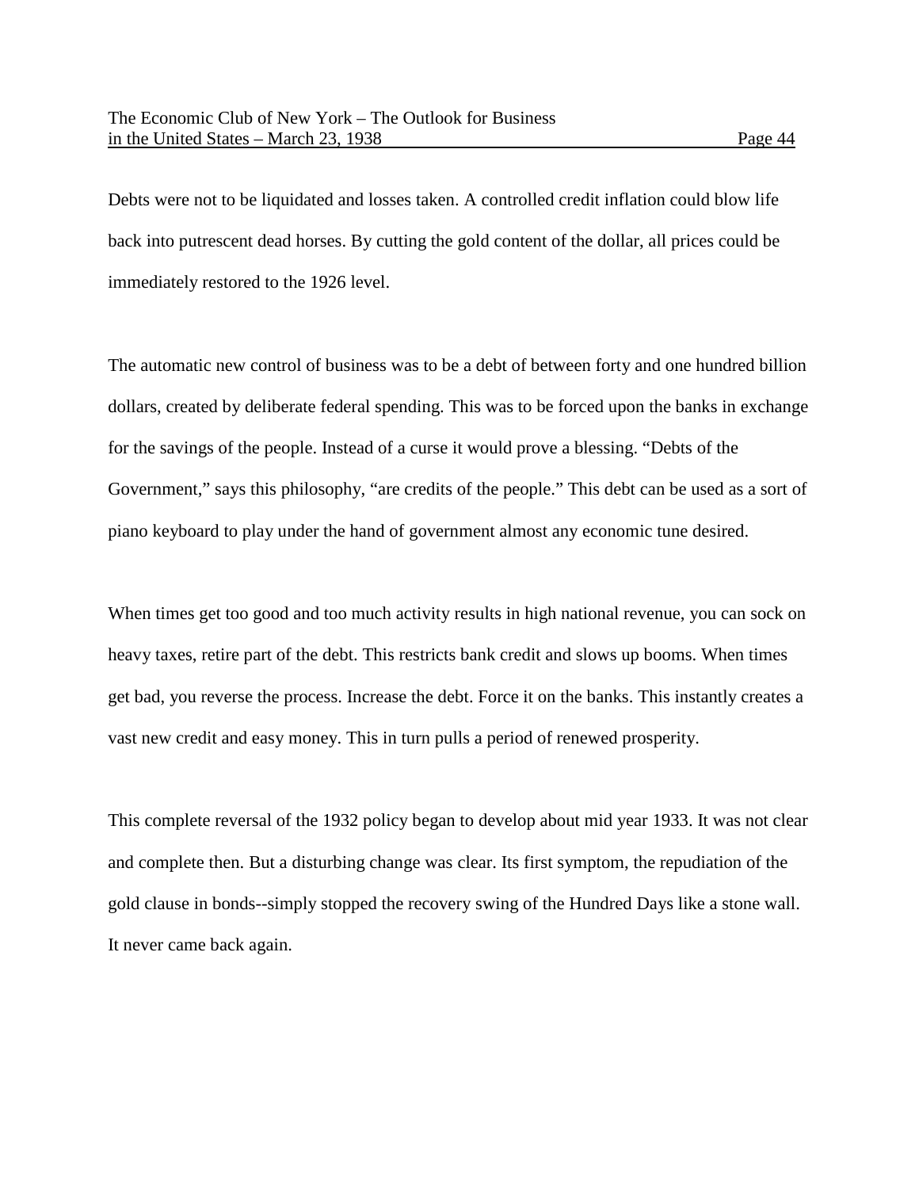Debts were not to be liquidated and losses taken. A controlled credit inflation could blow life back into putrescent dead horses. By cutting the gold content of the dollar, all prices could be immediately restored to the 1926 level.

The automatic new control of business was to be a debt of between forty and one hundred billion dollars, created by deliberate federal spending. This was to be forced upon the banks in exchange for the savings of the people. Instead of a curse it would prove a blessing. "Debts of the Government," says this philosophy, "are credits of the people." This debt can be used as a sort of piano keyboard to play under the hand of government almost any economic tune desired.

When times get too good and too much activity results in high national revenue, you can sock on heavy taxes, retire part of the debt. This restricts bank credit and slows up booms. When times get bad, you reverse the process. Increase the debt. Force it on the banks. This instantly creates a vast new credit and easy money. This in turn pulls a period of renewed prosperity.

This complete reversal of the 1932 policy began to develop about mid year 1933. It was not clear and complete then. But a disturbing change was clear. Its first symptom, the repudiation of the gold clause in bonds--simply stopped the recovery swing of the Hundred Days like a stone wall. It never came back again.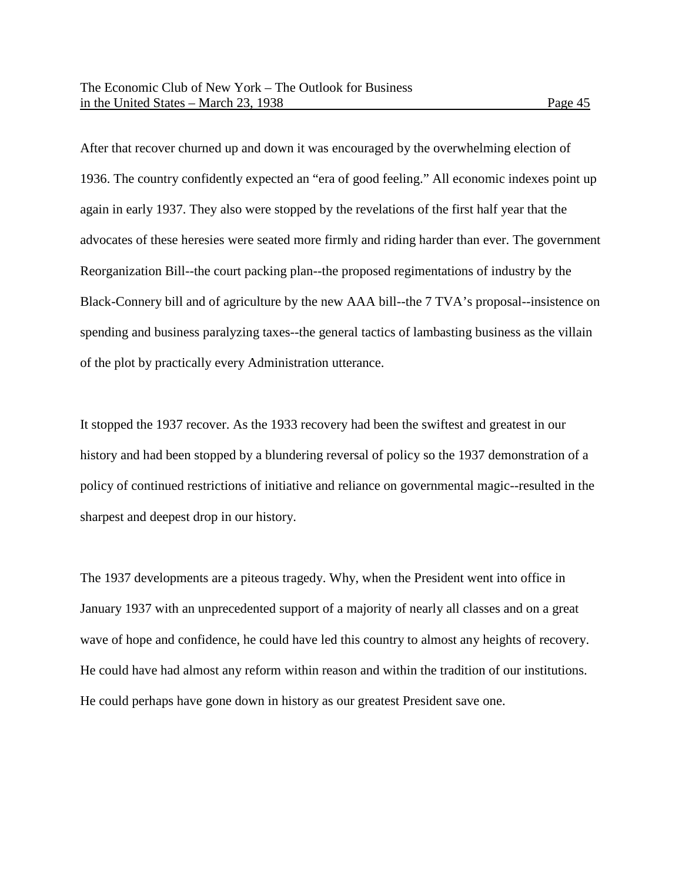After that recover churned up and down it was encouraged by the overwhelming election of 1936. The country confidently expected an "era of good feeling." All economic indexes point up again in early 1937. They also were stopped by the revelations of the first half year that the advocates of these heresies were seated more firmly and riding harder than ever. The government Reorganization Bill--the court packing plan--the proposed regimentations of industry by the Black-Connery bill and of agriculture by the new AAA bill--the 7 TVA's proposal--insistence on spending and business paralyzing taxes--the general tactics of lambasting business as the villain of the plot by practically every Administration utterance.

It stopped the 1937 recover. As the 1933 recovery had been the swiftest and greatest in our history and had been stopped by a blundering reversal of policy so the 1937 demonstration of a policy of continued restrictions of initiative and reliance on governmental magic--resulted in the sharpest and deepest drop in our history.

The 1937 developments are a piteous tragedy. Why, when the President went into office in January 1937 with an unprecedented support of a majority of nearly all classes and on a great wave of hope and confidence, he could have led this country to almost any heights of recovery. He could have had almost any reform within reason and within the tradition of our institutions. He could perhaps have gone down in history as our greatest President save one.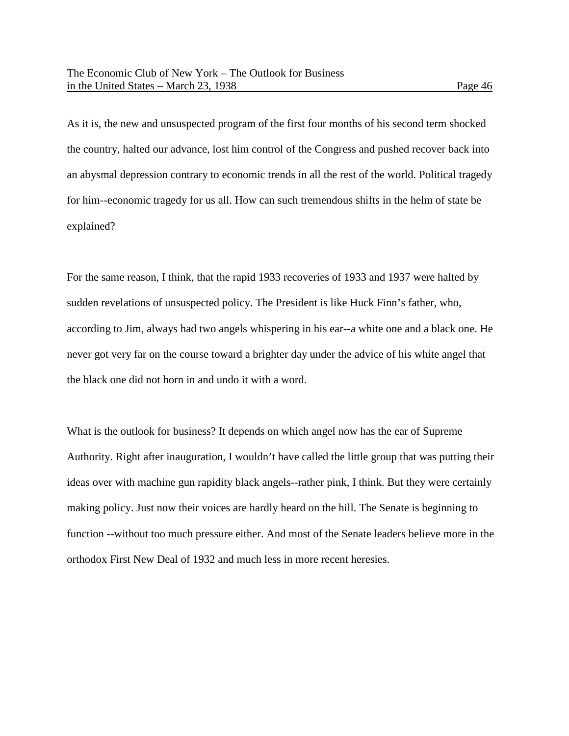As it is, the new and unsuspected program of the first four months of his second term shocked the country, halted our advance, lost him control of the Congress and pushed recover back into an abysmal depression contrary to economic trends in all the rest of the world. Political tragedy for him--economic tragedy for us all. How can such tremendous shifts in the helm of state be explained?

For the same reason, I think, that the rapid 1933 recoveries of 1933 and 1937 were halted by sudden revelations of unsuspected policy. The President is like Huck Finn's father, who, according to Jim, always had two angels whispering in his ear--a white one and a black one. He never got very far on the course toward a brighter day under the advice of his white angel that the black one did not horn in and undo it with a word.

What is the outlook for business? It depends on which angel now has the ear of Supreme Authority. Right after inauguration, I wouldn't have called the little group that was putting their ideas over with machine gun rapidity black angels--rather pink, I think. But they were certainly making policy. Just now their voices are hardly heard on the hill. The Senate is beginning to function --without too much pressure either. And most of the Senate leaders believe more in the orthodox First New Deal of 1932 and much less in more recent heresies.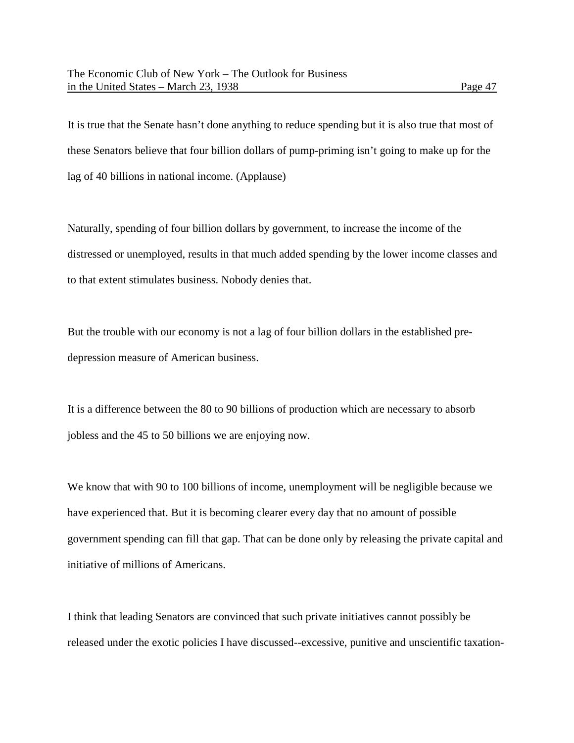It is true that the Senate hasn't done anything to reduce spending but it is also true that most of these Senators believe that four billion dollars of pump-priming isn't going to make up for the lag of 40 billions in national income. (Applause)

Naturally, spending of four billion dollars by government, to increase the income of the distressed or unemployed, results in that much added spending by the lower income classes and to that extent stimulates business. Nobody denies that.

But the trouble with our economy is not a lag of four billion dollars in the established pre-depression measure of American business.

It is a difference between the 80 to 90 billions of production which are necessary to absorb jobless and the 45 to 50 billions we are enjoying now.

We know that with 90 to 100 billions of income, unemployment will be negligible because we have experienced that. But it is becoming clearer every day that no amount of possible government spending can fill that gap. That can be done only by releasing the private capital and initiative of millions of Americans.

I think that leading Senators are convinced that such private initiatives cannot possibly be released under the exotic policies I have discussed--excessive, punitive and unscientific taxation-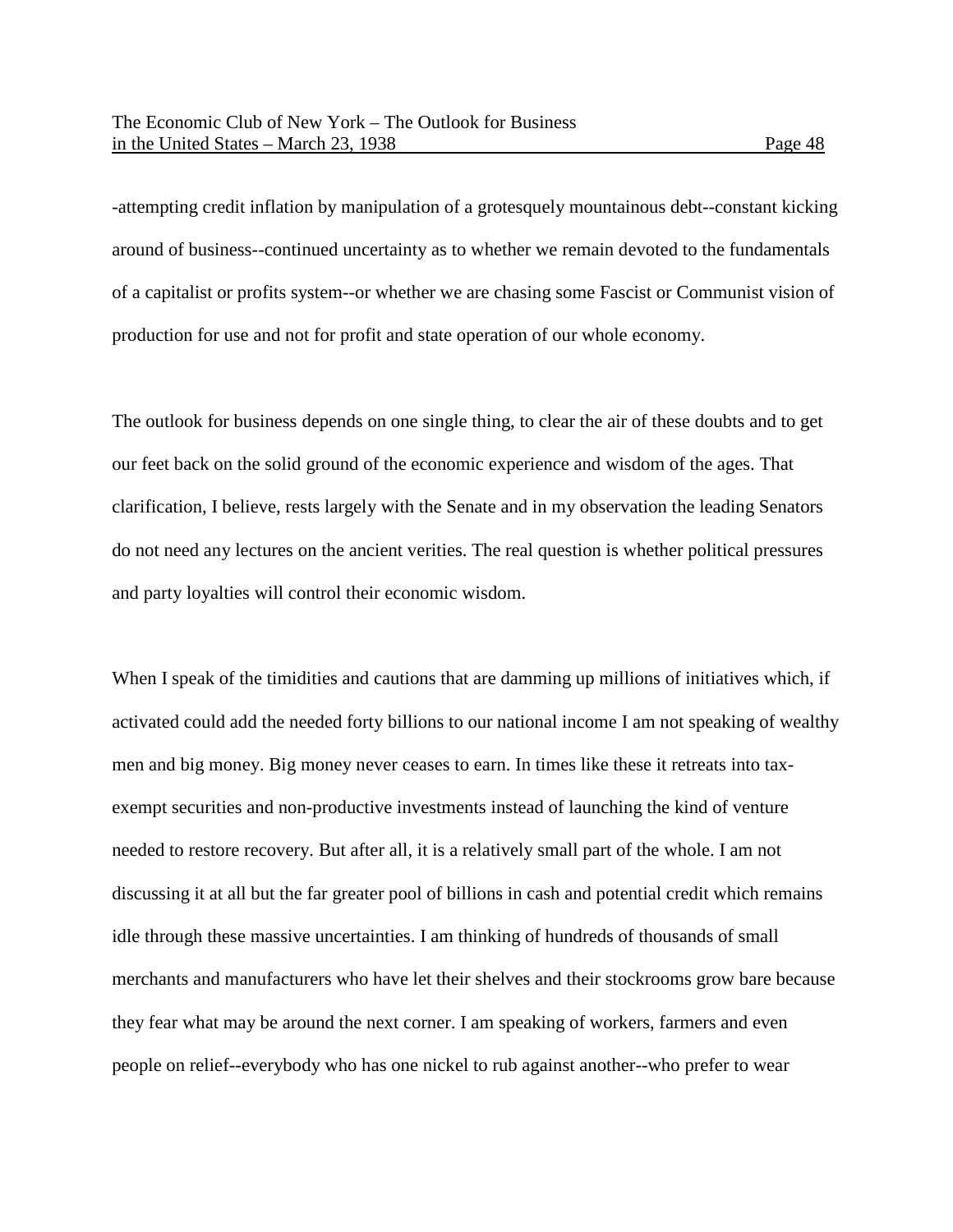-attempting credit inflation by manipulation of a grotesquely mountainous debt--constant kicking around of business--continued uncertainty as to whether we remain devoted to the fundamentals of a capitalist or profits system--or whether we are chasing some Fascist or Communist vision of production for use and not for profit and state operation of our whole economy.

The outlook for business depends on one single thing, to clear the air of these doubts and to get our feet back on the solid ground of the economic experience and wisdom of the ages. That clarification, I believe, rests largely with the Senate and in my observation the leading Senators do not need any lectures on the ancient verities. The real question is whether political pressures and party loyalties will control their economic wisdom.

When I speak of the timidities and cautions that are damming up millions of initiatives which, if activated could add the needed forty billions to our national income I am not speaking of wealthy men and big money. Big money never ceases to earn. In times like these it retreats into tax-exempt securities and non-productive investments instead of launching the kind of venture needed to restore recovery. But after all, it is a relatively small part of the whole. I am not discussing it at all but the far greater pool of billions in cash and potential credit which remains idle through these massive uncertainties. I am thinking of hundreds of thousands of small merchants and manufacturers who have let their shelves and their stockrooms grow bare because they fear what may be around the next corner. I am speaking of workers, farmers and even people on relief--everybody who has one nickel to rub against another--who prefer to wear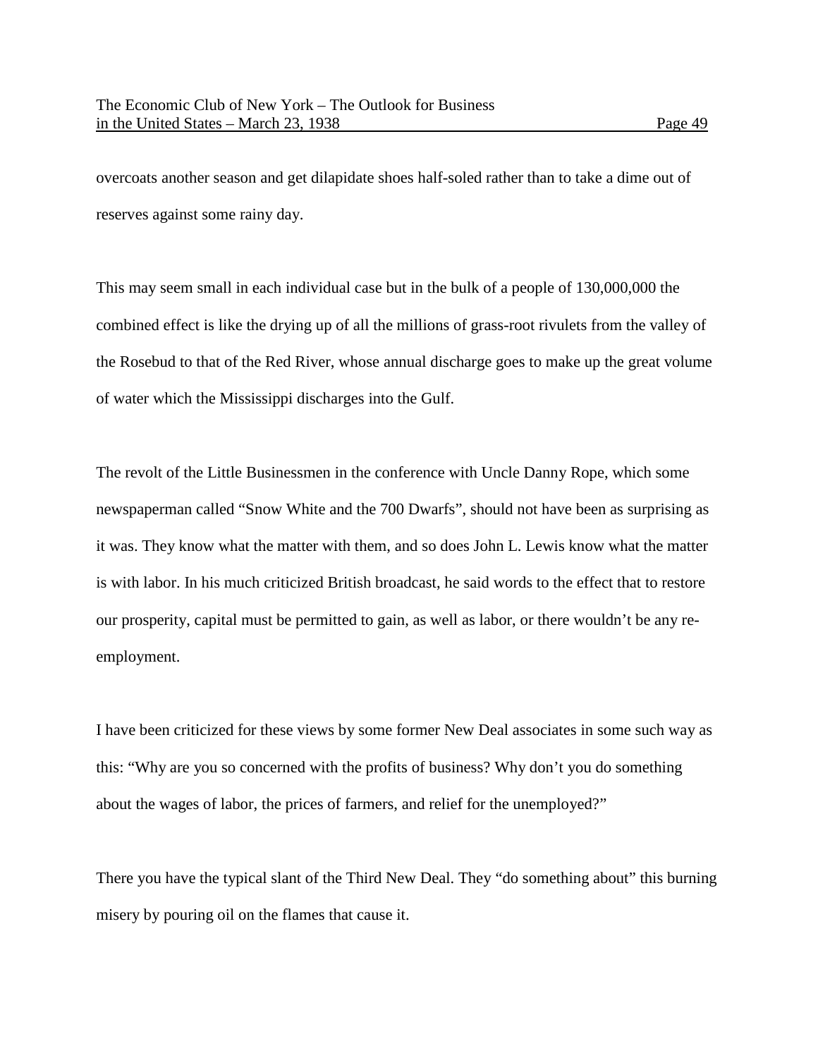overcoats another season and get dilapidate shoes half-soled rather than to take a dime out of reserves against some rainy day.

This may seem small in each individual case but in the bulk of a people of 130,000,000 the combined effect is like the drying up of all the millions of grass-root rivulets from the valley of the Rosebud to that of the Red River, whose annual discharge goes to make up the great volume of water which the Mississippi discharges into the Gulf.

The revolt of the Little Businessmen in the conference with Uncle Danny Rope, which some newspaperman called "Snow White and the 700 Dwarfs", should not have been as surprising as it was. They know what the matter with them, and so does John L. Lewis know what the matter is with labor. In his much criticized British broadcast, he said words to the effect that to restore our prosperity, capital must be permitted to gain, as well as labor, or there wouldn't be any re-employment.

I have been criticized for these views by some former New Deal associates in some such way as this: "Why are you so concerned with the profits of business? Why don't you do something about the wages of labor, the prices of farmers, and relief for the unemployed?"

There you have the typical slant of the Third New Deal. They "do something about" this burning misery by pouring oil on the flames that cause it.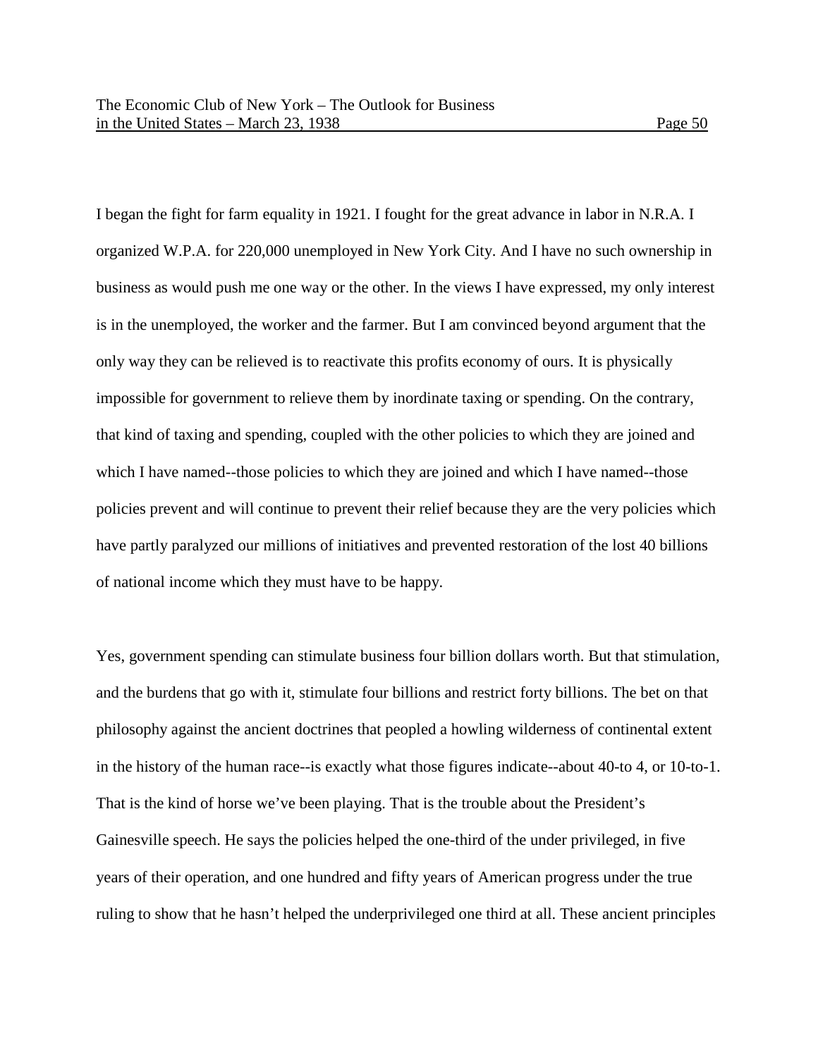I began the fight for farm equality in 1921. I fought for the great advance in labor in N.R.A. I organized W.P.A. for 220,000 unemployed in New York City. And I have no such ownership in business as would push me one way or the other. In the views I have expressed, my only interest is in the unemployed, the worker and the farmer. But I am convinced beyond argument that the only way they can be relieved is to reactivate this profits economy of ours. It is physically impossible for government to relieve them by inordinate taxing or spending. On the contrary, that kind of taxing and spending, coupled with the other policies to which they are joined and which I have named--those policies to which they are joined and which I have named--those policies prevent and will continue to prevent their relief because they are the very policies which have partly paralyzed our millions of initiatives and prevented restoration of the lost 40 billions of national income which they must have to be happy.

Yes, government spending can stimulate business four billion dollars worth. But that stimulation, and the burdens that go with it, stimulate four billions and restrict forty billions. The bet on that philosophy against the ancient doctrines that peopled a howling wilderness of continental extent in the history of the human race--is exactly what those figures indicate--about 40-to 4, or 10-to-1. That is the kind of horse we've been playing. That is the trouble about the President's Gainesville speech. He says the policies helped the one-third of the under privileged, in five years of their operation, and one hundred and fifty years of American progress under the true ruling to show that he hasn't helped the underprivileged one third at all. These ancient principles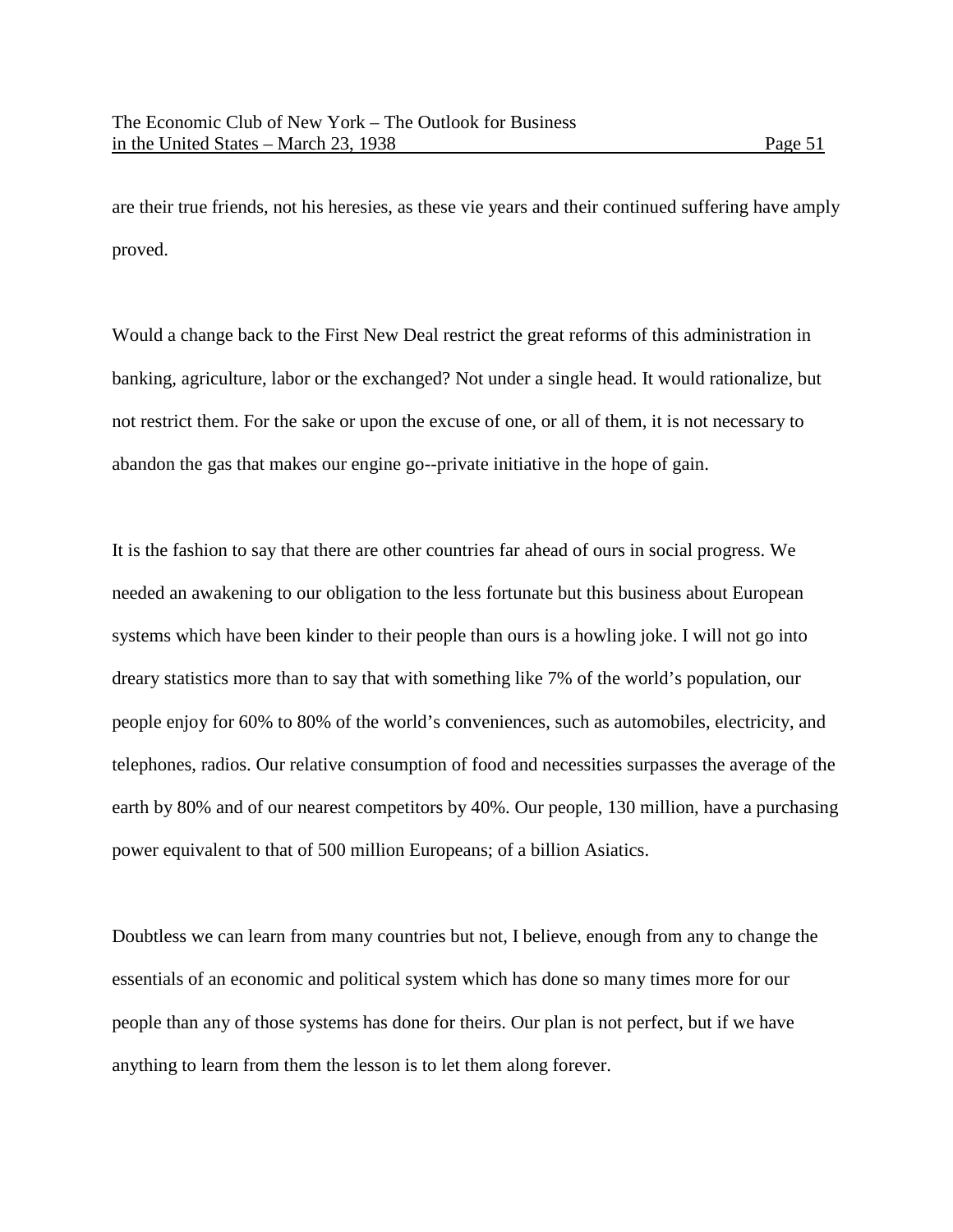are their true friends, not his heresies, as these vie years and their continued suffering have amply proved.

Would a change back to the First New Deal restrict the great reforms of this administration in banking, agriculture, labor or the exchanged? Not under a single head. It would rationalize, but not restrict them. For the sake or upon the excuse of one, or all of them, it is not necessary to abandon the gas that makes our engine go--private initiative in the hope of gain.

It is the fashion to say that there are other countries far ahead of ours in social progress. We needed an awakening to our obligation to the less fortunate but this business about European systems which have been kinder to their people than ours is a howling joke. I will not go into dreary statistics more than to say that with something like 7% of the world's population, our people enjoy for 60% to 80% of the world's conveniences, such as automobiles, electricity, and telephones, radios. Our relative consumption of food and necessities surpasses the average of the earth by 80% and of our nearest competitors by 40%. Our people, 130 million, have a purchasing power equivalent to that of 500 million Europeans; of a billion Asiatics.

Doubtless we can learn from many countries but not, I believe, enough from any to change the essentials of an economic and political system which has done so many times more for our people than any of those systems has done for theirs. Our plan is not perfect, but if we have anything to learn from them the lesson is to let them along forever.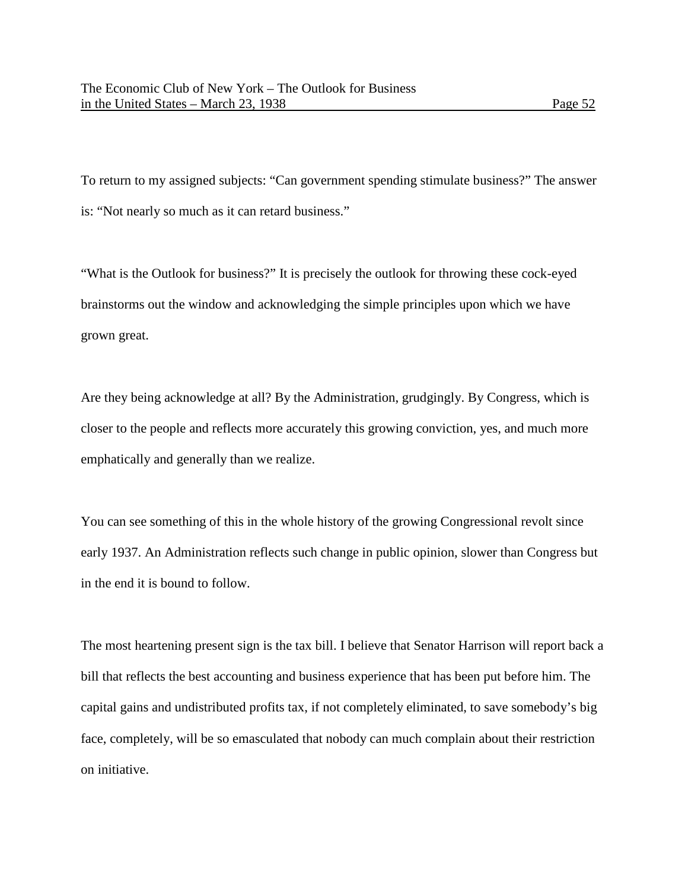To return to my assigned subjects: "Can government spending stimulate business?" The answer is: "Not nearly so much as it can retard business."

"What is the Outlook for business?" It is precisely the outlook for throwing these cock-eyed brainstorms out the window and acknowledging the simple principles upon which we have grown great.

Are they being acknowledge at all? By the Administration, grudgingly. By Congress, which is closer to the people and reflects more accurately this growing conviction, yes, and much more emphatically and generally than we realize.

You can see something of this in the whole history of the growing Congressional revolt since early 1937. An Administration reflects such change in public opinion, slower than Congress but in the end it is bound to follow.

The most heartening present sign is the tax bill. I believe that Senator Harrison will report back a bill that reflects the best accounting and business experience that has been put before him. The capital gains and undistributed profits tax, if not completely eliminated, to save somebody's big face, completely, will be so emasculated that nobody can much complain about their restriction on initiative.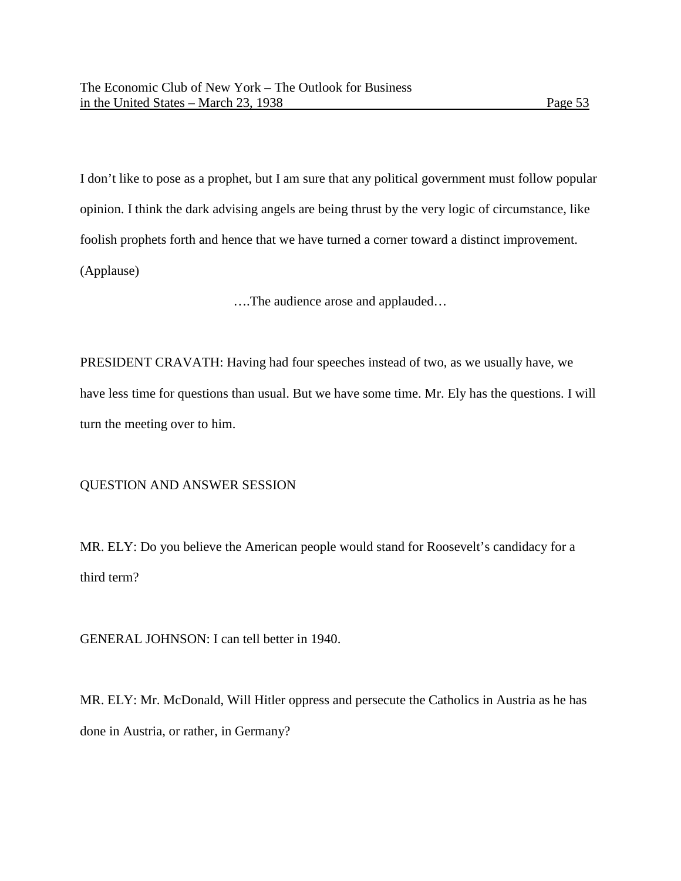I don't like to pose as a prophet, but I am sure that any political government must follow popular opinion. I think the dark advising angels are being thrust by the very logic of circumstance, like foolish prophets forth and hence that we have turned a corner toward a distinct improvement. (Applause)

….The audience arose and applauded…

PRESIDENT CRAVATH: Having had four speeches instead of two, as we usually have, we have less time for questions than usual. But we have some time. Mr. Ely has the questions. I will turn the meeting over to him.

## QUESTION AND ANSWER SESSION

MR. ELY: Do you believe the American people would stand for Roosevelt's candidacy for a third term?

GENERAL JOHNSON: I can tell better in 1940.

MR. ELY: Mr. McDonald, Will Hitler oppress and persecute the Catholics in Austria as he has done in Austria, or rather, in Germany?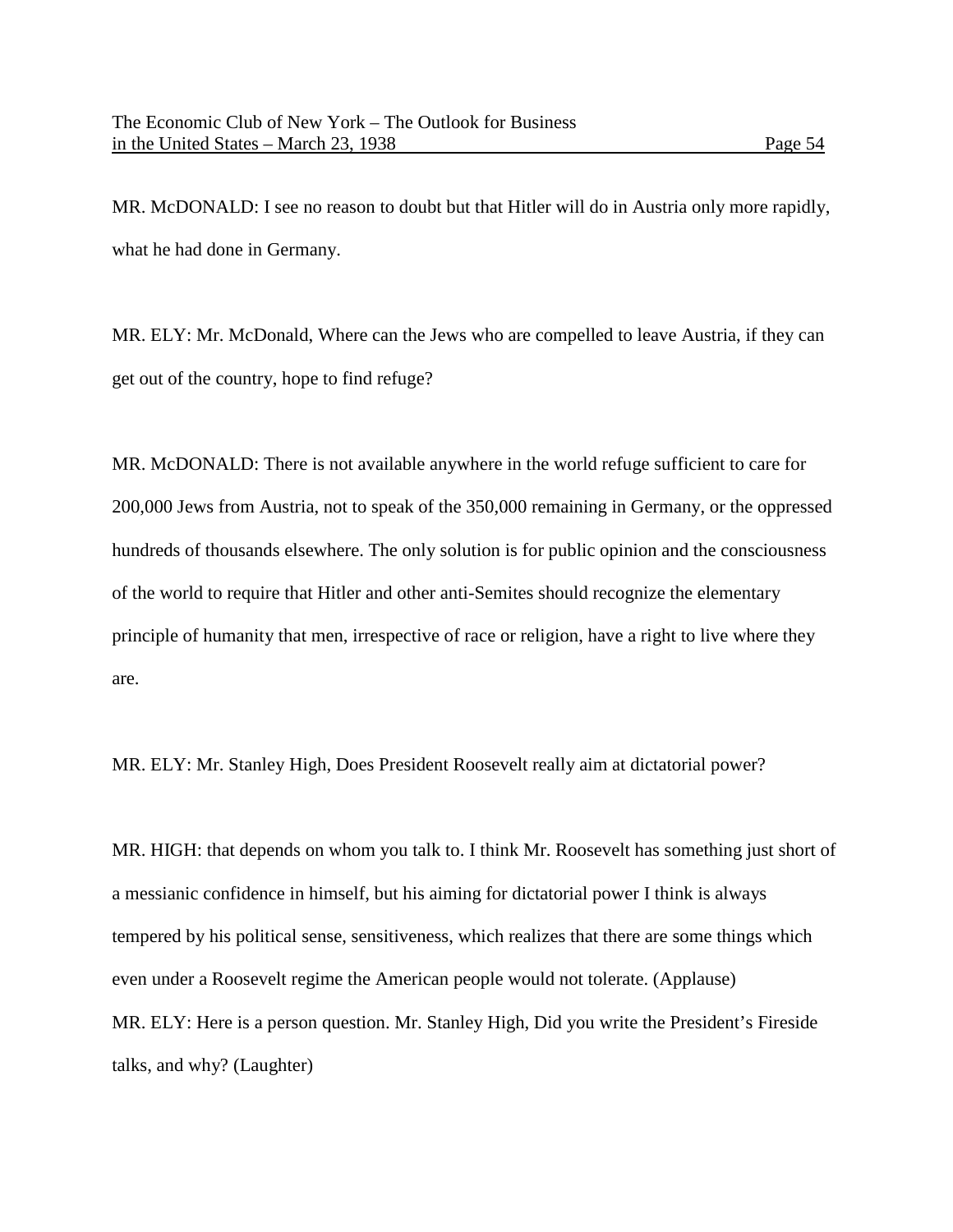MR. McDONALD: I see no reason to doubt but that Hitler will do in Austria only more rapidly, what he had done in Germany.

MR. ELY: Mr. McDonald, Where can the Jews who are compelled to leave Austria, if they can get out of the country, hope to find refuge?

MR. McDONALD: There is not available anywhere in the world refuge sufficient to care for 200,000 Jews from Austria, not to speak of the 350,000 remaining in Germany, or the oppressed hundreds of thousands elsewhere. The only solution is for public opinion and the consciousness of the world to require that Hitler and other anti-Semites should recognize the elementary principle of humanity that men, irrespective of race or religion, have a right to live where they are.

MR. ELY: Mr. Stanley High, Does President Roosevelt really aim at dictatorial power?

MR. HIGH: that depends on whom you talk to. I think Mr. Roosevelt has something just short of a messianic confidence in himself, but his aiming for dictatorial power I think is always tempered by his political sense, sensitiveness, which realizes that there are some things which even under a Roosevelt regime the American people would not tolerate. (Applause)

MR. ELY: Here is a person question. Mr. Stanley High, Did you write the President's Fireside talks, and why? (Laughter)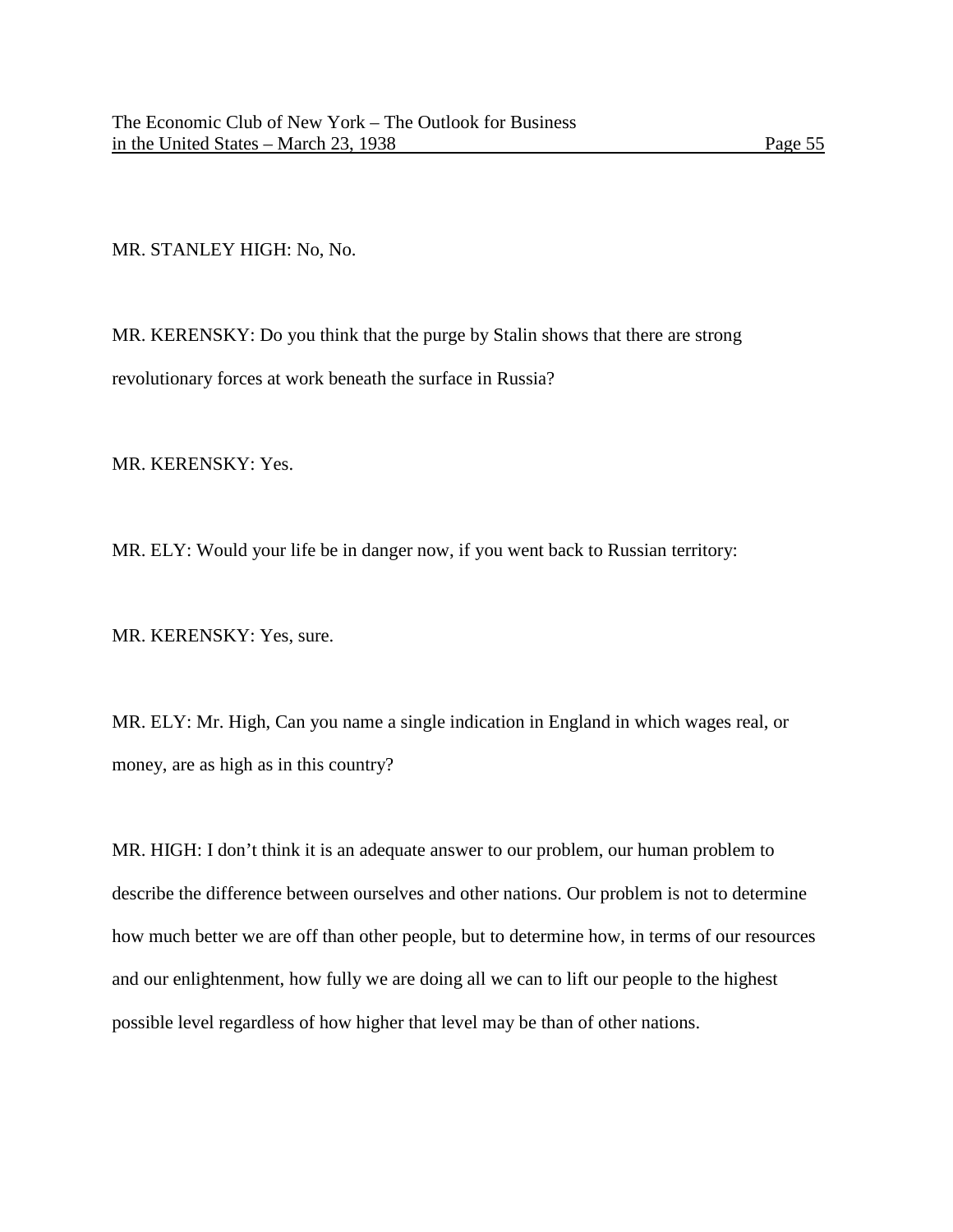MR. STANLEY HIGH: No, No.

MR. KERENSKY: Do you think that the purge by Stalin shows that there are strong revolutionary forces at work beneath the surface in Russia?

MR. KERENSKY: Yes.

MR. ELY: Would your life be in danger now, if you went back to Russian territory:

MR. KERENSKY: Yes, sure.

MR. ELY: Mr. High, Can you name a single indication in England in which wages real, or money, are as high as in this country?

MR. HIGH: I don't think it is an adequate answer to our problem, our human problem to describe the difference between ourselves and other nations. Our problem is not to determine how much better we are off than other people, but to determine how, in terms of our resources and our enlightenment, how fully we are doing all we can to lift our people to the highest possible level regardless of how higher that level may be than of other nations.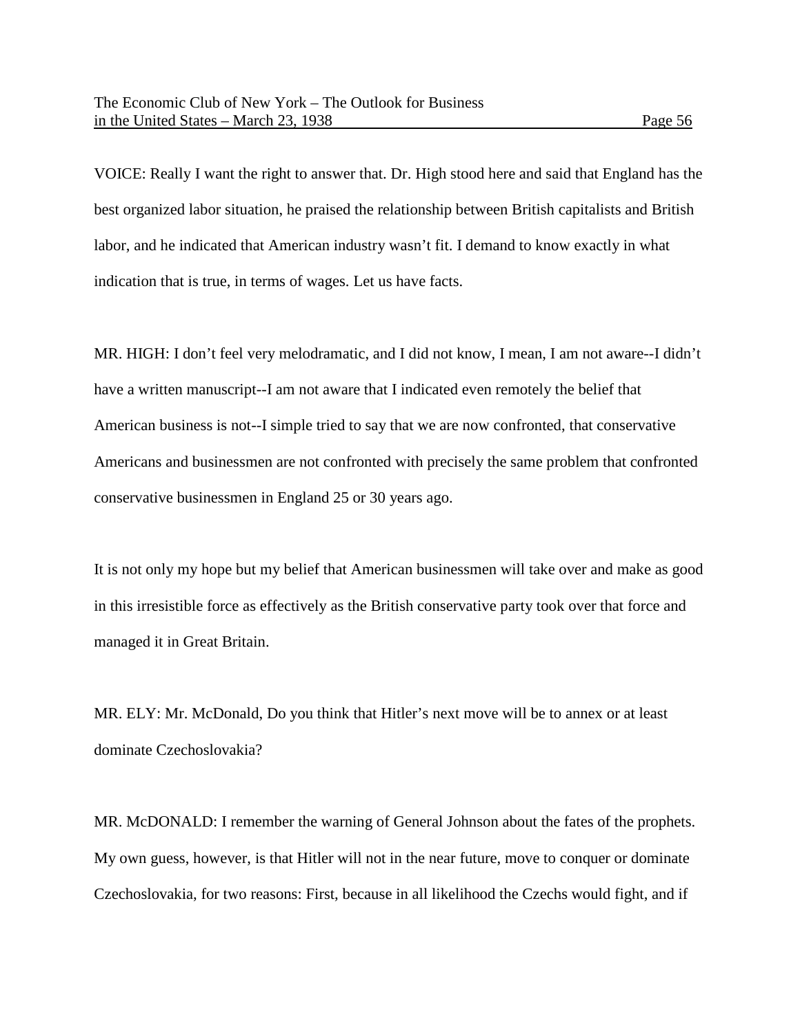VOICE: Really I want the right to answer that. Dr. High stood here and said that England has the best organized labor situation, he praised the relationship between British capitalists and British labor, and he indicated that American industry wasn't fit. I demand to know exactly in what indication that is true, in terms of wages. Let us have facts.

MR. HIGH: I don't feel very melodramatic, and I did not know, I mean, I am not aware--I didn't have a written manuscript--I am not aware that I indicated even remotely the belief that American business is not--I simple tried to say that we are now confronted, that conservative Americans and businessmen are not confronted with precisely the same problem that confronted conservative businessmen in England 25 or 30 years ago.

It is not only my hope but my belief that American businessmen will take over and make as good in this irresistible force as effectively as the British conservative party took over that force and managed it in Great Britain.

MR. ELY: Mr. McDonald, Do you think that Hitler's next move will be to annex or at least dominate Czechoslovakia?

MR. McDONALD: I remember the warning of General Johnson about the fates of the prophets. My own guess, however, is that Hitler will not in the near future, move to conquer or dominate Czechoslovakia, for two reasons: First, because in all likelihood the Czechs would fight, and if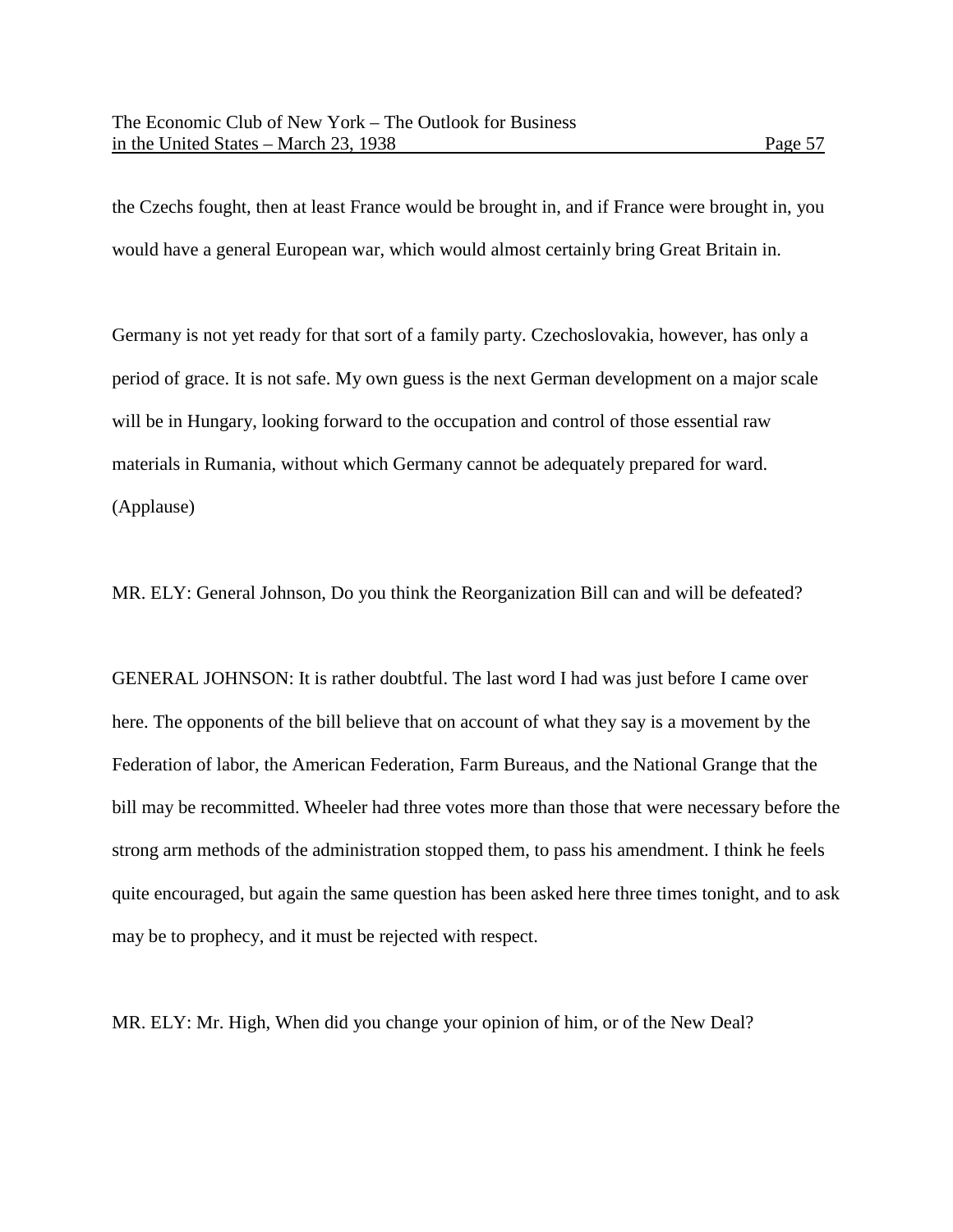the Czechs fought, then at least France would be brought in, and if France were brought in, you would have a general European war, which would almost certainly bring Great Britain in.

Germany is not yet ready for that sort of a family party. Czechoslovakia, however, has only a period of grace. It is not safe. My own guess is the next German development on a major scale will be in Hungary, looking forward to the occupation and control of those essential raw materials in Rumania, without which Germany cannot be adequately prepared for ward. (Applause)

MR. ELY: General Johnson, Do you think the Reorganization Bill can and will be defeated?

GENERAL JOHNSON: It is rather doubtful. The last word I had was just before I came over here. The opponents of the bill believe that on account of what they say is a movement by the Federation of labor, the American Federation, Farm Bureaus, and the National Grange that the bill may be recommitted. Wheeler had three votes more than those that were necessary before the strong arm methods of the administration stopped them, to pass his amendment. I think he feels quite encouraged, but again the same question has been asked here three times tonight, and to ask may be to prophecy, and it must be rejected with respect.

MR. ELY: Mr. High, When did you change your opinion of him, or of the New Deal?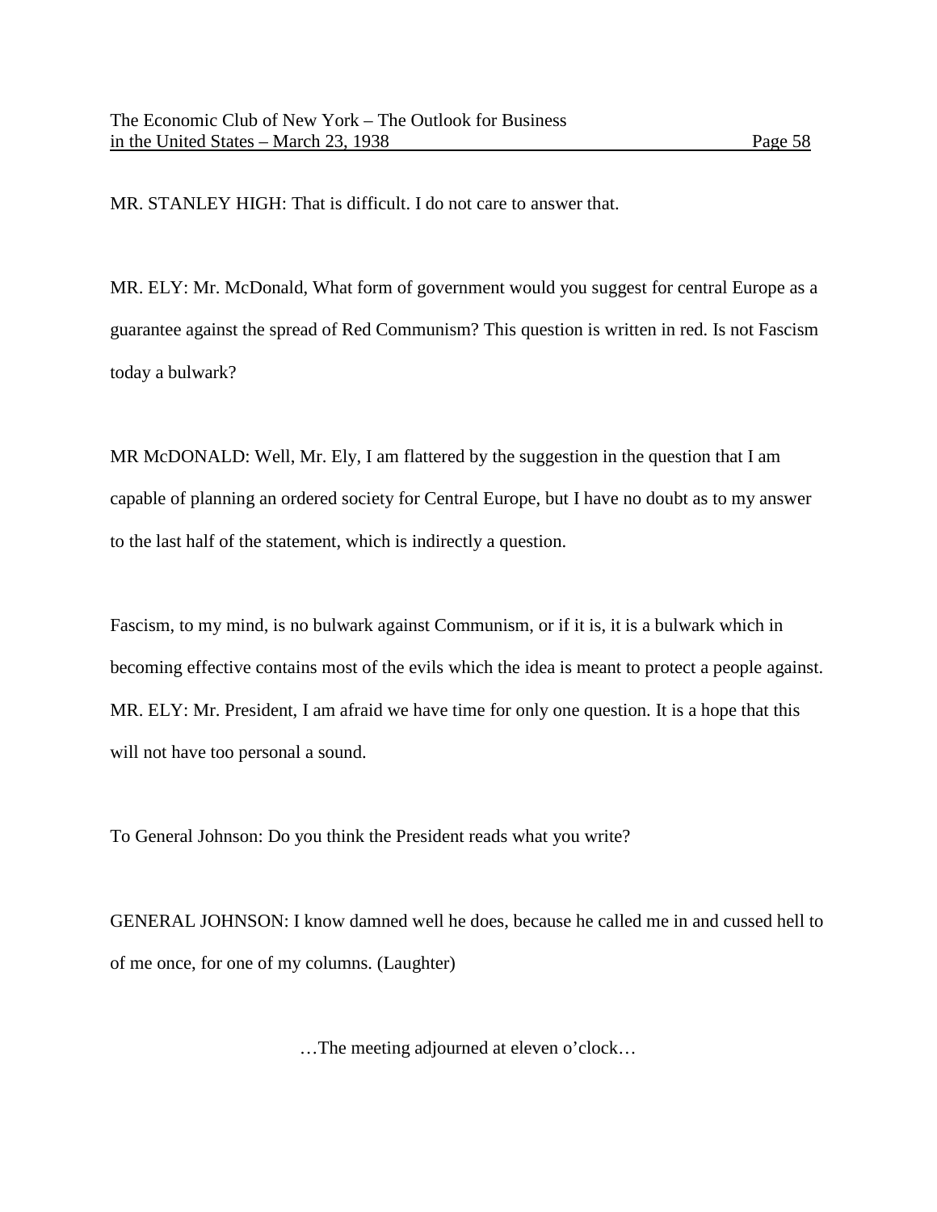MR. STANLEY HIGH: That is difficult. I do not care to answer that.

MR. ELY: Mr. McDonald, What form of government would you suggest for central Europe as a guarantee against the spread of Red Communism? This question is written in red. Is not Fascism today a bulwark?

MR McDONALD: Well, Mr. Ely, I am flattered by the suggestion in the question that I am capable of planning an ordered society for Central Europe, but I have no doubt as to my answer to the last half of the statement, which is indirectly a question.

Fascism, to my mind, is no bulwark against Communism, or if it is, it is a bulwark which in becoming effective contains most of the evils which the idea is meant to protect a people against.

MR. ELY: Mr. President, I am afraid we have time for only one question. It is a hope that this will not have too personal a sound.

To General Johnson: Do you think the President reads what you write?

GENERAL JOHNSON: I know damned well he does, because he called me in and cussed hell to of me once, for one of my columns. (Laughter)

…The meeting adjourned at eleven o'clock…